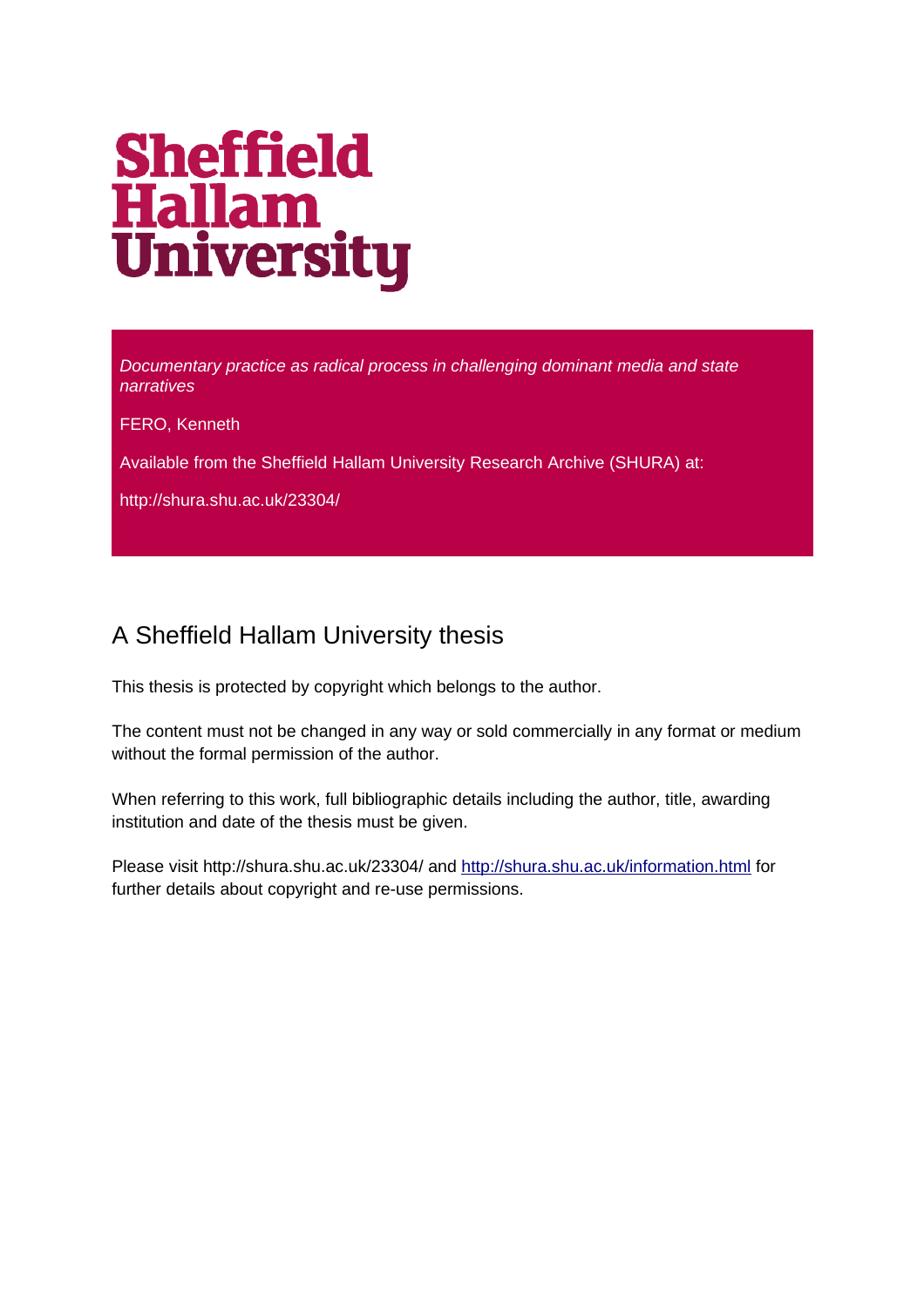# Sheffield Hallam University

*Documentary practice as radical process in challenging dominant media and state narratives*

FERO, Kenneth

Available from the Sheffield Hallam University Research Archive (SHURA) at:

http://shura.shu.ac.uk/23304/

## A Sheffield Hallam University thesis

This thesis is protected by copyright which belongs to the author.

The content must not be changed in any way or sold commercially in any format or medium without the formal permission of the author.

When referring to this work, full bibliographic details including the author, title, awarding institution and date of the thesis must be given.

Please visit http://shura.shu.ac.uk/23304/ and http://shura.shu.ac.uk/information.html for further details about copyright and re-use permissions.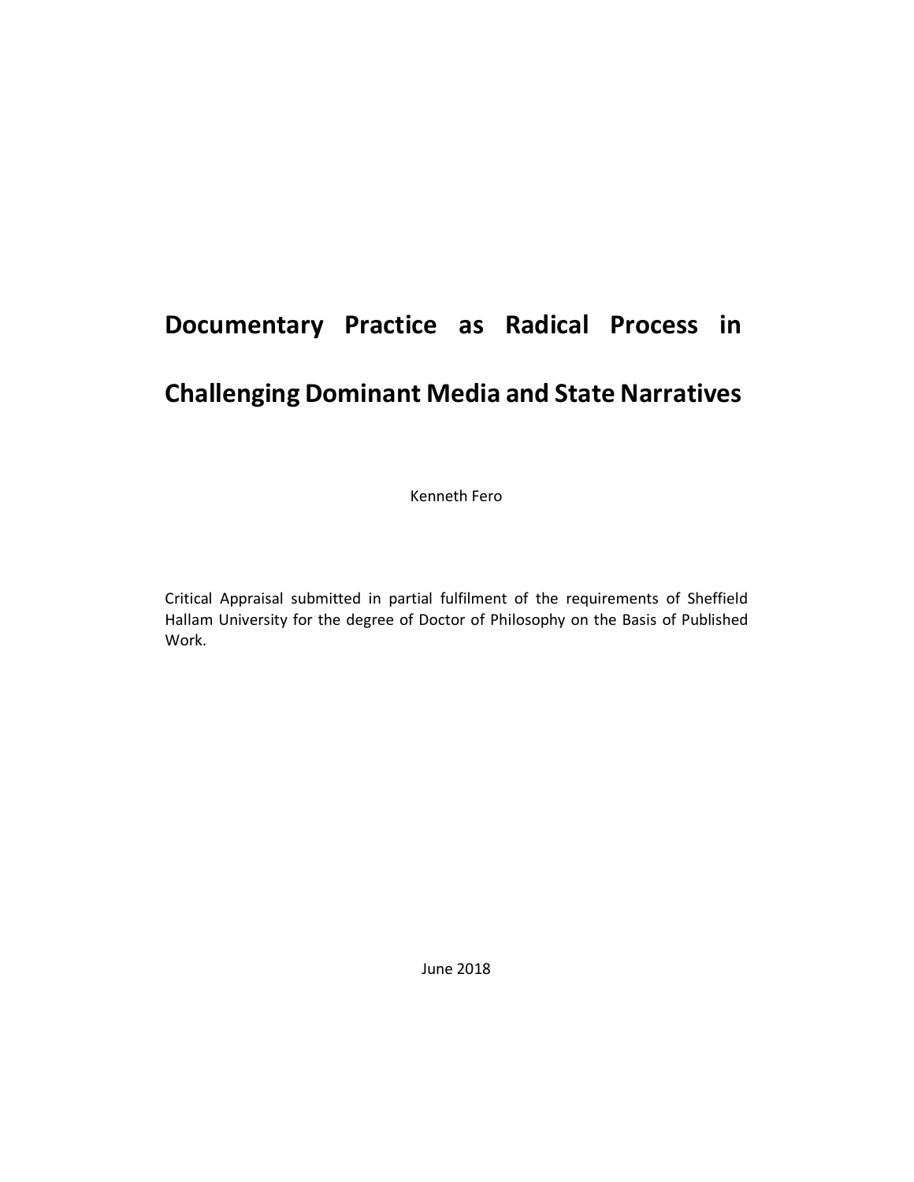# Documentary Practice as Radical Process in Challenging Dominant Media and State Narratives

Kenneth Fero

Critical Appraisal submitted in partial fulfilment of the requirements of Sheffield Hallam University for the degree of Doctor of Philosophy on the Basis of Published Work.

June 2018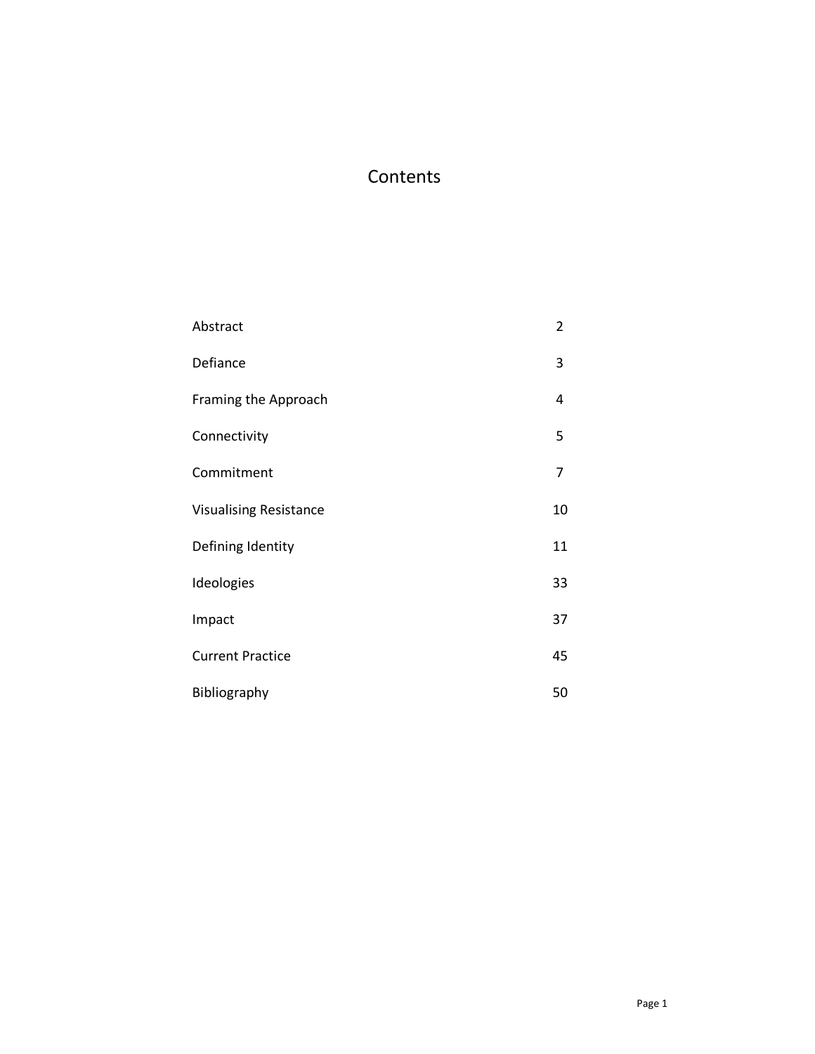# Contents

| | |
|---|---|
| Abstract | 2 |
| Defiance | 3 |
| Framing the Approach | 4 |
| Connectivity | 5 |
| Commitment | 7 |
| Visualising Resistance | 10 |
| Defining Identity | 11 |
| Ideologies | 33 |
| Impact | 37 |
| Current Practice | 45 |
| Bibliography | 50 |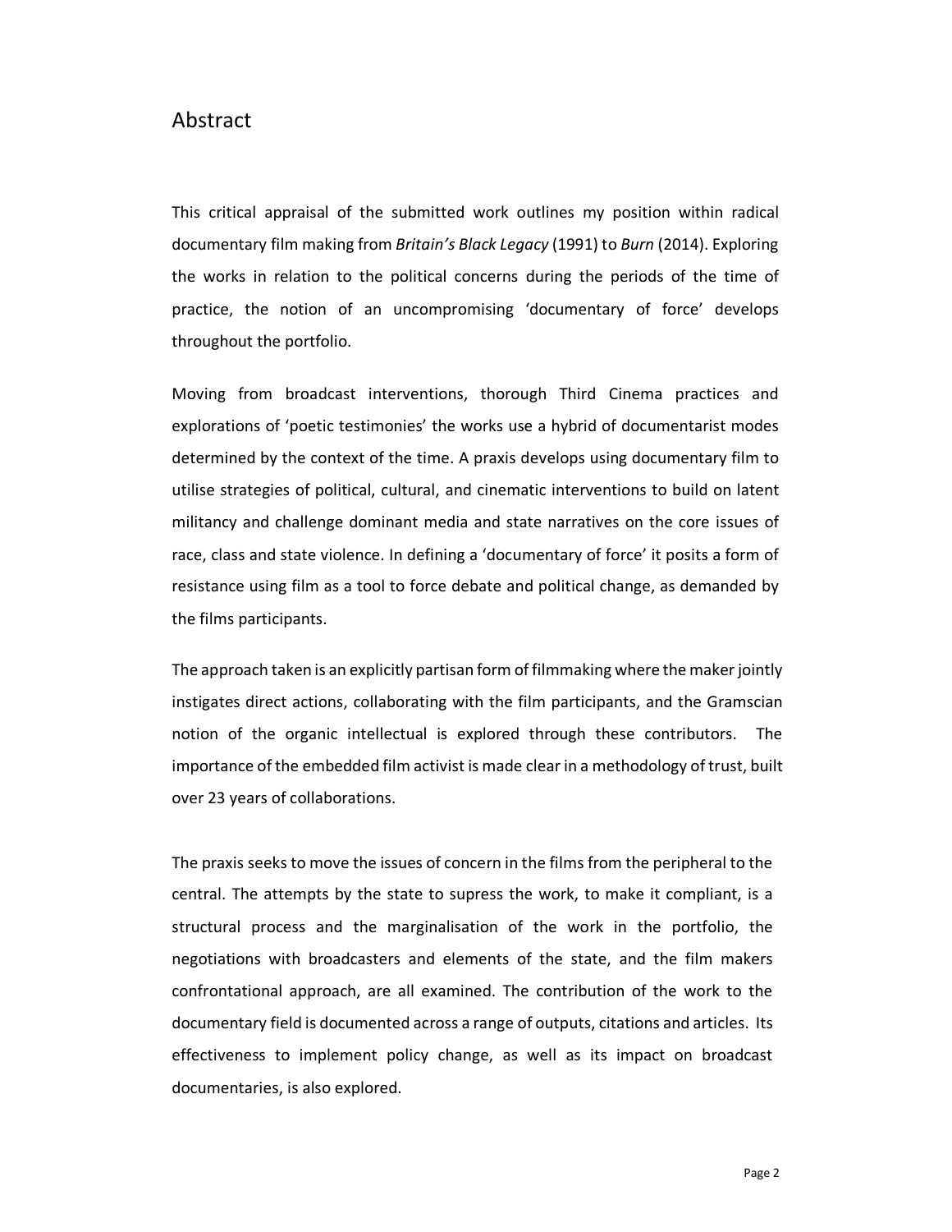## Abstract

This critical appraisal of the submitted work outlines my position within radical documentary film making from *Britain's Black Legacy* (1991) to *Burn* (2014). Exploring the works in relation to the political concerns during the periods of the time of practice, the notion of an uncompromising 'documentary of force' develops throughout the portfolio.

Moving from broadcast interventions, thorough Third Cinema practices and explorations of 'poetic testimonies' the works use a hybrid of documentarist modes determined by the context of the time. A praxis develops using documentary film to utilise strategies of political, cultural, and cinematic interventions to build on latent militancy and challenge dominant media and state narratives on the core issues of race, class and state violence. In defining a 'documentary of force' it posits a form of resistance using film as a tool to force debate and political change, as demanded by the films participants.

The approach taken is an explicitly partisan form of filmmaking where the maker jointly instigates direct actions, collaborating with the film participants, and the Gramscian notion of the organic intellectual is explored through these contributors. The importance of the embedded film activist is made clear in a methodology of trust, built over 23 years of collaborations.

The praxis seeks to move the issues of concern in the films from the peripheral to the central. The attempts by the state to supress the work, to make it compliant, is a structural process and the marginalisation of the work in the portfolio, the negotiations with broadcasters and elements of the state, and the film makers confrontational approach, are all examined. The contribution of the work to the documentary field is documented across a range of outputs, citations and articles. Its effectiveness to implement policy change, as well as its impact on broadcast documentaries, is also explored.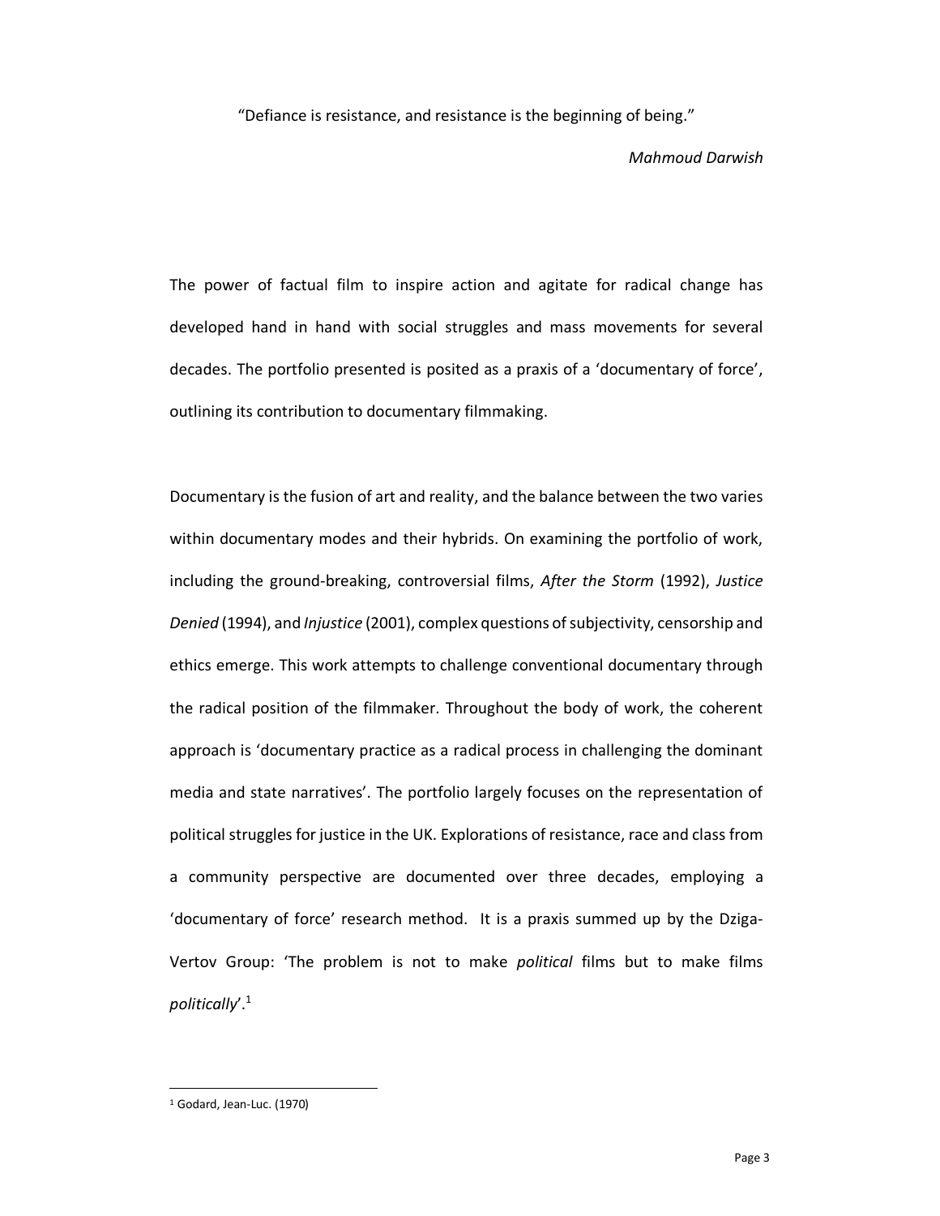"Defiance is resistance, and resistance is the beginning of being."

*Mahmoud Darwish*

The power of factual film to inspire action and agitate for radical change has developed hand in hand with social struggles and mass movements for several decades. The portfolio presented is posited as a praxis of a 'documentary of force', outlining its contribution to documentary filmmaking.

Documentary is the fusion of art and reality, and the balance between the two varies within documentary modes and their hybrids. On examining the portfolio of work, including the ground-breaking, controversial films, *After the Storm* (1992), *Justice Denied* (1994), and *Injustice* (2001), complex questions of subjectivity, censorship and ethics emerge. This work attempts to challenge conventional documentary through the radical position of the filmmaker. Throughout the body of work, the coherent approach is 'documentary practice as a radical process in challenging the dominant media and state narratives'. The portfolio largely focuses on the representation of political struggles for justice in the UK. Explorations of resistance, race and class from a community perspective are documented over three decades, employing a 'documentary of force' research method. It is a praxis summed up by the Dziga-Vertov Group: 'The problem is not to make *political* films but to make films *politically*'.[1]

---

[1] Godard, Jean-Luc. (1970)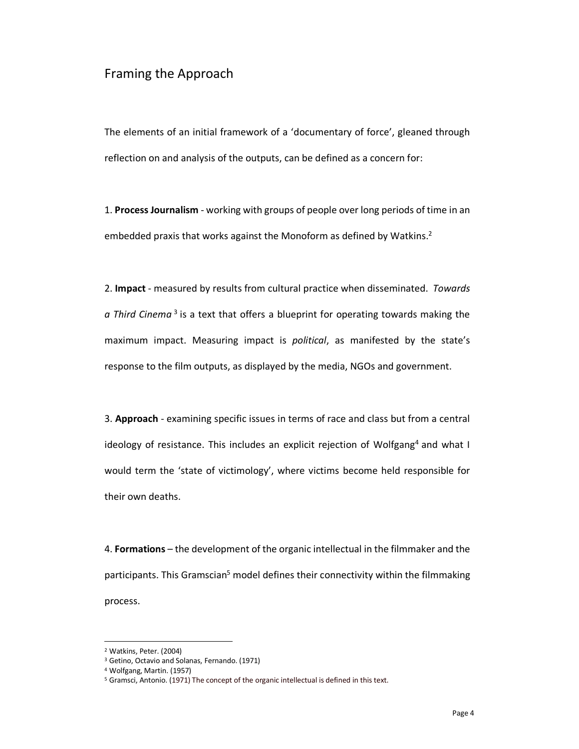## Framing the Approach

The elements of an initial framework of a 'documentary of force', gleaned through reflection on and analysis of the outputs, can be defined as a concern for:

1. **Process Journalism** - working with groups of people over long periods of time in an embedded praxis that works against the Monoform as defined by Watkins.[2]

2. **Impact** - measured by results from cultural practice when disseminated. *Towards a Third Cinema*[3] is a text that offers a blueprint for operating towards making the maximum impact. Measuring impact is *political*, as manifested by the state's response to the film outputs, as displayed by the media, NGOs and government.

3. **Approach** - examining specific issues in terms of race and class but from a central ideology of resistance. This includes an explicit rejection of Wolfgang[4] and what I would term the 'state of victimology', where victims become held responsible for their own deaths.

4. **Formations** – the development of the organic intellectual in the filmmaker and the participants. This Gramscian[5] model defines their connectivity within the filmmaking process.

---

[2] Watkins, Peter. (2004)

[3] Getino, Octavio and Solanas, Fernando. (1971)

[4] Wolfgang, Martin. (1957)

[5] Gramsci, Antonio. (1971) The concept of the organic intellectual is defined in this text.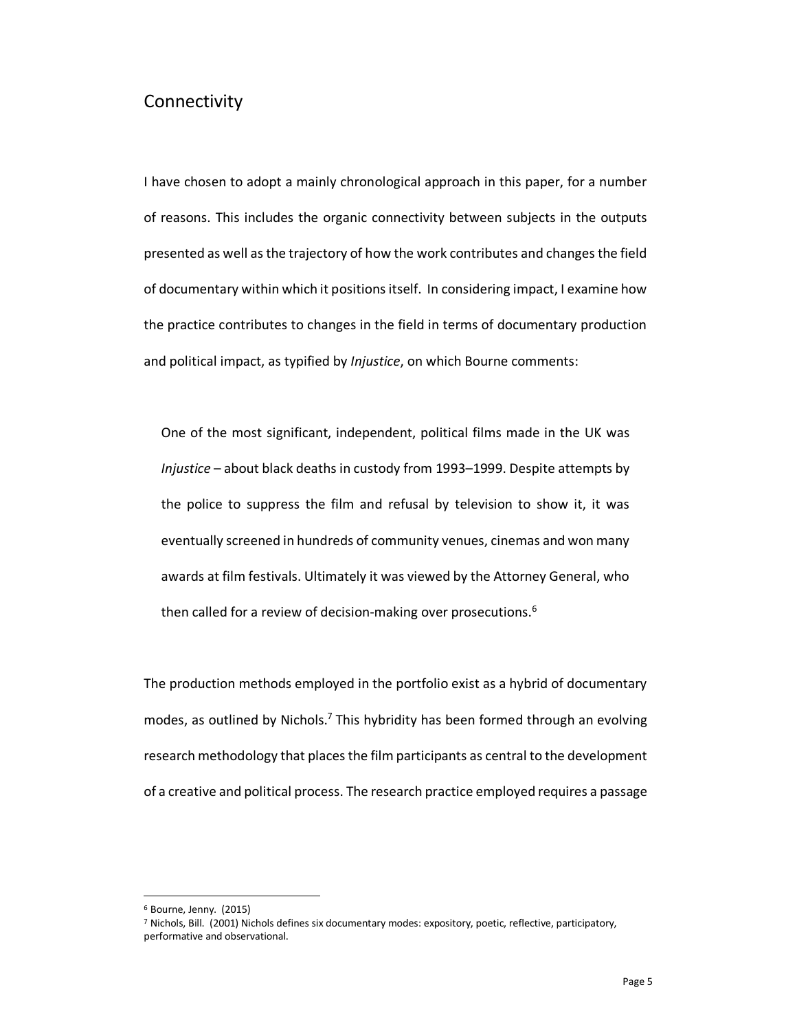## Connectivity

I have chosen to adopt a mainly chronological approach in this paper, for a number of reasons. This includes the organic connectivity between subjects in the outputs presented as well as the trajectory of how the work contributes and changes the field of documentary within which it positions itself. In considering impact, I examine how the practice contributes to changes in the field in terms of documentary production and political impact, as typified by *Injustice*, on which Bourne comments:

> One of the most significant, independent, political films made in the UK was *Injustice* – about black deaths in custody from 1993–1999. Despite attempts by the police to suppress the film and refusal by television to show it, it was eventually screened in hundreds of community venues, cinemas and won many awards at film festivals. Ultimately it was viewed by the Attorney General, who then called for a review of decision-making over prosecutions.[6]

The production methods employed in the portfolio exist as a hybrid of documentary modes, as outlined by Nichols.[7] This hybridity has been formed through an evolving research methodology that places the film participants as central to the development of a creative and political process. The research practice employed requires a passage

---

[6] Bourne, Jenny. (2015)

[7] Nichols, Bill. (2001) Nichols defines six documentary modes: expository, poetic, reflective, participatory, performative and observational.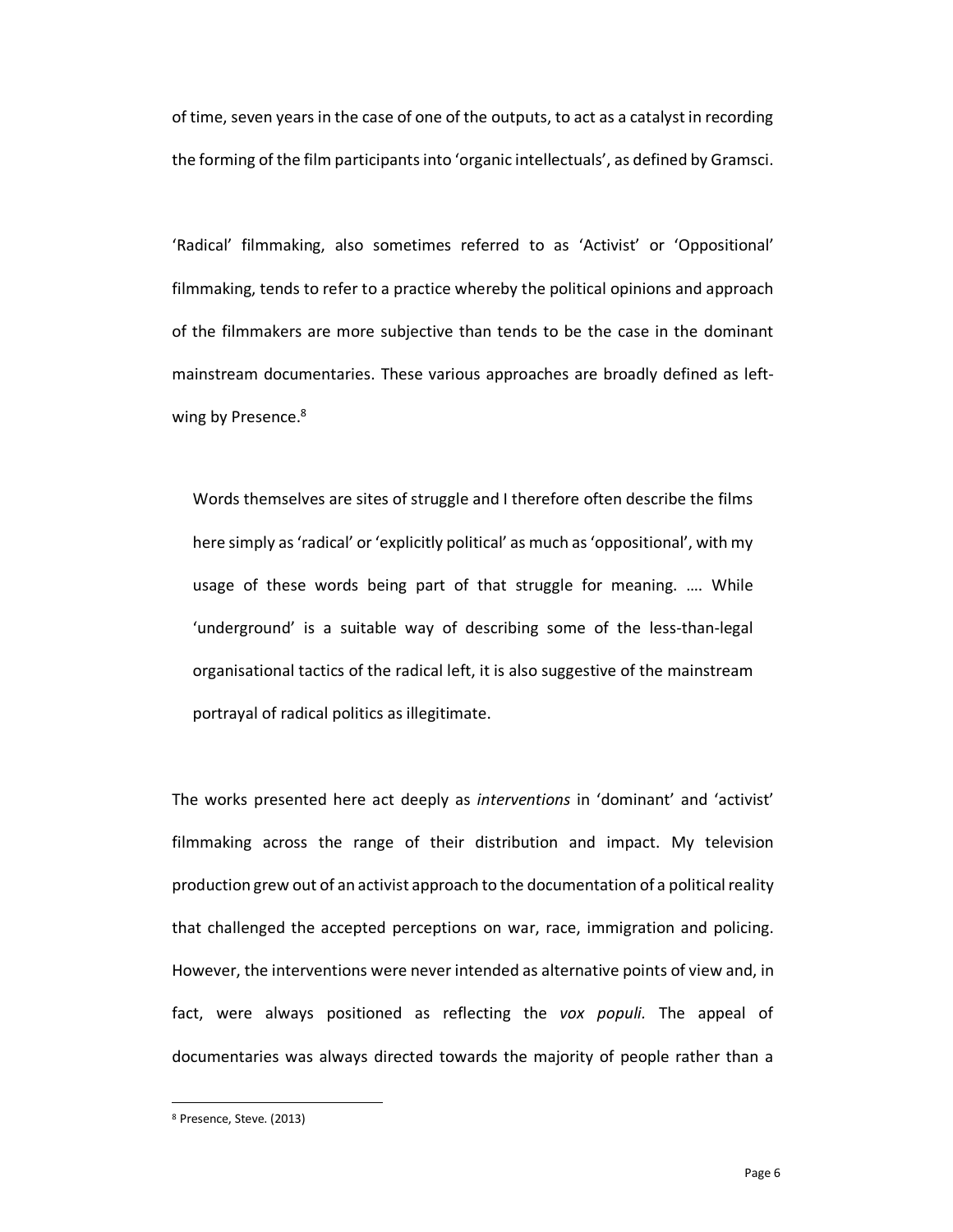of time, seven years in the case of one of the outputs, to act as a catalyst in recording the forming of the film participants into 'organic intellectuals', as defined by Gramsci.

'Radical' filmmaking, also sometimes referred to as 'Activist' or 'Oppositional' filmmaking, tends to refer to a practice whereby the political opinions and approach of the filmmakers are more subjective than tends to be the case in the dominant mainstream documentaries. These various approaches are broadly defined as left-wing by Presence.[8]

> Words themselves are sites of struggle and I therefore often describe the films here simply as 'radical' or 'explicitly political' as much as 'oppositional', with my usage of these words being part of that struggle for meaning. …. While 'underground' is a suitable way of describing some of the less-than-legal organisational tactics of the radical left, it is also suggestive of the mainstream portrayal of radical politics as illegitimate.

The works presented here act deeply as *interventions* in 'dominant' and 'activist' filmmaking across the range of their distribution and impact. My television production grew out of an activist approach to the documentation of a political reality that challenged the accepted perceptions on war, race, immigration and policing. However, the interventions were never intended as alternative points of view and, in fact, were always positioned as reflecting the *vox populi*. The appeal of documentaries was always directed towards the majority of people rather than a

[8] Presence, Steve. (2013)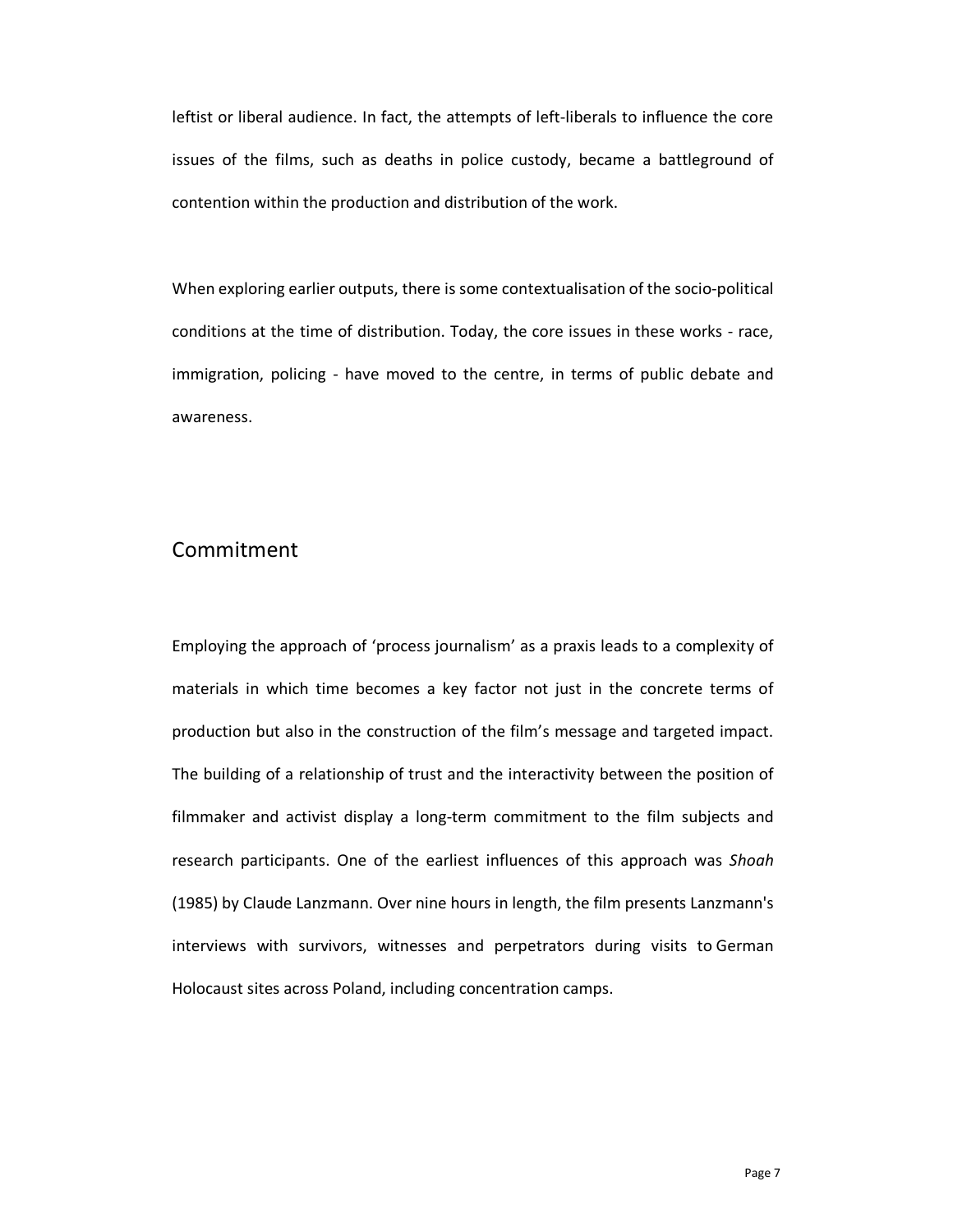leftist or liberal audience. In fact, the attempts of left-liberals to influence the core issues of the films, such as deaths in police custody, became a battleground of contention within the production and distribution of the work.

When exploring earlier outputs, there is some contextualisation of the socio-political conditions at the time of distribution. Today, the core issues in these works - race, immigration, policing - have moved to the centre, in terms of public debate and awareness.

## Commitment

Employing the approach of 'process journalism' as a praxis leads to a complexity of materials in which time becomes a key factor not just in the concrete terms of production but also in the construction of the film's message and targeted impact. The building of a relationship of trust and the interactivity between the position of filmmaker and activist display a long-term commitment to the film subjects and research participants. One of the earliest influences of this approach was *Shoah* (1985) by Claude Lanzmann. Over nine hours in length, the film presents Lanzmann's interviews with survivors, witnesses and perpetrators during visits to German Holocaust sites across Poland, including concentration camps.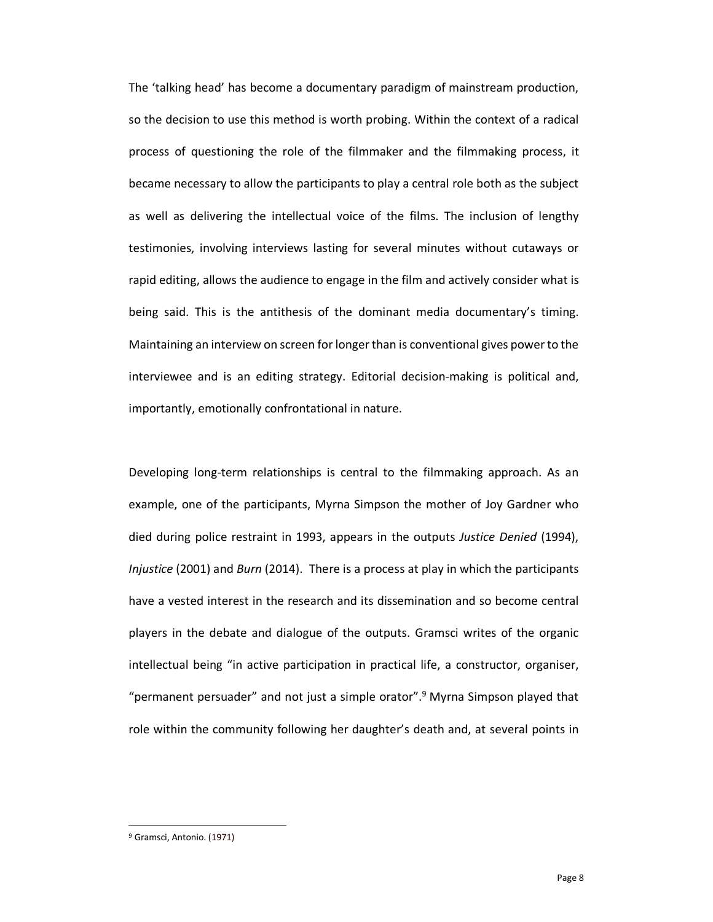The 'talking head' has become a documentary paradigm of mainstream production, so the decision to use this method is worth probing. Within the context of a radical process of questioning the role of the filmmaker and the filmmaking process, it became necessary to allow the participants to play a central role both as the subject as well as delivering the intellectual voice of the films. The inclusion of lengthy testimonies, involving interviews lasting for several minutes without cutaways or rapid editing, allows the audience to engage in the film and actively consider what is being said. This is the antithesis of the dominant media documentary's timing. Maintaining an interview on screen for longer than is conventional gives power to the interviewee and is an editing strategy. Editorial decision-making is political and, importantly, emotionally confrontational in nature.

Developing long-term relationships is central to the filmmaking approach. As an example, one of the participants, Myrna Simpson the mother of Joy Gardner who died during police restraint in 1993, appears in the outputs *Justice Denied* (1994), *Injustice* (2001) and *Burn* (2014). There is a process at play in which the participants have a vested interest in the research and its dissemination and so become central players in the debate and dialogue of the outputs. Gramsci writes of the organic intellectual being "in active participation in practical life, a constructor, organiser, "permanent persuader" and not just a simple orator".[9] Myrna Simpson played that role within the community following her daughter's death and, at several points in

---

[9] Gramsci, Antonio. (1971)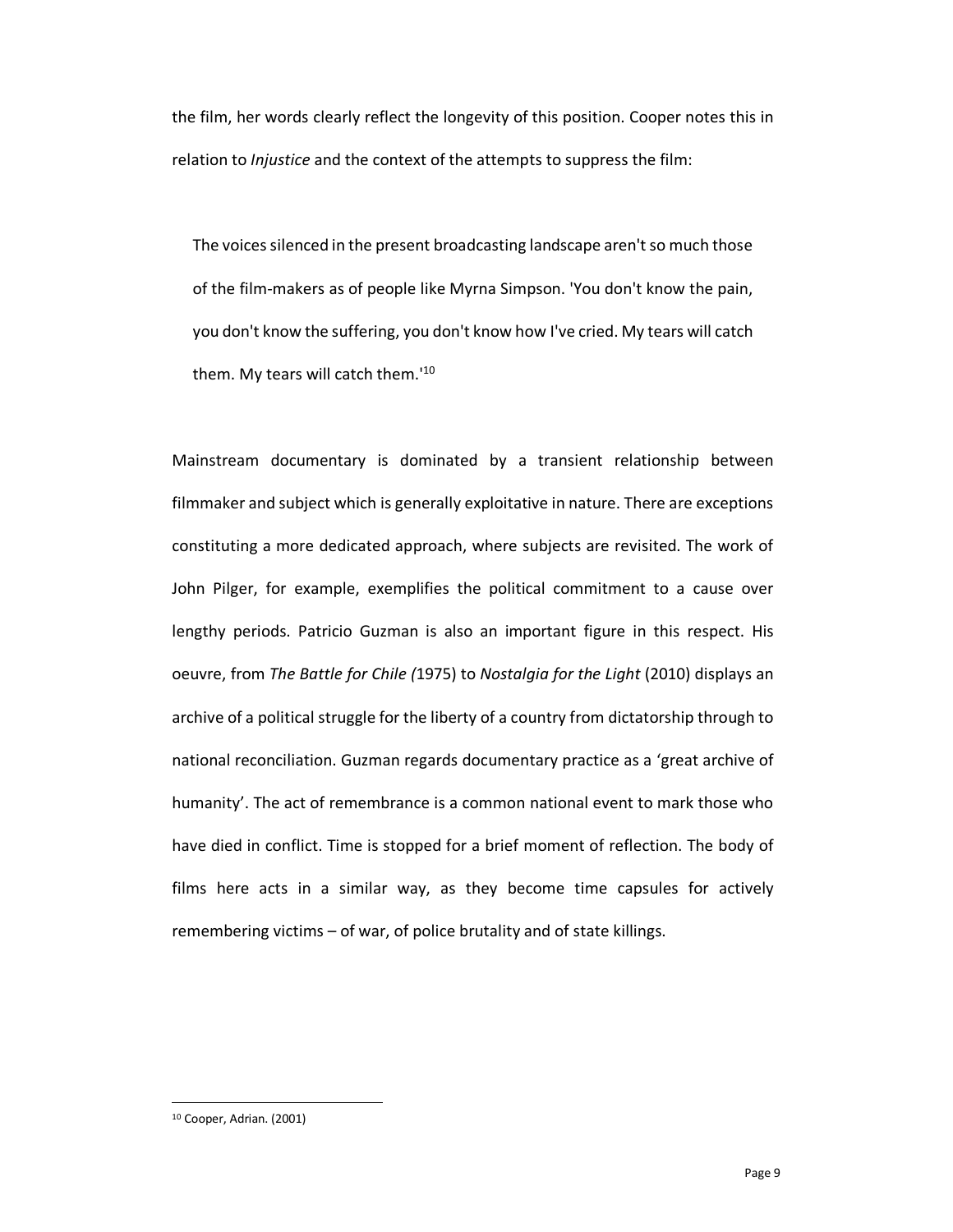the film, her words clearly reflect the longevity of this position. Cooper notes this in relation to *Injustice* and the context of the attempts to suppress the film:

> The voices silenced in the present broadcasting landscape aren't so much those of the film-makers as of people like Myrna Simpson. 'You don't know the pain, you don't know the suffering, you don't know how I've cried. My tears will catch them. My tears will catch them.'[10]

Mainstream documentary is dominated by a transient relationship between filmmaker and subject which is generally exploitative in nature. There are exceptions constituting a more dedicated approach, where subjects are revisited. The work of John Pilger, for example, exemplifies the political commitment to a cause over lengthy periods. Patricio Guzman is also an important figure in this respect. His oeuvre, from *The Battle for Chile (*1975) to *Nostalgia for the Light* (2010) displays an archive of a political struggle for the liberty of a country from dictatorship through to national reconciliation. Guzman regards documentary practice as a 'great archive of humanity'. The act of remembrance is a common national event to mark those who have died in conflict. Time is stopped for a brief moment of reflection. The body of films here acts in a similar way, as they become time capsules for actively remembering victims – of war, of police brutality and of state killings.

---

[10] Cooper, Adrian. (2001)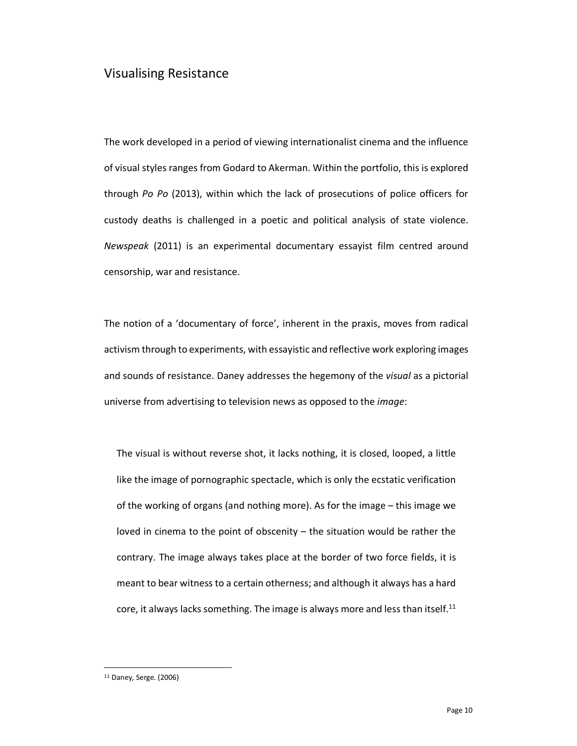## Visualising Resistance

The work developed in a period of viewing internationalist cinema and the influence of visual styles ranges from Godard to Akerman. Within the portfolio, this is explored through *Po Po* (2013), within which the lack of prosecutions of police officers for custody deaths is challenged in a poetic and political analysis of state violence. *Newspeak* (2011) is an experimental documentary essayist film centred around censorship, war and resistance.

The notion of a 'documentary of force', inherent in the praxis, moves from radical activism through to experiments, with essayistic and reflective work exploring images and sounds of resistance. Daney addresses the hegemony of the *visual* as a pictorial universe from advertising to television news as opposed to the *image*:

> The visual is without reverse shot, it lacks nothing, it is closed, looped, a little like the image of pornographic spectacle, which is only the ecstatic verification of the working of organs (and nothing more). As for the image – this image we loved in cinema to the point of obscenity – the situation would be rather the contrary. The image always takes place at the border of two force fields, it is meant to bear witness to a certain otherness; and although it always has a hard core, it always lacks something. The image is always more and less than itself.[11]

[11] Daney, Serge. (2006)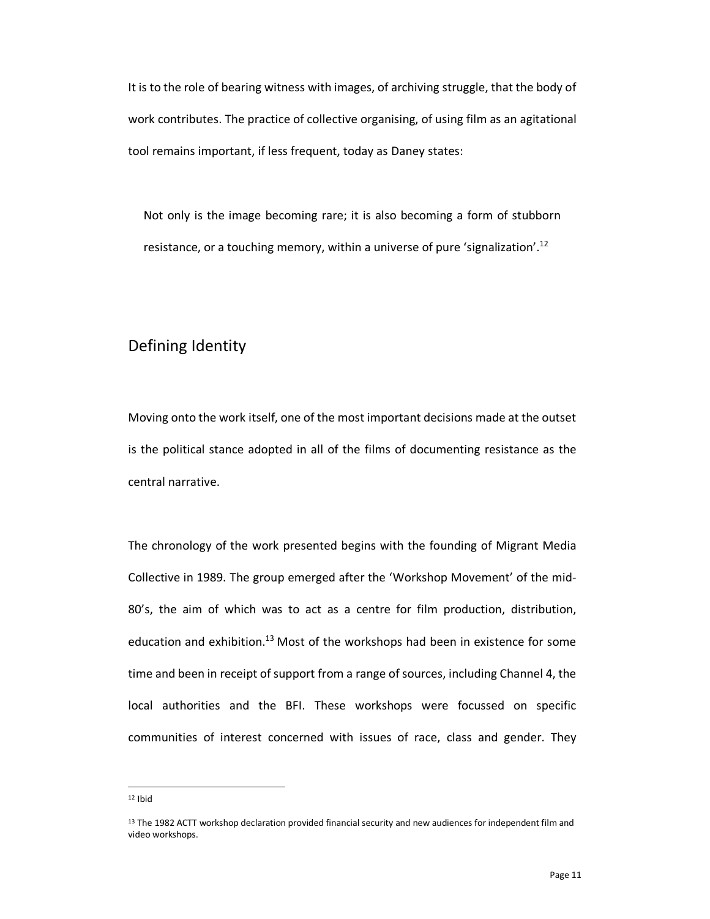It is to the role of bearing witness with images, of archiving struggle, that the body of work contributes. The practice of collective organising, of using film as an agitational tool remains important, if less frequent, today as Daney states:

> Not only is the image becoming rare; it is also becoming a form of stubborn resistance, or a touching memory, within a universe of pure 'signalization'.[12]

## Defining Identity

Moving onto the work itself, one of the most important decisions made at the outset is the political stance adopted in all of the films of documenting resistance as the central narrative.

The chronology of the work presented begins with the founding of Migrant Media Collective in 1989. The group emerged after the 'Workshop Movement' of the mid-80's, the aim of which was to act as a centre for film production, distribution, education and exhibition.[13] Most of the workshops had been in existence for some time and been in receipt of support from a range of sources, including Channel 4, the local authorities and the BFI. These workshops were focussed on specific communities of interest concerned with issues of race, class and gender. They

---

[12] Ibid

[13] The 1982 ACTT workshop declaration provided financial security and new audiences for independent film and video workshops.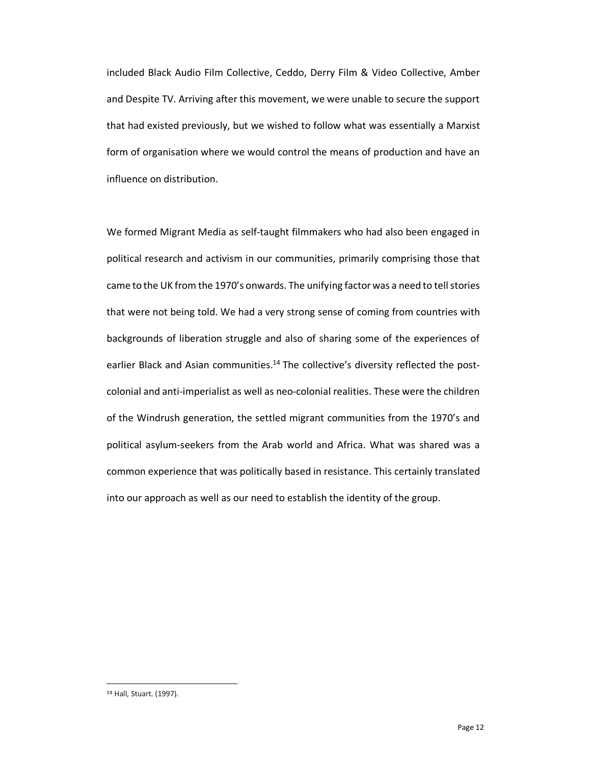included Black Audio Film Collective, Ceddo, Derry Film & Video Collective, Amber and Despite TV. Arriving after this movement, we were unable to secure the support that had existed previously, but we wished to follow what was essentially a Marxist form of organisation where we would control the means of production and have an influence on distribution.

We formed Migrant Media as self-taught filmmakers who had also been engaged in political research and activism in our communities, primarily comprising those that came to the UK from the 1970's onwards. The unifying factor was a need to tell stories that were not being told. We had a very strong sense of coming from countries with backgrounds of liberation struggle and also of sharing some of the experiences of earlier Black and Asian communities.[14] The collective's diversity reflected the post-colonial and anti-imperialist as well as neo-colonial realities. These were the children of the Windrush generation, the settled migrant communities from the 1970's and political asylum-seekers from the Arab world and Africa. What was shared was a common experience that was politically based in resistance. This certainly translated into our approach as well as our need to establish the identity of the group.

[14] Hall, Stuart. (1997).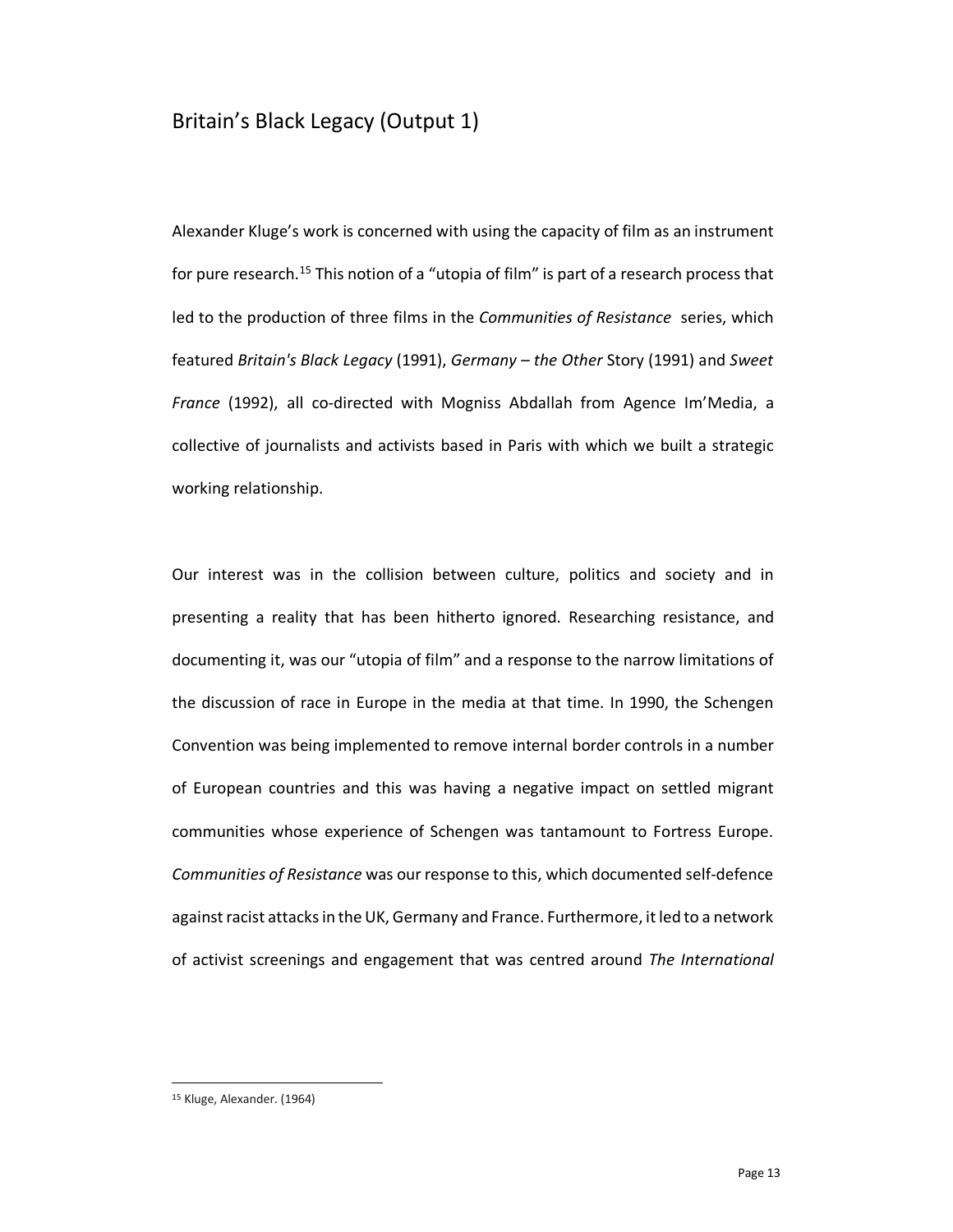## Britain's Black Legacy (Output 1)

Alexander Kluge's work is concerned with using the capacity of film as an instrument for pure research.[15] This notion of a "utopia of film" is part of a research process that led to the production of three films in the *Communities of Resistance* series, which featured *Britain's Black Legacy* (1991), *Germany – the Other* Story (1991) and *Sweet France* (1992), all co-directed with Mogniss Abdallah from Agence Im'Media, a collective of journalists and activists based in Paris with which we built a strategic working relationship.

Our interest was in the collision between culture, politics and society and in presenting a reality that has been hitherto ignored. Researching resistance, and documenting it, was our "utopia of film" and a response to the narrow limitations of the discussion of race in Europe in the media at that time. In 1990, the Schengen Convention was being implemented to remove internal border controls in a number of European countries and this was having a negative impact on settled migrant communities whose experience of Schengen was tantamount to Fortress Europe. *Communities of Resistance* was our response to this, which documented self-defence against racist attacks in the UK, Germany and France. Furthermore, it led to a network of activist screenings and engagement that was centred around *The International*

[15] Kluge, Alexander. (1964)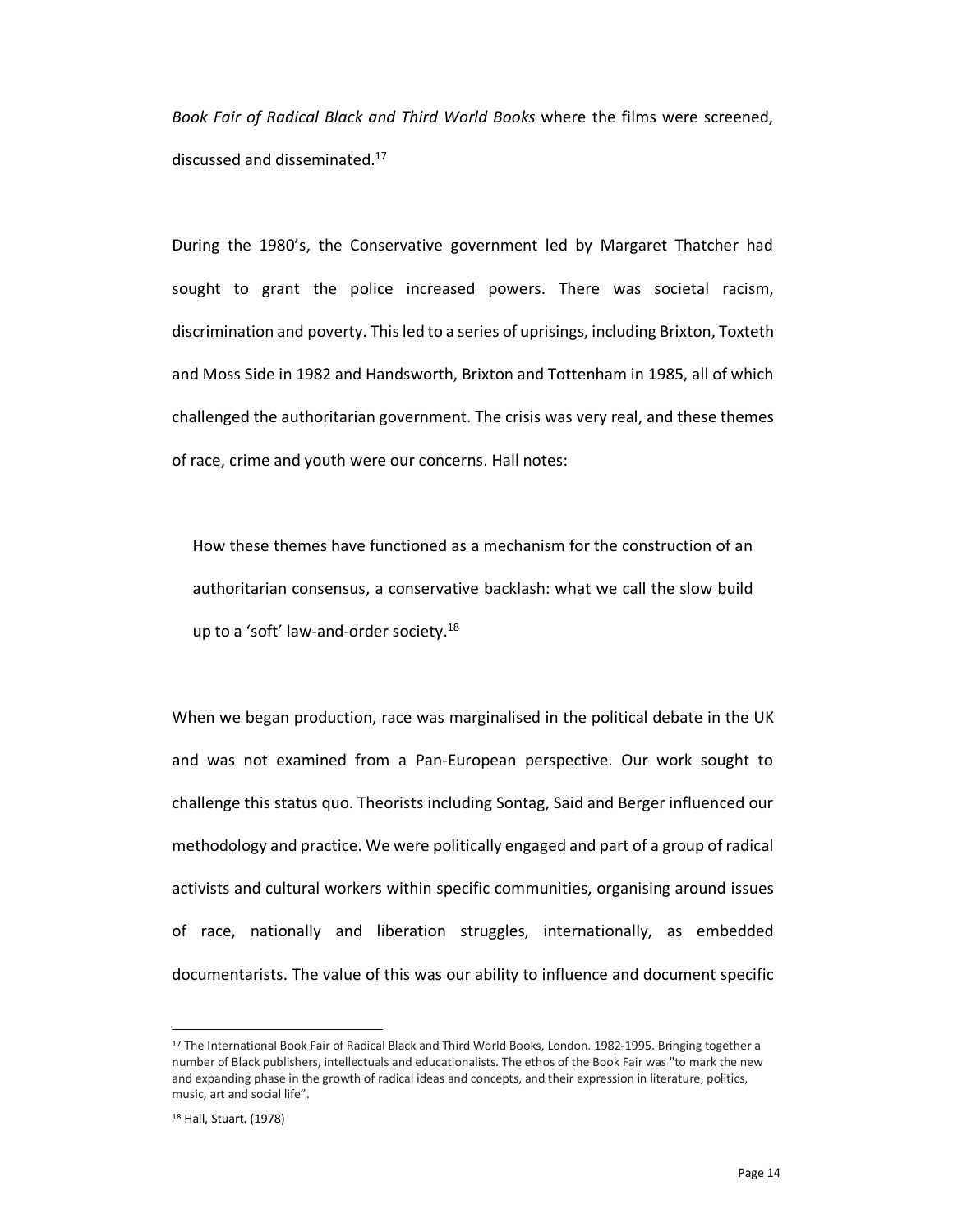*Book Fair of Radical Black and Third World Books* where the films were screened, discussed and disseminated.[17]

During the 1980's, the Conservative government led by Margaret Thatcher had sought to grant the police increased powers. There was societal racism, discrimination and poverty. This led to a series of uprisings, including Brixton, Toxteth and Moss Side in 1982 and Handsworth, Brixton and Tottenham in 1985, all of which challenged the authoritarian government. The crisis was very real, and these themes of race, crime and youth were our concerns. Hall notes:

> How these themes have functioned as a mechanism for the construction of an authoritarian consensus, a conservative backlash: what we call the slow build up to a 'soft' law-and-order society.[18]

When we began production, race was marginalised in the political debate in the UK and was not examined from a Pan-European perspective. Our work sought to challenge this status quo. Theorists including Sontag, Said and Berger influenced our methodology and practice. We were politically engaged and part of a group of radical activists and cultural workers within specific communities, organising around issues of race, nationally and liberation struggles, internationally, as embedded documentarists. The value of this was our ability to influence and document specific

[17] The International Book Fair of Radical Black and Third World Books, London. 1982-1995. Bringing together a number of Black publishers, intellectuals and educationalists. The ethos of the Book Fair was "to mark the new and expanding phase in the growth of radical ideas and concepts, and their expression in literature, politics, music, art and social life".

[18] Hall, Stuart. (1978)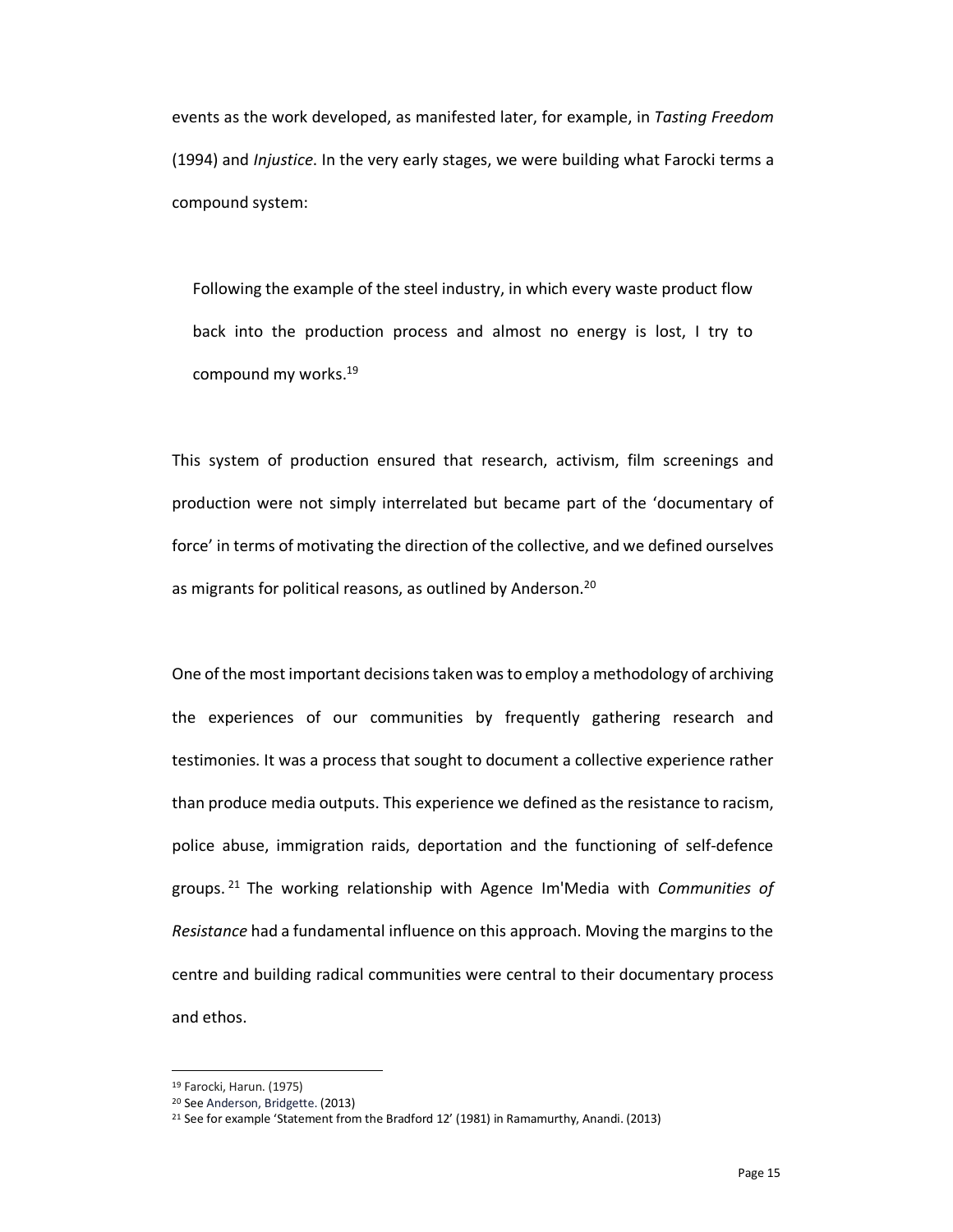events as the work developed, as manifested later, for example, in *Tasting Freedom* (1994) and *Injustice*. In the very early stages, we were building what Farocki terms a compound system:

> Following the example of the steel industry, in which every waste product flow back into the production process and almost no energy is lost, I try to compound my works.[19]

This system of production ensured that research, activism, film screenings and production were not simply interrelated but became part of the 'documentary of force' in terms of motivating the direction of the collective, and we defined ourselves as migrants for political reasons, as outlined by Anderson.[20]

One of the most important decisions taken was to employ a methodology of archiving the experiences of our communities by frequently gathering research and testimonies. It was a process that sought to document a collective experience rather than produce media outputs. This experience we defined as the resistance to racism, police abuse, immigration raids, deportation and the functioning of self-defence groups.[21] The working relationship with Agence Im'Media with *Communities of Resistance* had a fundamental influence on this approach. Moving the margins to the centre and building radical communities were central to their documentary process and ethos.

---

[19] Farocki, Harun. (1975)

[20] See Anderson, Bridgette. (2013)

[21] See for example 'Statement from the Bradford 12' (1981) in Ramamurthy, Anandi. (2013)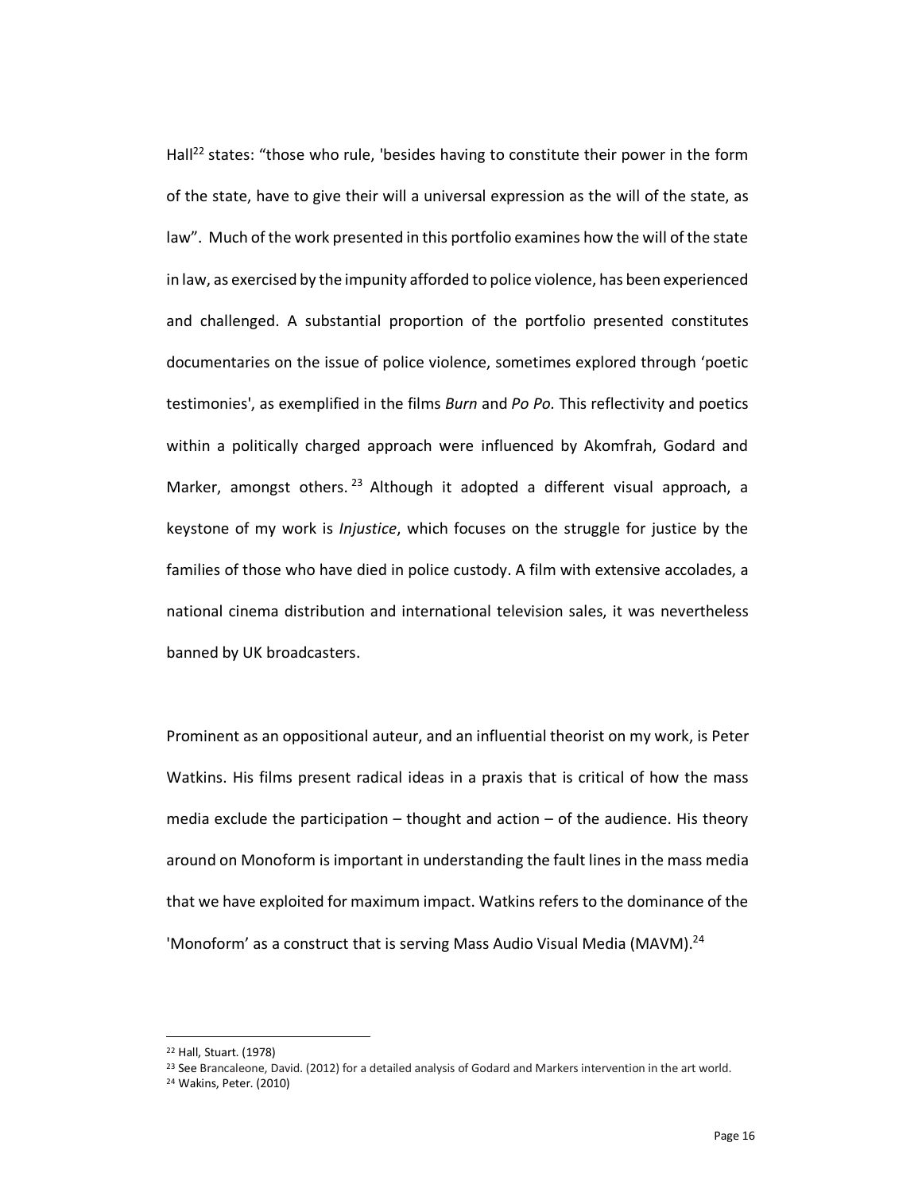Hall[22] states: "those who rule, 'besides having to constitute their power in the form of the state, have to give their will a universal expression as the will of the state, as law". Much of the work presented in this portfolio examines how the will of the state in law, as exercised by the impunity afforded to police violence, has been experienced and challenged. A substantial proportion of the portfolio presented constitutes documentaries on the issue of police violence, sometimes explored through 'poetic testimonies', as exemplified in the films *Burn* and *Po Po.* This reflectivity and poetics within a politically charged approach were influenced by Akomfrah, Godard and Marker, amongst others.[23] Although it adopted a different visual approach, a keystone of my work is *Injustice*, which focuses on the struggle for justice by the families of those who have died in police custody. A film with extensive accolades, a national cinema distribution and international television sales, it was nevertheless banned by UK broadcasters.

Prominent as an oppositional auteur, and an influential theorist on my work, is Peter Watkins. His films present radical ideas in a praxis that is critical of how the mass media exclude the participation – thought and action – of the audience. His theory around on Monoform is important in understanding the fault lines in the mass media that we have exploited for maximum impact. Watkins refers to the dominance of the 'Monoform' as a construct that is serving Mass Audio Visual Media (MAVM).[24]

---

[22] Hall, Stuart. (1978)

[23] See Brancaleone, David. (2012) for a detailed analysis of Godard and Markers intervention in the art world.

[24] Wakins, Peter. (2010)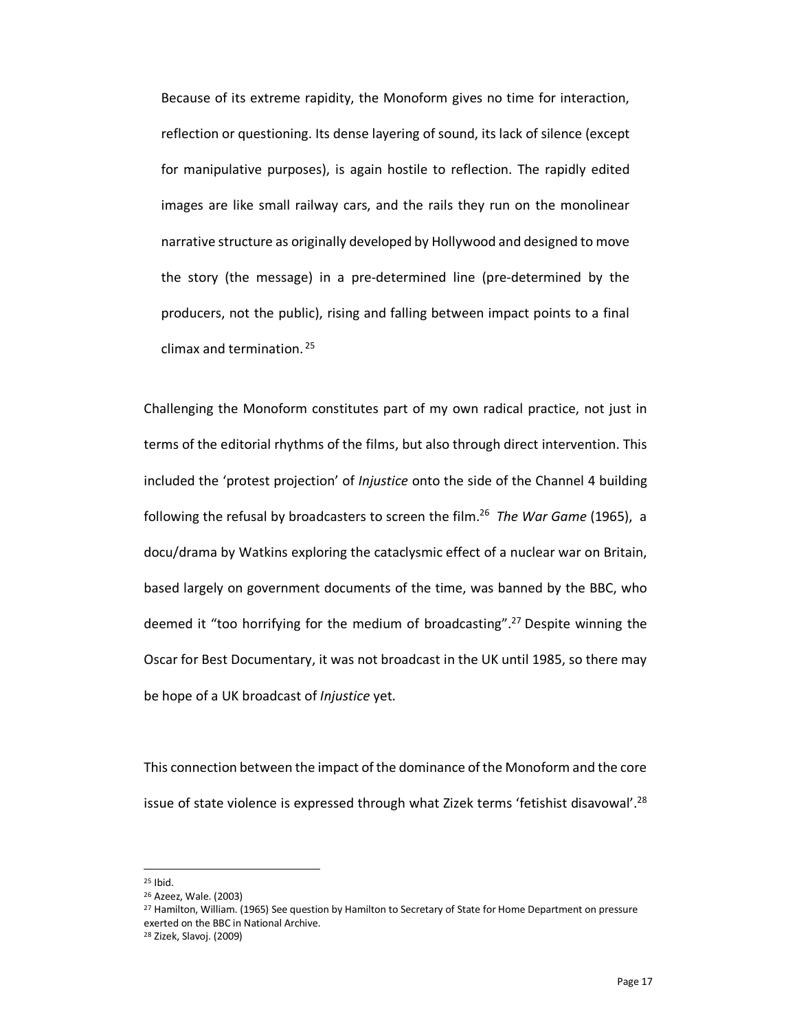> Because of its extreme rapidity, the Monoform gives no time for interaction, reflection or questioning. Its dense layering of sound, its lack of silence (except for manipulative purposes), is again hostile to reflection. The rapidly edited images are like small railway cars, and the rails they run on the monolinear narrative structure as originally developed by Hollywood and designed to move the story (the message) in a pre-determined line (pre-determined by the producers, not the public), rising and falling between impact points to a final climax and termination. [25]

Challenging the Monoform constitutes part of my own radical practice, not just in terms of the editorial rhythms of the films, but also through direct intervention. This included the 'protest projection' of *Injustice* onto the side of the Channel 4 building following the refusal by broadcasters to screen the film.[26] *The War Game* (1965), a docu/drama by Watkins exploring the cataclysmic effect of a nuclear war on Britain, based largely on government documents of the time, was banned by the BBC, who deemed it "too horrifying for the medium of broadcasting".[27] Despite winning the Oscar for Best Documentary, it was not broadcast in the UK until 1985, so there may be hope of a UK broadcast of *Injustice* yet.

This connection between the impact of the dominance of the Monoform and the core issue of state violence is expressed through what Zizek terms 'fetishist disavowal'.[28]

---

[25] Ibid.

[26] Azeez, Wale. (2003)

[27] Hamilton, William. (1965) See question by Hamilton to Secretary of State for Home Department on pressure exerted on the BBC in National Archive.

[28] Zizek, Slavoj. (2009)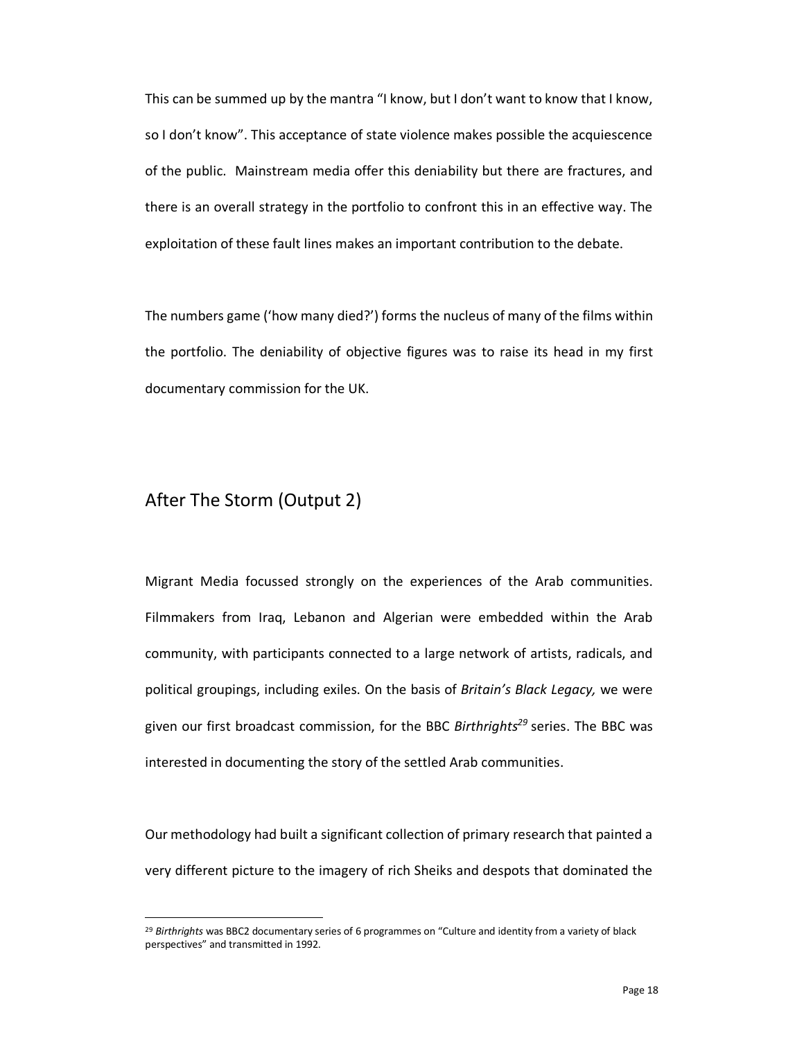This can be summed up by the mantra "I know, but I don't want to know that I know, so I don't know". This acceptance of state violence makes possible the acquiescence of the public. Mainstream media offer this deniability but there are fractures, and there is an overall strategy in the portfolio to confront this in an effective way. The exploitation of these fault lines makes an important contribution to the debate.

The numbers game ('how many died?') forms the nucleus of many of the films within the portfolio. The deniability of objective figures was to raise its head in my first documentary commission for the UK.

## After The Storm (Output 2)

Migrant Media focussed strongly on the experiences of the Arab communities. Filmmakers from Iraq, Lebanon and Algerian were embedded within the Arab community, with participants connected to a large network of artists, radicals, and political groupings, including exiles. On the basis of *Britain's Black Legacy,* we were given our first broadcast commission, for the BBC *Birthrights*[29] series. The BBC was interested in documenting the story of the settled Arab communities.

Our methodology had built a significant collection of primary research that painted a very different picture to the imagery of rich Sheiks and despots that dominated the

---

[29] *Birthrights* was BBC2 documentary series of 6 programmes on "Culture and identity from a variety of black perspectives" and transmitted in 1992.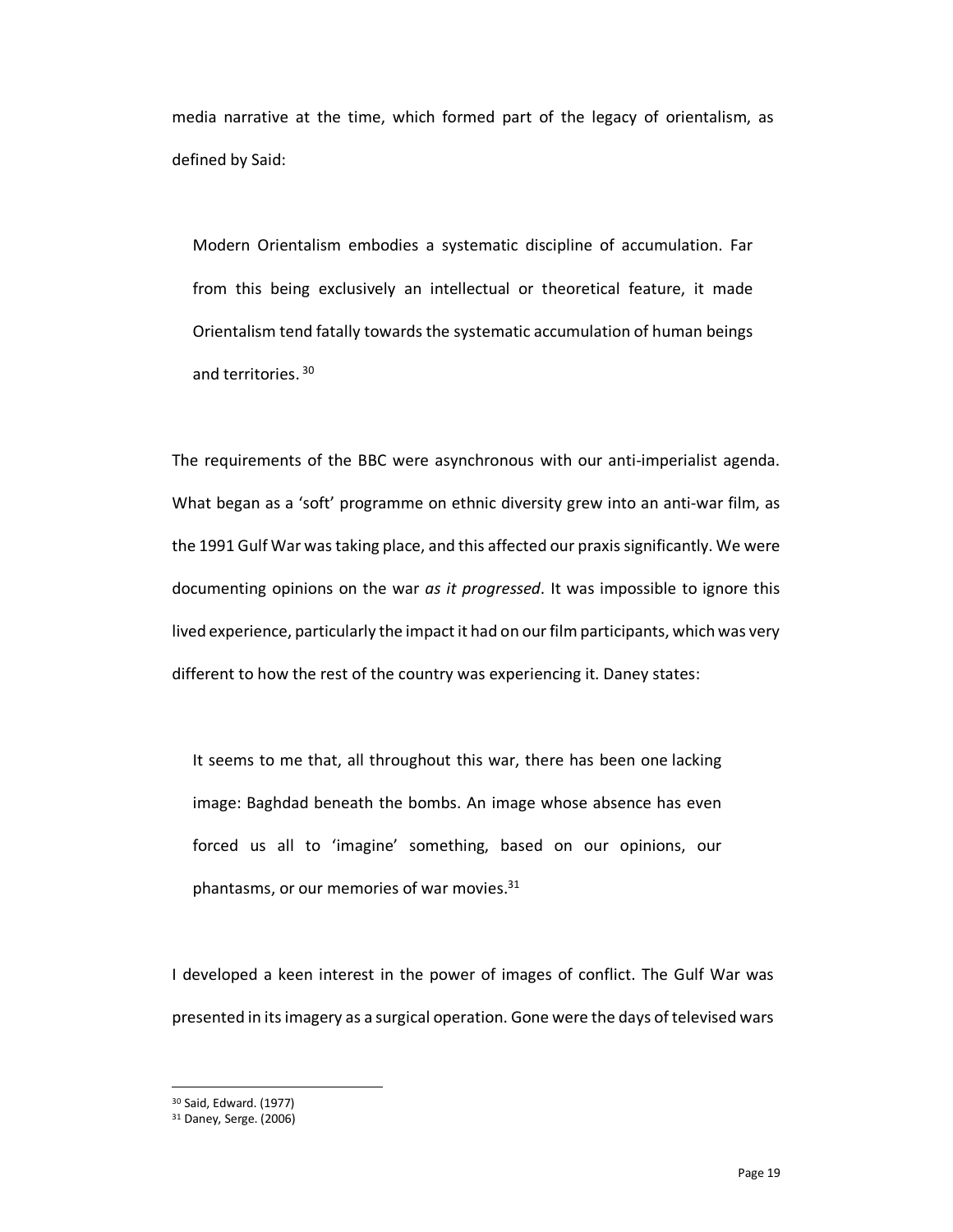media narrative at the time, which formed part of the legacy of orientalism, as defined by Said:

> Modern Orientalism embodies a systematic discipline of accumulation. Far from this being exclusively an intellectual or theoretical feature, it made Orientalism tend fatally towards the systematic accumulation of human beings and territories. [30]

The requirements of the BBC were asynchronous with our anti-imperialist agenda. What began as a 'soft' programme on ethnic diversity grew into an anti-war film, as the 1991 Gulf War was taking place, and this affected our praxis significantly. We were documenting opinions on the war *as it progressed*. It was impossible to ignore this lived experience, particularly the impact it had on our film participants, which was very different to how the rest of the country was experiencing it. Daney states:

> It seems to me that, all throughout this war, there has been one lacking image: Baghdad beneath the bombs. An image whose absence has even forced us all to 'imagine' something, based on our opinions, our phantasms, or our memories of war movies.[31]

I developed a keen interest in the power of images of conflict. The Gulf War was presented in its imagery as a surgical operation. Gone were the days of televised wars

[30] Said, Edward. (1977)
[31] Daney, Serge. (2006)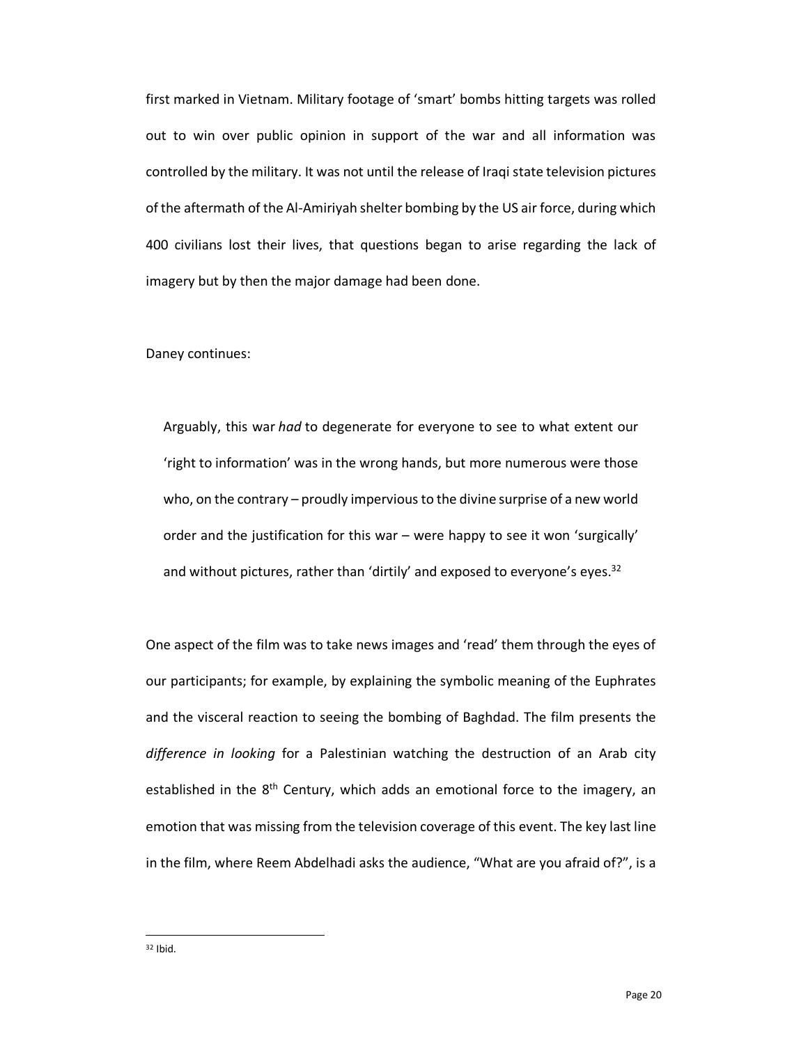first marked in Vietnam. Military footage of 'smart' bombs hitting targets was rolled out to win over public opinion in support of the war and all information was controlled by the military. It was not until the release of Iraqi state television pictures of the aftermath of the Al-Amiriyah shelter bombing by the US air force, during which 400 civilians lost their lives, that questions began to arise regarding the lack of imagery but by then the major damage had been done.

Daney continues:

> Arguably, this war *had* to degenerate for everyone to see to what extent our 'right to information' was in the wrong hands, but more numerous were those who, on the contrary – proudly impervious to the divine surprise of a new world order and the justification for this war – were happy to see it won 'surgically' and without pictures, rather than 'dirtily' and exposed to everyone's eyes.[32]

One aspect of the film was to take news images and 'read' them through the eyes of our participants; for example, by explaining the symbolic meaning of the Euphrates and the visceral reaction to seeing the bombing of Baghdad. The film presents the *difference in looking* for a Palestinian watching the destruction of an Arab city established in the 8th Century, which adds an emotional force to the imagery, an emotion that was missing from the television coverage of this event. The key last line in the film, where Reem Abdelhadi asks the audience, "What are you afraid of?", is a

[32] Ibid.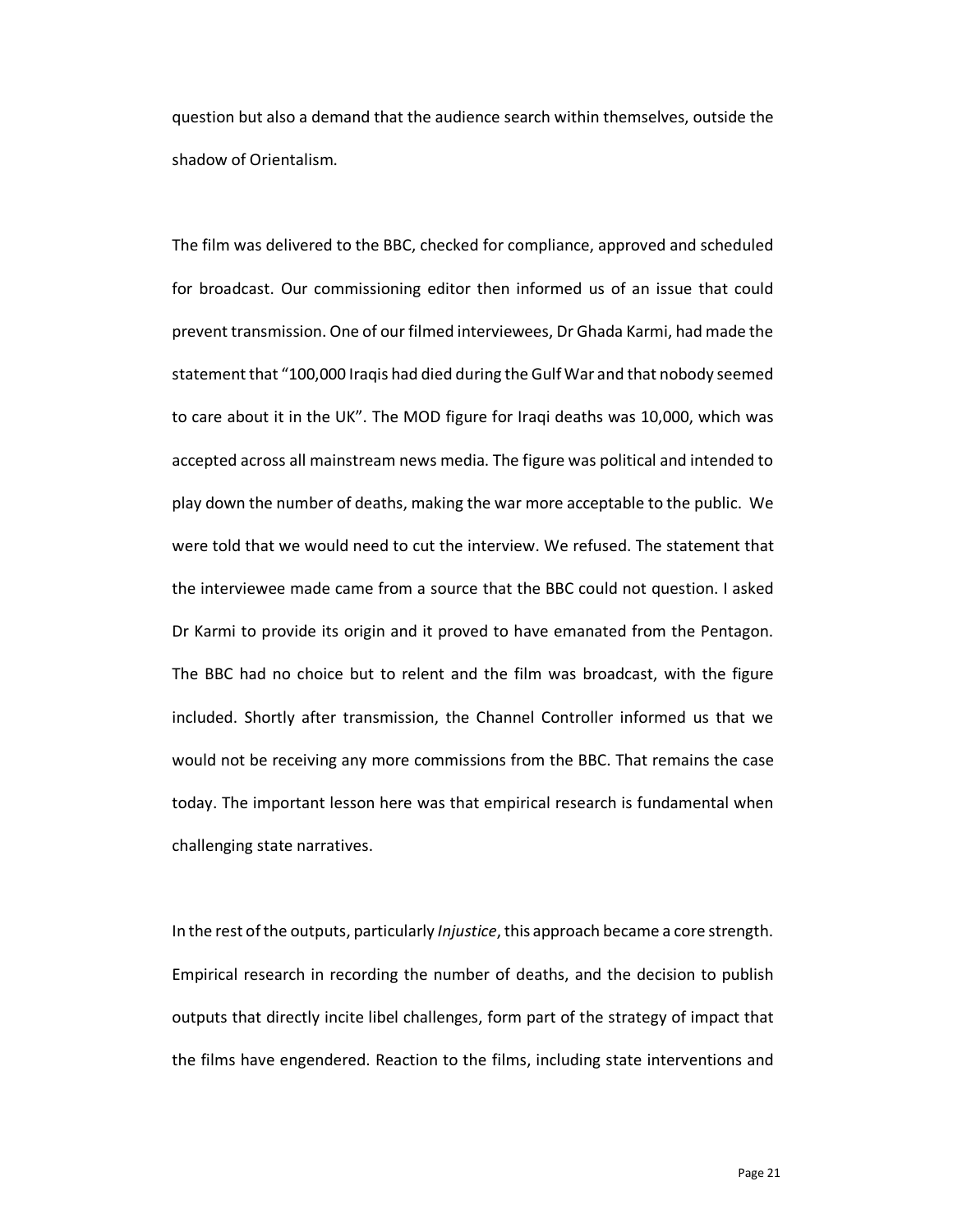question but also a demand that the audience search within themselves, outside the shadow of Orientalism.

The film was delivered to the BBC, checked for compliance, approved and scheduled for broadcast. Our commissioning editor then informed us of an issue that could prevent transmission. One of our filmed interviewees, Dr Ghada Karmi, had made the statement that "100,000 Iraqis had died during the Gulf War and that nobody seemed to care about it in the UK". The MOD figure for Iraqi deaths was 10,000, which was accepted across all mainstream news media. The figure was political and intended to play down the number of deaths, making the war more acceptable to the public. We were told that we would need to cut the interview. We refused. The statement that the interviewee made came from a source that the BBC could not question. I asked Dr Karmi to provide its origin and it proved to have emanated from the Pentagon. The BBC had no choice but to relent and the film was broadcast, with the figure included. Shortly after transmission, the Channel Controller informed us that we would not be receiving any more commissions from the BBC. That remains the case today. The important lesson here was that empirical research is fundamental when challenging state narratives.

In the rest of the outputs, particularly *Injustice*, this approach became a core strength. Empirical research in recording the number of deaths, and the decision to publish outputs that directly incite libel challenges, form part of the strategy of impact that the films have engendered. Reaction to the films, including state interventions and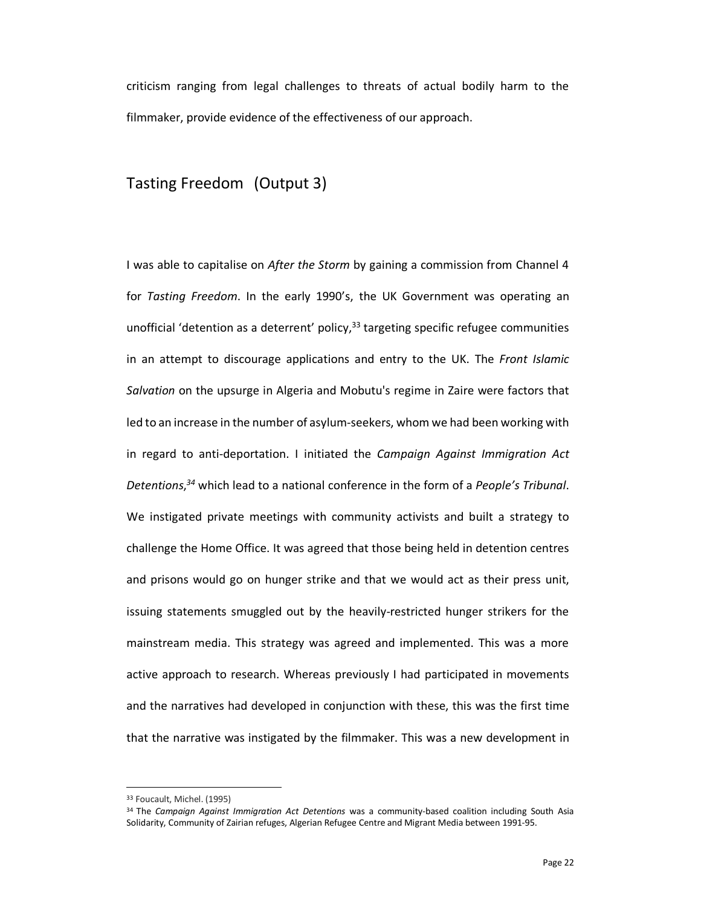criticism ranging from legal challenges to threats of actual bodily harm to the filmmaker, provide evidence of the effectiveness of our approach.

## Tasting Freedom (Output 3)

I was able to capitalise on *After the Storm* by gaining a commission from Channel 4 for *Tasting Freedom*. In the early 1990's, the UK Government was operating an unofficial 'detention as a deterrent' policy,[33] targeting specific refugee communities in an attempt to discourage applications and entry to the UK. The *Front Islamic Salvation* on the upsurge in Algeria and Mobutu's regime in Zaire were factors that led to an increase in the number of asylum-seekers, whom we had been working with in regard to anti-deportation. I initiated the *Campaign Against Immigration Act Detentions*,[34] which lead to a national conference in the form of a *People's Tribunal*. We instigated private meetings with community activists and built a strategy to challenge the Home Office. It was agreed that those being held in detention centres and prisons would go on hunger strike and that we would act as their press unit, issuing statements smuggled out by the heavily-restricted hunger strikers for the mainstream media. This strategy was agreed and implemented. This was a more active approach to research. Whereas previously I had participated in movements and the narratives had developed in conjunction with these, this was the first time that the narrative was instigated by the filmmaker. This was a new development in

---

[33] Foucault, Michel. (1995)

[34] The *Campaign Against Immigration Act Detentions* was a community-based coalition including South Asia Solidarity, Community of Zairian refuges, Algerian Refugee Centre and Migrant Media between 1991-95.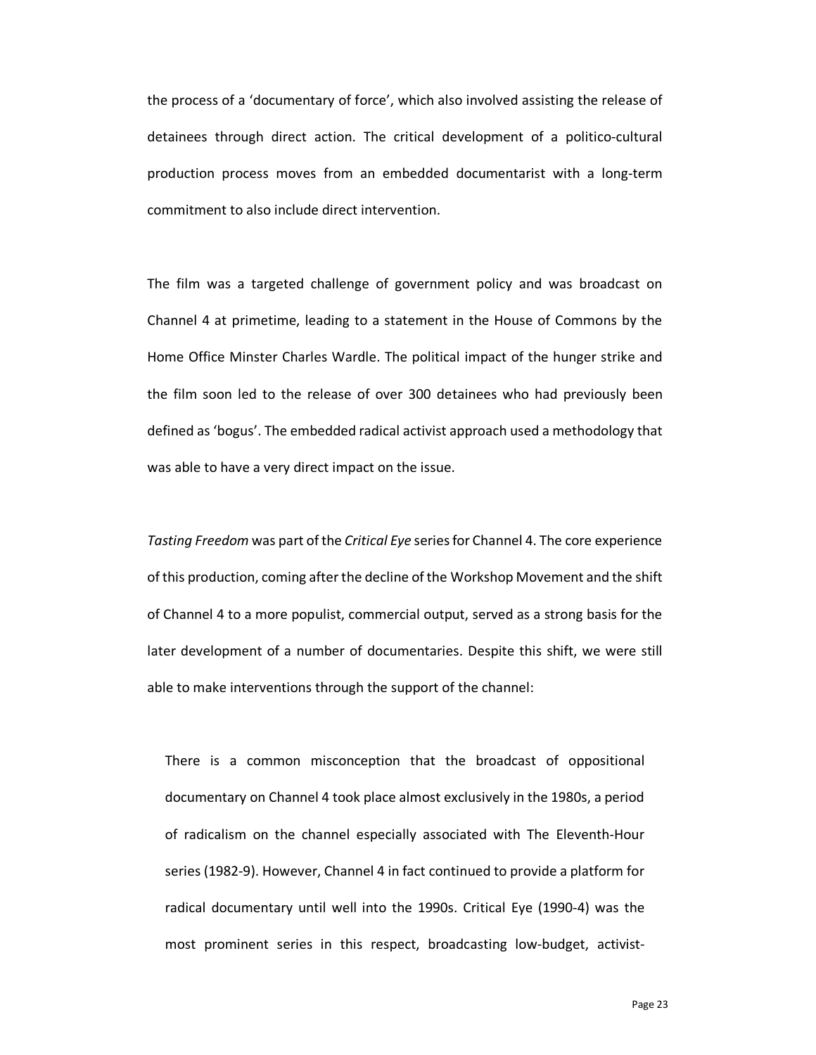the process of a 'documentary of force', which also involved assisting the release of detainees through direct action. The critical development of a politico-cultural production process moves from an embedded documentarist with a long-term commitment to also include direct intervention.

The film was a targeted challenge of government policy and was broadcast on Channel 4 at primetime, leading to a statement in the House of Commons by the Home Office Minster Charles Wardle. The political impact of the hunger strike and the film soon led to the release of over 300 detainees who had previously been defined as 'bogus'. The embedded radical activist approach used a methodology that was able to have a very direct impact on the issue.

*Tasting Freedom* was part of the *Critical Eye* series for Channel 4. The core experience of this production, coming after the decline of the Workshop Movement and the shift of Channel 4 to a more populist, commercial output, served as a strong basis for the later development of a number of documentaries. Despite this shift, we were still able to make interventions through the support of the channel:

> There is a common misconception that the broadcast of oppositional documentary on Channel 4 took place almost exclusively in the 1980s, a period of radicalism on the channel especially associated with The Eleventh-Hour series (1982-9). However, Channel 4 in fact continued to provide a platform for radical documentary until well into the 1990s. Critical Eye (1990-4) was the most prominent series in this respect, broadcasting low-budget, activist-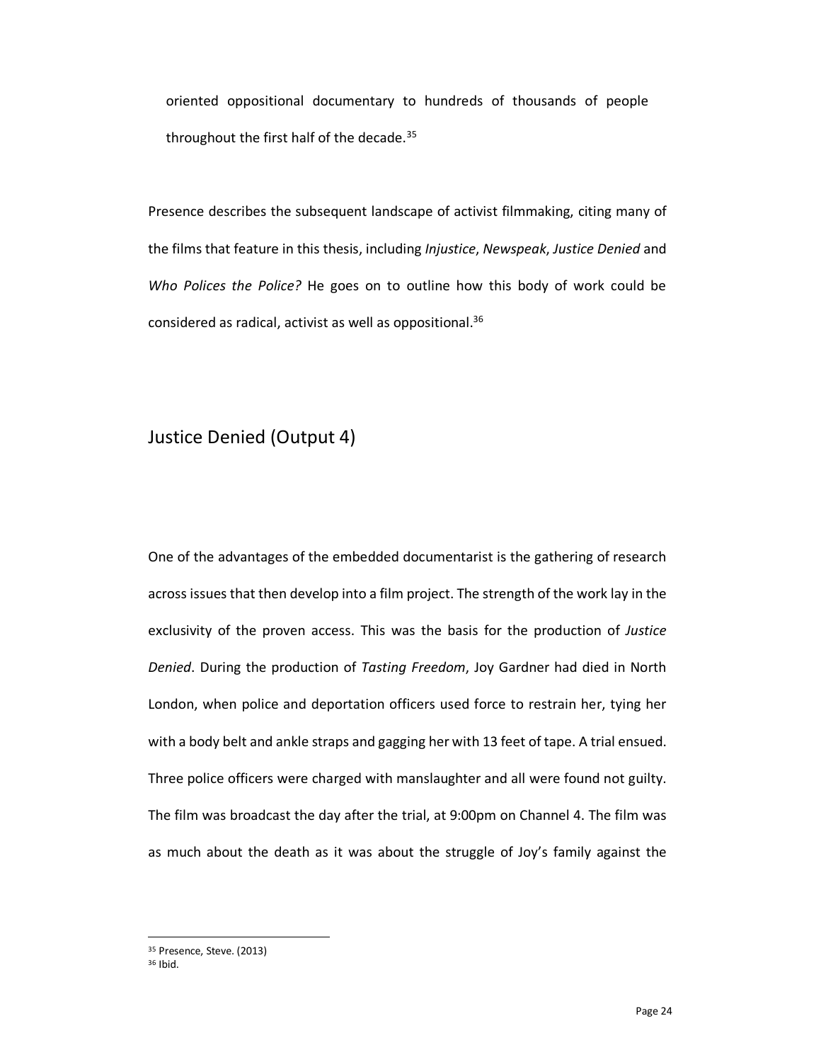oriented oppositional documentary to hundreds of thousands of people throughout the first half of the decade.[35]

Presence describes the subsequent landscape of activist filmmaking, citing many of the films that feature in this thesis, including *Injustice*, *Newspeak*, *Justice Denied* and *Who Polices the Police?* He goes on to outline how this body of work could be considered as radical, activist as well as oppositional.[36]

## Justice Denied (Output 4)

One of the advantages of the embedded documentarist is the gathering of research across issues that then develop into a film project. The strength of the work lay in the exclusivity of the proven access. This was the basis for the production of *Justice Denied*. During the production of *Tasting Freedom*, Joy Gardner had died in North London, when police and deportation officers used force to restrain her, tying her with a body belt and ankle straps and gagging her with 13 feet of tape. A trial ensued. Three police officers were charged with manslaughter and all were found not guilty. The film was broadcast the day after the trial, at 9:00pm on Channel 4. The film was as much about the death as it was about the struggle of Joy's family against the

[35] Presence, Steve. (2013)
[36] Ibid.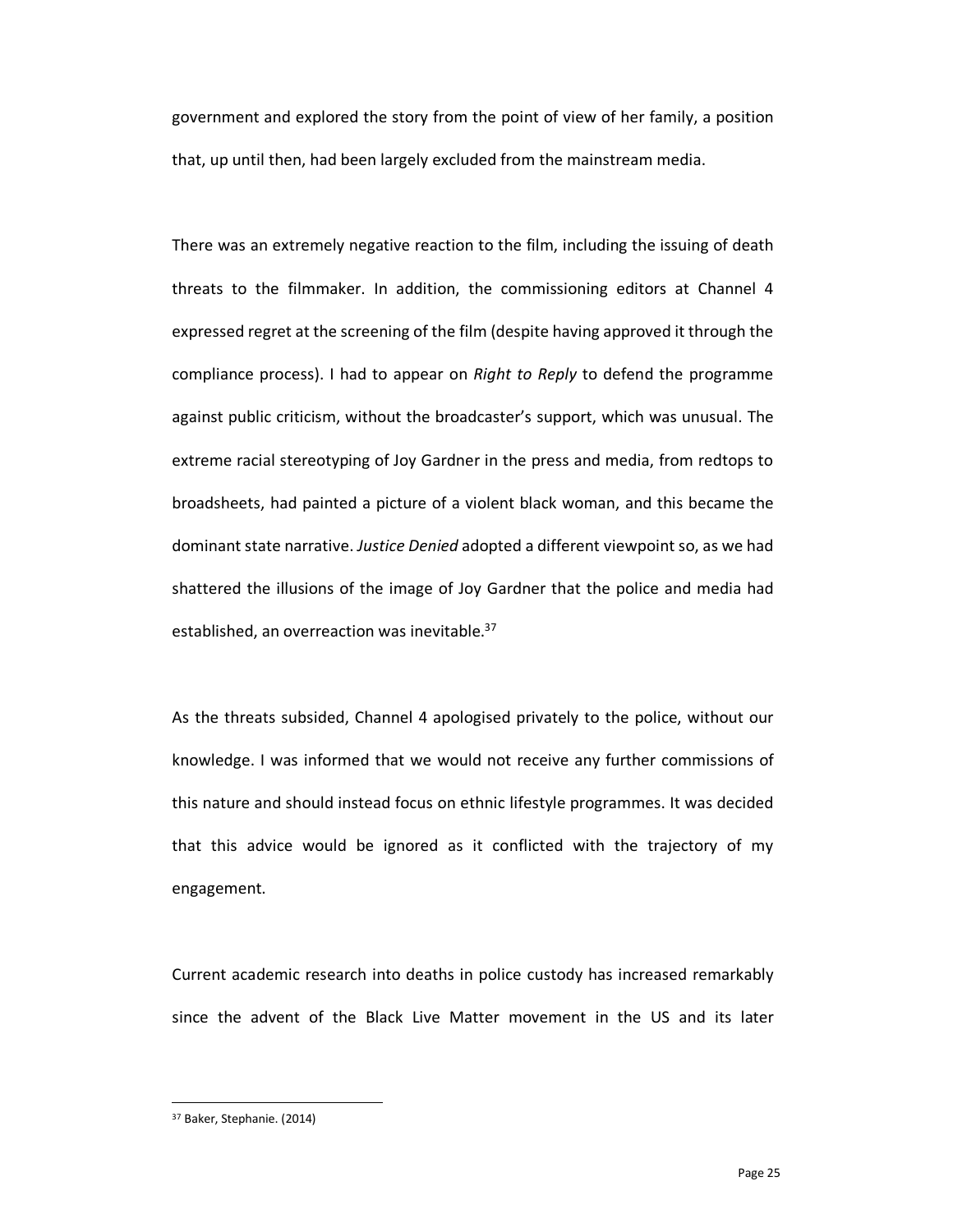government and explored the story from the point of view of her family, a position that, up until then, had been largely excluded from the mainstream media.

There was an extremely negative reaction to the film, including the issuing of death threats to the filmmaker. In addition, the commissioning editors at Channel 4 expressed regret at the screening of the film (despite having approved it through the compliance process). I had to appear on *Right to Reply* to defend the programme against public criticism, without the broadcaster's support, which was unusual. The extreme racial stereotyping of Joy Gardner in the press and media, from redtops to broadsheets, had painted a picture of a violent black woman, and this became the dominant state narrative. *Justice Denied* adopted a different viewpoint so, as we had shattered the illusions of the image of Joy Gardner that the police and media had established, an overreaction was inevitable.[37]

As the threats subsided, Channel 4 apologised privately to the police, without our knowledge. I was informed that we would not receive any further commissions of this nature and should instead focus on ethnic lifestyle programmes. It was decided that this advice would be ignored as it conflicted with the trajectory of my engagement.

Current academic research into deaths in police custody has increased remarkably since the advent of the Black Live Matter movement in the US and its later

[37] Baker, Stephanie. (2014)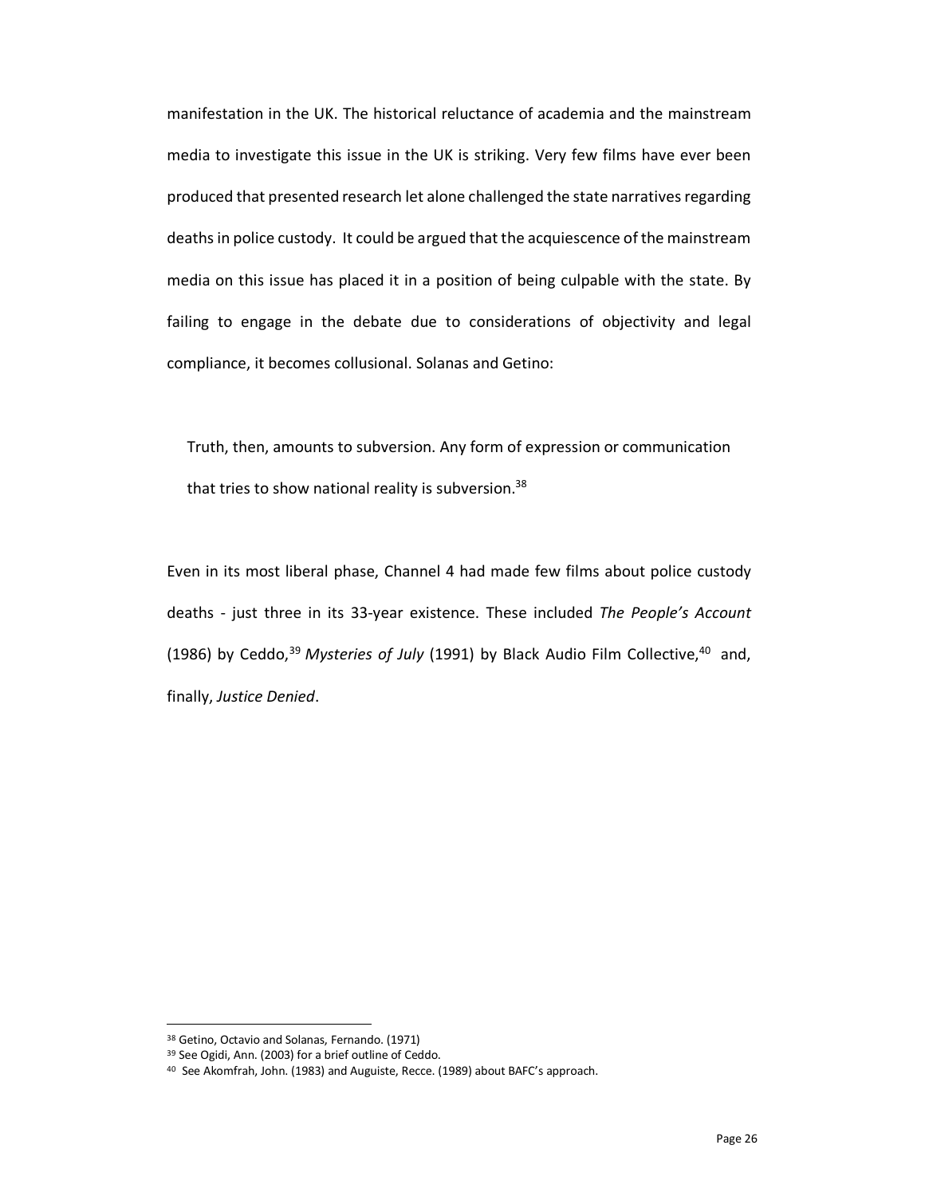manifestation in the UK. The historical reluctance of academia and the mainstream media to investigate this issue in the UK is striking. Very few films have ever been produced that presented research let alone challenged the state narratives regarding deaths in police custody. It could be argued that the acquiescence of the mainstream media on this issue has placed it in a position of being culpable with the state. By failing to engage in the debate due to considerations of objectivity and legal compliance, it becomes collusional. Solanas and Getino:

> Truth, then, amounts to subversion. Any form of expression or communication that tries to show national reality is subversion.[38]

Even in its most liberal phase, Channel 4 had made few films about police custody deaths - just three in its 33-year existence. These included *The People's Account* (1986) by Ceddo,[39] *Mysteries of July* (1991) by Black Audio Film Collective,[40] and, finally, *Justice Denied*.

---

[38] Getino, Octavio and Solanas, Fernando. (1971)

[39] See Ogidi, Ann. (2003) for a brief outline of Ceddo.

[40] See Akomfrah, John. (1983) and Auguiste, Recce. (1989) about BAFC's approach.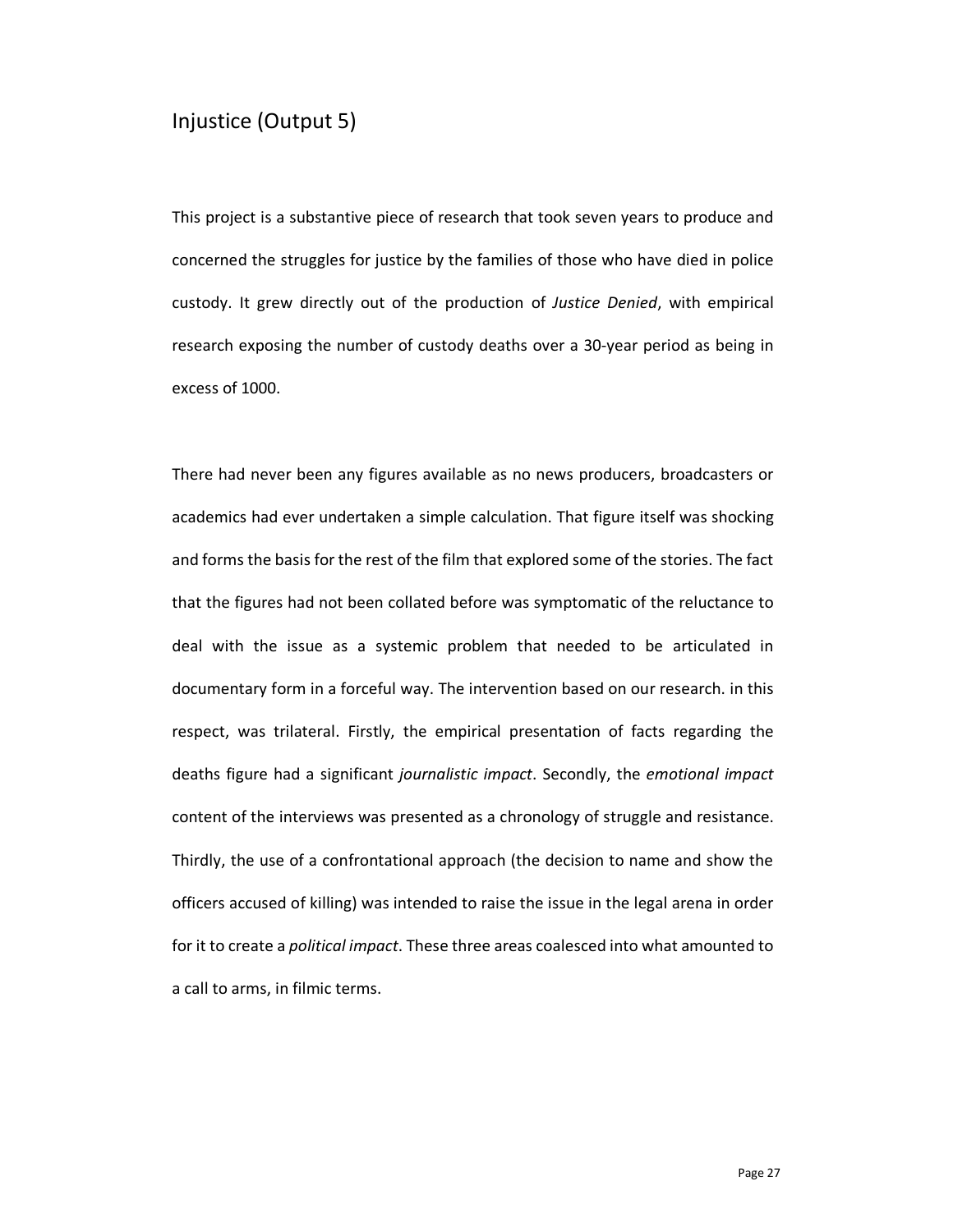## Injustice (Output 5)

This project is a substantive piece of research that took seven years to produce and concerned the struggles for justice by the families of those who have died in police custody. It grew directly out of the production of *Justice Denied*, with empirical research exposing the number of custody deaths over a 30-year period as being in excess of 1000.

There had never been any figures available as no news producers, broadcasters or academics had ever undertaken a simple calculation. That figure itself was shocking and forms the basis for the rest of the film that explored some of the stories. The fact that the figures had not been collated before was symptomatic of the reluctance to deal with the issue as a systemic problem that needed to be articulated in documentary form in a forceful way. The intervention based on our research. in this respect, was trilateral. Firstly, the empirical presentation of facts regarding the deaths figure had a significant *journalistic impact*. Secondly, the *emotional impact* content of the interviews was presented as a chronology of struggle and resistance. Thirdly, the use of a confrontational approach (the decision to name and show the officers accused of killing) was intended to raise the issue in the legal arena in order for it to create a *political impact*. These three areas coalesced into what amounted to a call to arms, in filmic terms.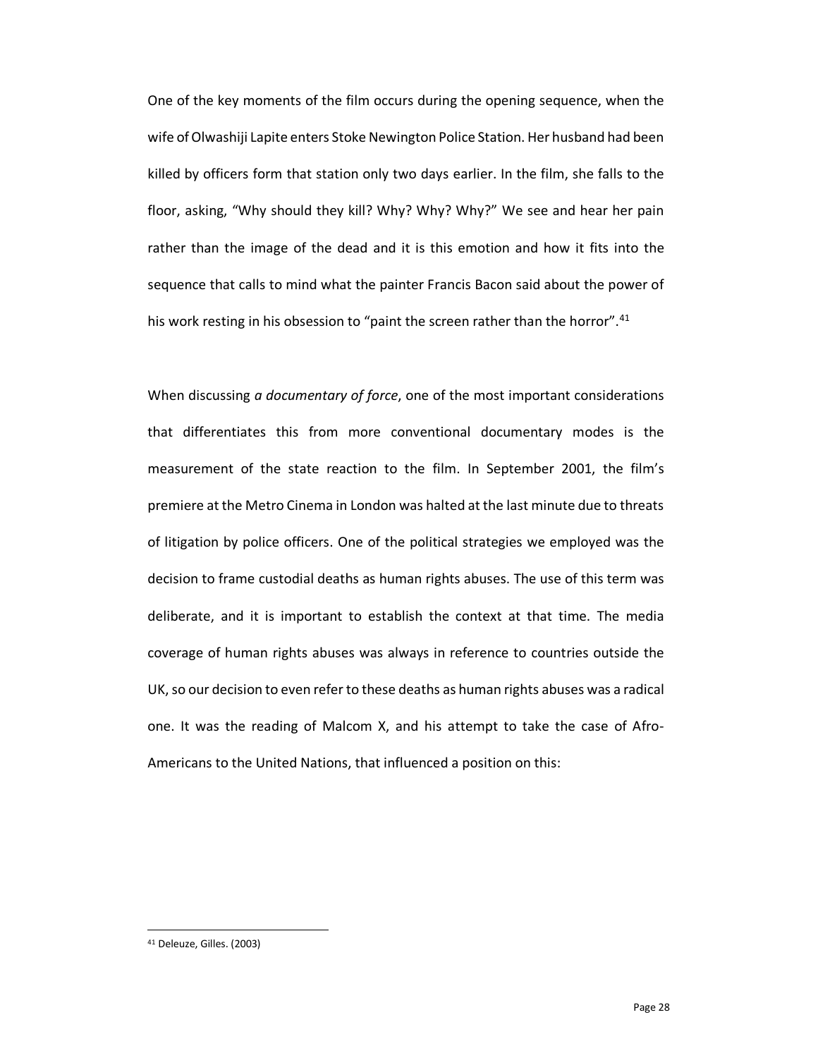One of the key moments of the film occurs during the opening sequence, when the wife of Olwashiji Lapite enters Stoke Newington Police Station. Her husband had been killed by officers form that station only two days earlier. In the film, she falls to the floor, asking, “Why should they kill? Why? Why? Why?” We see and hear her pain rather than the image of the dead and it is this emotion and how it fits into the sequence that calls to mind what the painter Francis Bacon said about the power of his work resting in his obsession to “paint the screen rather than the horror”.[41]

When discussing *a documentary of force*, one of the most important considerations that differentiates this from more conventional documentary modes is the measurement of the state reaction to the film. In September 2001, the film’s premiere at the Metro Cinema in London was halted at the last minute due to threats of litigation by police officers. One of the political strategies we employed was the decision to frame custodial deaths as human rights abuses. The use of this term was deliberate, and it is important to establish the context at that time. The media coverage of human rights abuses was always in reference to countries outside the UK, so our decision to even refer to these deaths as human rights abuses was a radical one. It was the reading of Malcom X, and his attempt to take the case of Afro-Americans to the United Nations, that influenced a position on this:

---

[41] Deleuze, Gilles. (2003)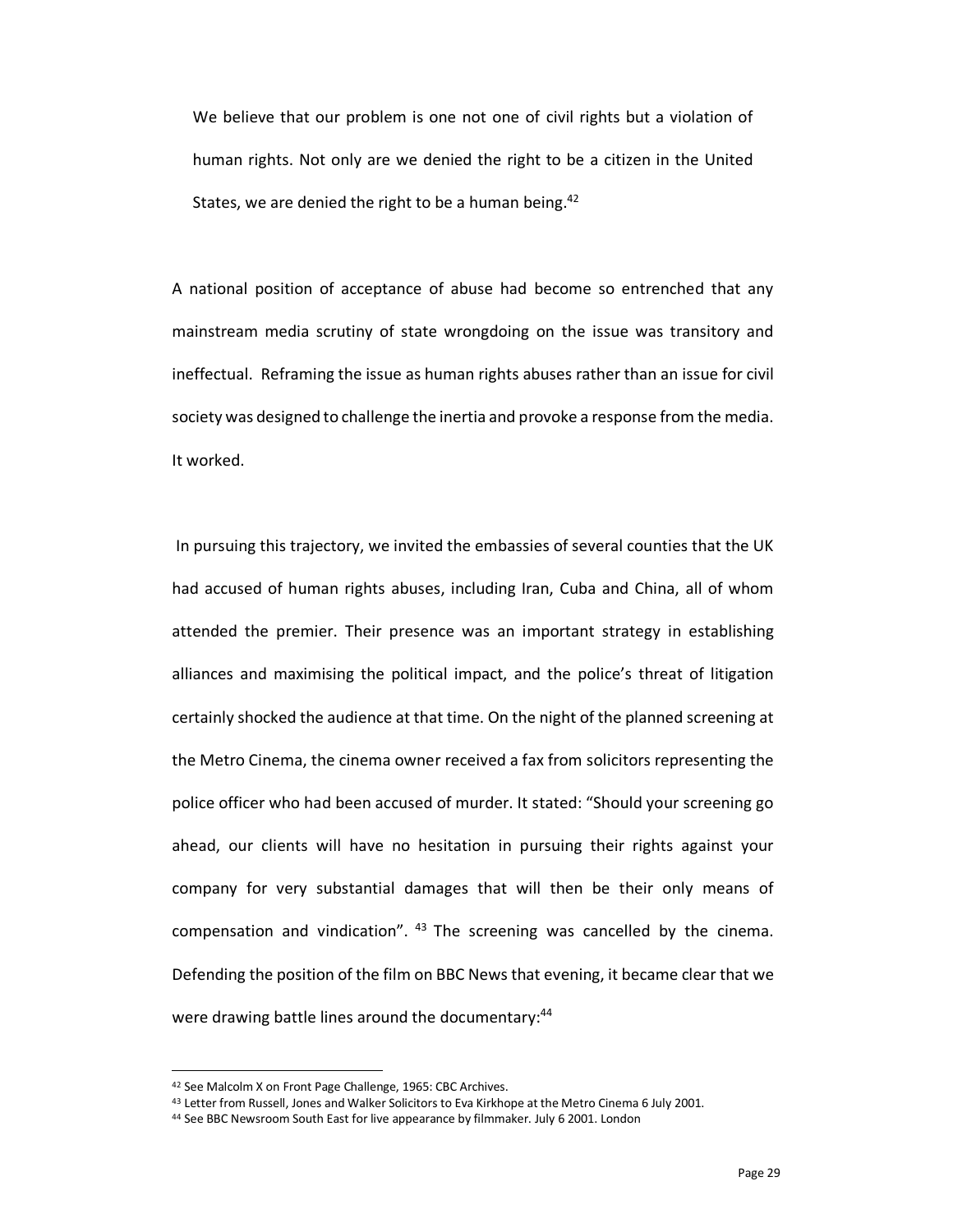> We believe that our problem is one not one of civil rights but a violation of human rights. Not only are we denied the right to be a citizen in the United States, we are denied the right to be a human being.[42]

A national position of acceptance of abuse had become so entrenched that any mainstream media scrutiny of state wrongdoing on the issue was transitory and ineffectual. Reframing the issue as human rights abuses rather than an issue for civil society was designed to challenge the inertia and provoke a response from the media. It worked.

In pursuing this trajectory, we invited the embassies of several counties that the UK had accused of human rights abuses, including Iran, Cuba and China, all of whom attended the premier. Their presence was an important strategy in establishing alliances and maximising the political impact, and the police's threat of litigation certainly shocked the audience at that time. On the night of the planned screening at the Metro Cinema, the cinema owner received a fax from solicitors representing the police officer who had been accused of murder. It stated: "Should your screening go ahead, our clients will have no hesitation in pursuing their rights against your company for very substantial damages that will then be their only means of compensation and vindication". [43] The screening was cancelled by the cinema. Defending the position of the film on BBC News that evening, it became clear that we were drawing battle lines around the documentary:[44]

---

[42] See Malcolm X on Front Page Challenge, 1965: CBC Archives.

[43] Letter from Russell, Jones and Walker Solicitors to Eva Kirkhope at the Metro Cinema 6 July 2001.

[44] See BBC Newsroom South East for live appearance by filmmaker. July 6 2001. London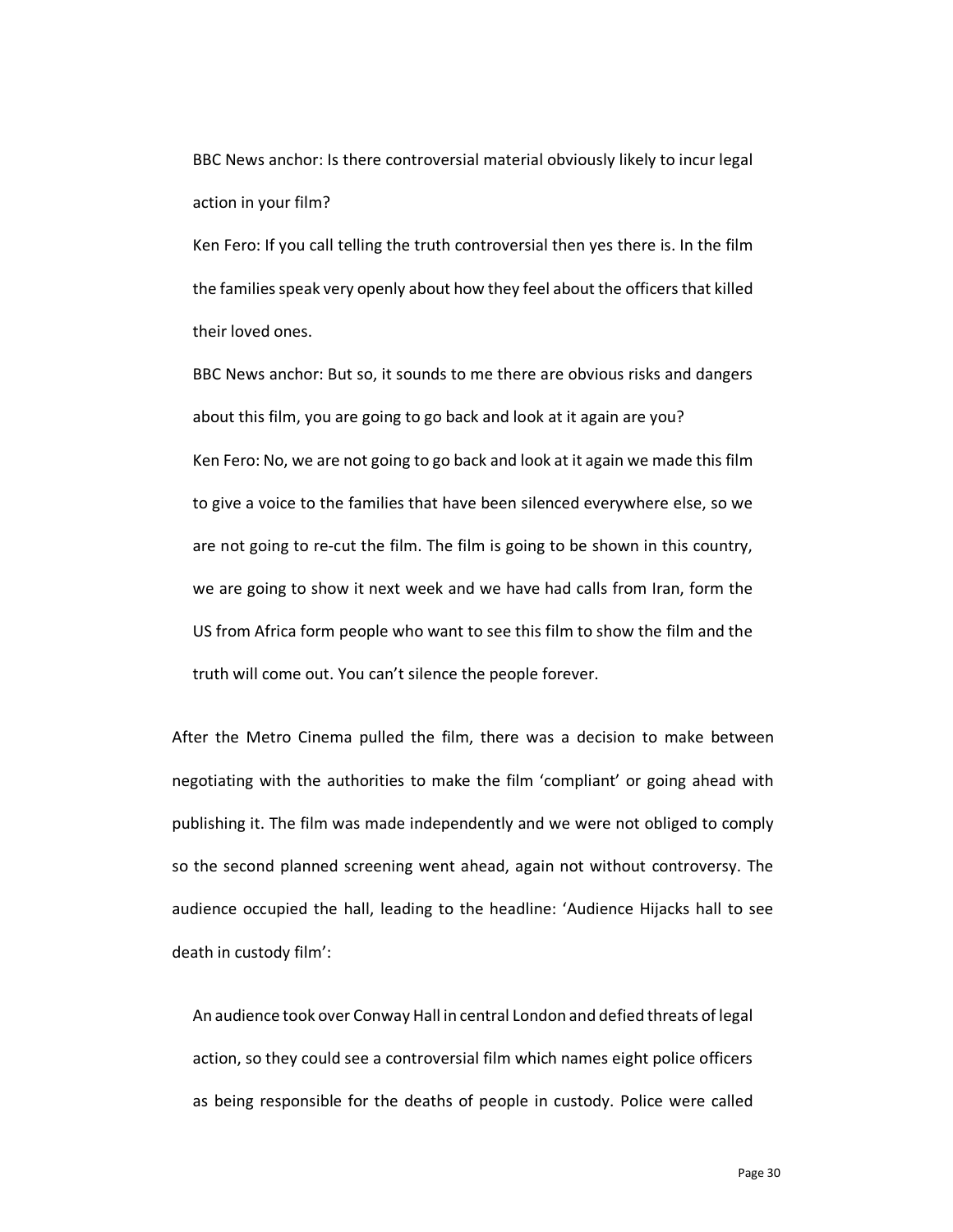> BBC News anchor: Is there controversial material obviously likely to incur legal action in your film?
>
> Ken Fero: If you call telling the truth controversial then yes there is. In the film the families speak very openly about how they feel about the officers that killed their loved ones.
>
> BBC News anchor: But so, it sounds to me there are obvious risks and dangers about this film, you are going to go back and look at it again are you?
>
> Ken Fero: No, we are not going to go back and look at it again we made this film to give a voice to the families that have been silenced everywhere else, so we are not going to re-cut the film. The film is going to be shown in this country, we are going to show it next week and we have had calls from Iran, form the US from Africa form people who want to see this film to show the film and the truth will come out. You can't silence the people forever.

After the Metro Cinema pulled the film, there was a decision to make between negotiating with the authorities to make the film 'compliant' or going ahead with publishing it. The film was made independently and we were not obliged to comply so the second planned screening went ahead, again not without controversy. The audience occupied the hall, leading to the headline: 'Audience Hijacks hall to see death in custody film':

> An audience took over Conway Hall in central London and defied threats of legal action, so they could see a controversial film which names eight police officers as being responsible for the deaths of people in custody. Police were called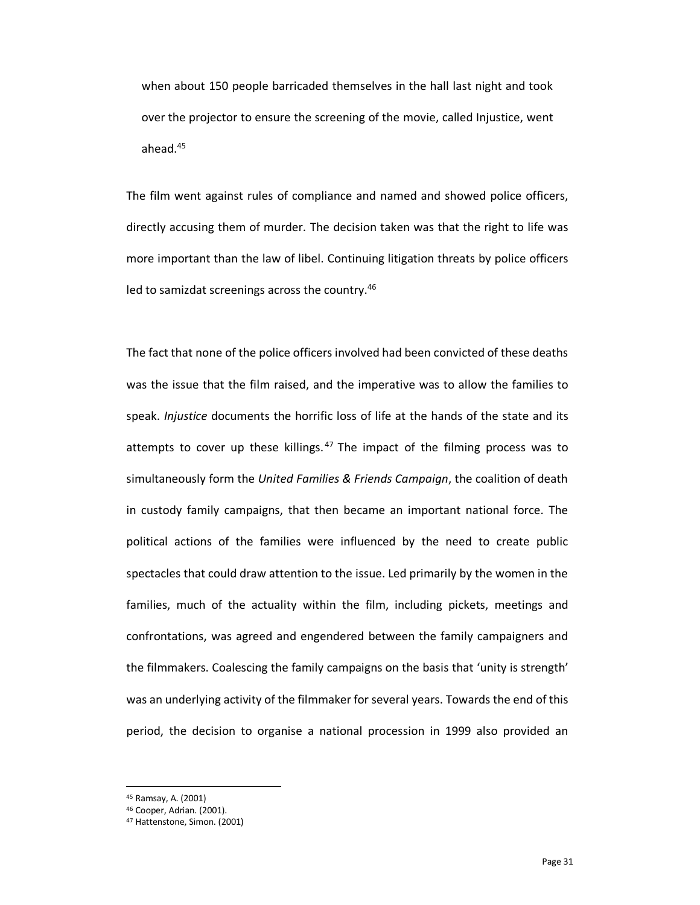> when about 150 people barricaded themselves in the hall last night and took over the projector to ensure the screening of the movie, called Injustice, went ahead.[45]

The film went against rules of compliance and named and showed police officers, directly accusing them of murder. The decision taken was that the right to life was more important than the law of libel. Continuing litigation threats by police officers led to samizdat screenings across the country.[46]

The fact that none of the police officers involved had been convicted of these deaths was the issue that the film raised, and the imperative was to allow the families to speak. *Injustice* documents the horrific loss of life at the hands of the state and its attempts to cover up these killings.[47] The impact of the filming process was to simultaneously form the *United Families & Friends Campaign*, the coalition of death in custody family campaigns, that then became an important national force. The political actions of the families were influenced by the need to create public spectacles that could draw attention to the issue. Led primarily by the women in the families, much of the actuality within the film, including pickets, meetings and confrontations, was agreed and engendered between the family campaigners and the filmmakers. Coalescing the family campaigns on the basis that 'unity is strength' was an underlying activity of the filmmaker for several years. Towards the end of this period, the decision to organise a national procession in 1999 also provided an

---

[45] Ramsay, A. (2001)
[46] Cooper, Adrian. (2001).
[47] Hattenstone, Simon. (2001)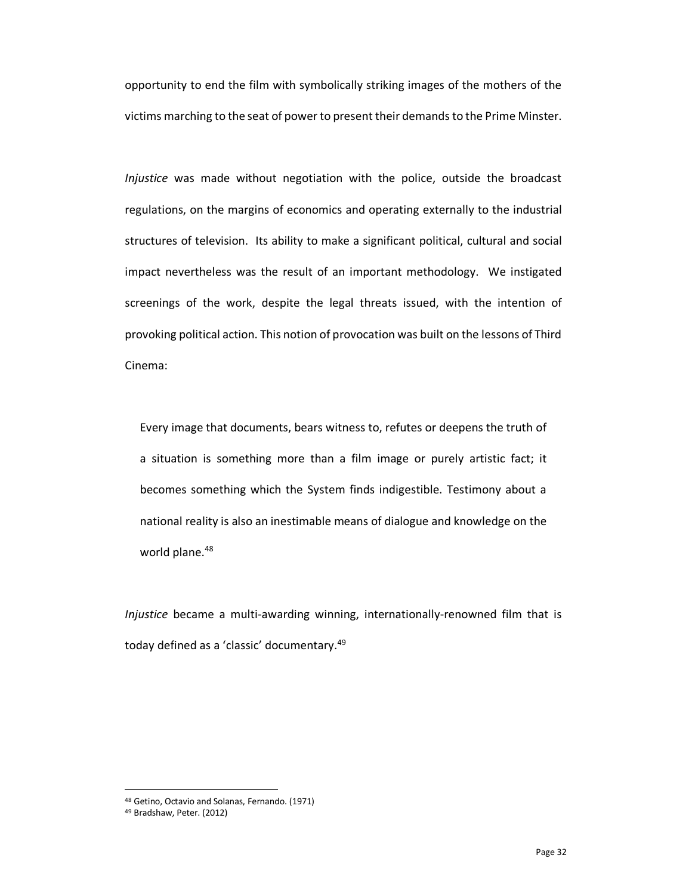opportunity to end the film with symbolically striking images of the mothers of the victims marching to the seat of power to present their demands to the Prime Minster.

*Injustice* was made without negotiation with the police, outside the broadcast regulations, on the margins of economics and operating externally to the industrial structures of television. Its ability to make a significant political, cultural and social impact nevertheless was the result of an important methodology. We instigated screenings of the work, despite the legal threats issued, with the intention of provoking political action. This notion of provocation was built on the lessons of Third Cinema:

> Every image that documents, bears witness to, refutes or deepens the truth of a situation is something more than a film image or purely artistic fact; it becomes something which the System finds indigestible. Testimony about a national reality is also an inestimable means of dialogue and knowledge on the world plane.[48]

*Injustice* became a multi-awarding winning, internationally-renowned film that is today defined as a 'classic' documentary.[49]

---

[48] Getino, Octavio and Solanas, Fernando. (1971)

[49] Bradshaw, Peter. (2012)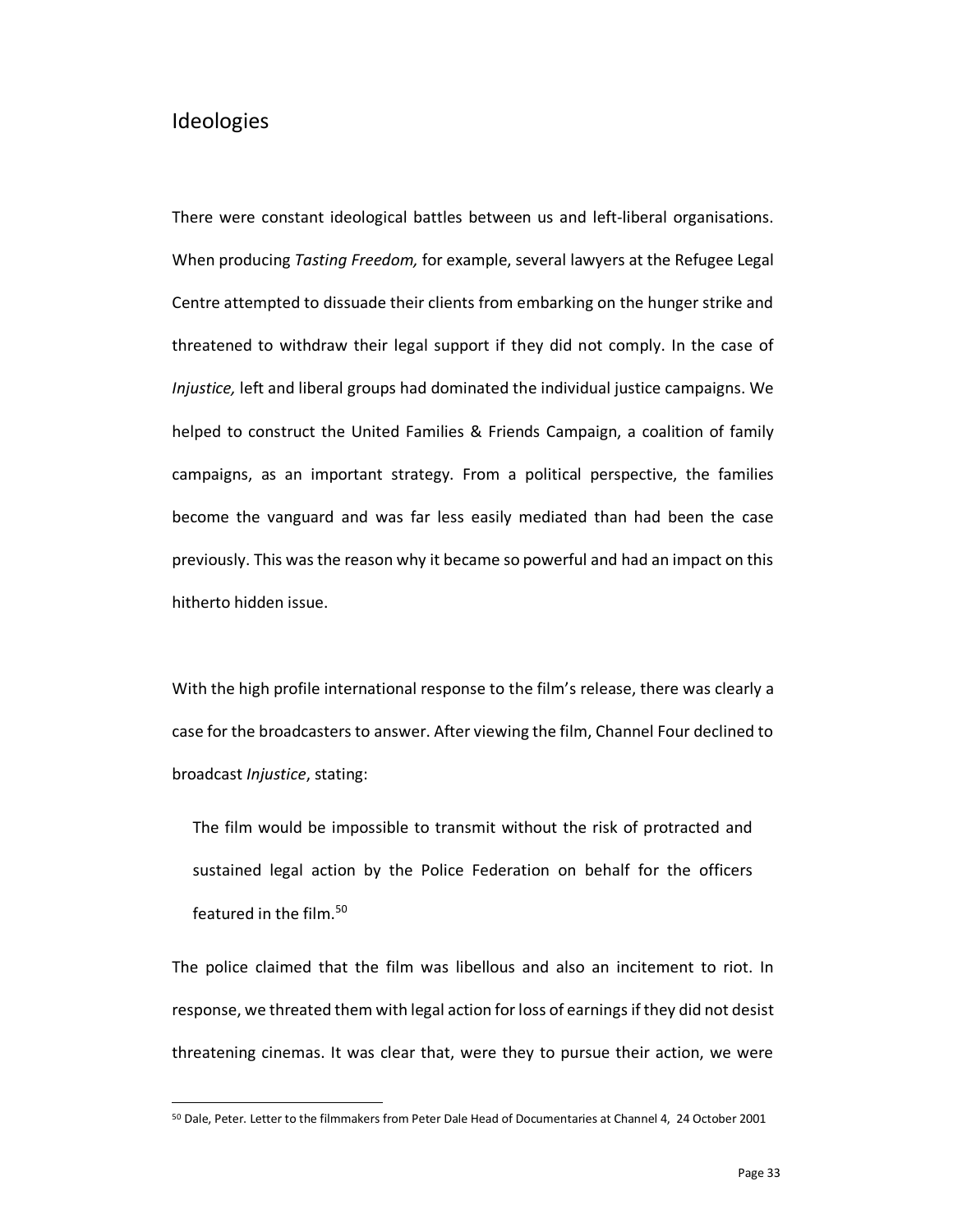## Ideologies

There were constant ideological battles between us and left-liberal organisations. When producing *Tasting Freedom,* for example, several lawyers at the Refugee Legal Centre attempted to dissuade their clients from embarking on the hunger strike and threatened to withdraw their legal support if they did not comply. In the case of *Injustice,* left and liberal groups had dominated the individual justice campaigns. We helped to construct the United Families & Friends Campaign, a coalition of family campaigns, as an important strategy. From a political perspective, the families become the vanguard and was far less easily mediated than had been the case previously. This was the reason why it became so powerful and had an impact on this hitherto hidden issue.

With the high profile international response to the film's release, there was clearly a case for the broadcasters to answer. After viewing the film, Channel Four declined to broadcast *Injustice*, stating:

> The film would be impossible to transmit without the risk of protracted and sustained legal action by the Police Federation on behalf for the officers featured in the film.[50]

The police claimed that the film was libellous and also an incitement to riot. In response, we threated them with legal action for loss of earnings if they did not desist threatening cinemas. It was clear that, were they to pursue their action, we were

---

[50] Dale, Peter. Letter to the filmmakers from Peter Dale Head of Documentaries at Channel 4, 24 October 2001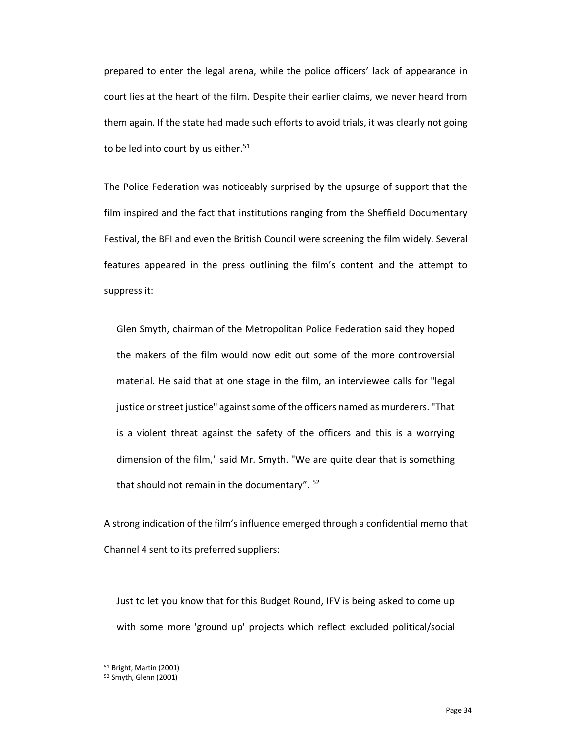prepared to enter the legal arena, while the police officers' lack of appearance in court lies at the heart of the film. Despite their earlier claims, we never heard from them again. If the state had made such efforts to avoid trials, it was clearly not going to be led into court by us either.[51]

The Police Federation was noticeably surprised by the upsurge of support that the film inspired and the fact that institutions ranging from the Sheffield Documentary Festival, the BFI and even the British Council were screening the film widely. Several features appeared in the press outlining the film's content and the attempt to suppress it:

> Glen Smyth, chairman of the Metropolitan Police Federation said they hoped the makers of the film would now edit out some of the more controversial material. He said that at one stage in the film, an interviewee calls for "legal justice or street justice" against some of the officers named as murderers. "That is a violent threat against the safety of the officers and this is a worrying dimension of the film," said Mr. Smyth. "We are quite clear that is something that should not remain in the documentary". [52]

A strong indication of the film's influence emerged through a confidential memo that Channel 4 sent to its preferred suppliers:

> Just to let you know that for this Budget Round, IFV is being asked to come up with some more 'ground up' projects which reflect excluded political/social

[51] Bright, Martin (2001)

[52] Smyth, Glenn (2001)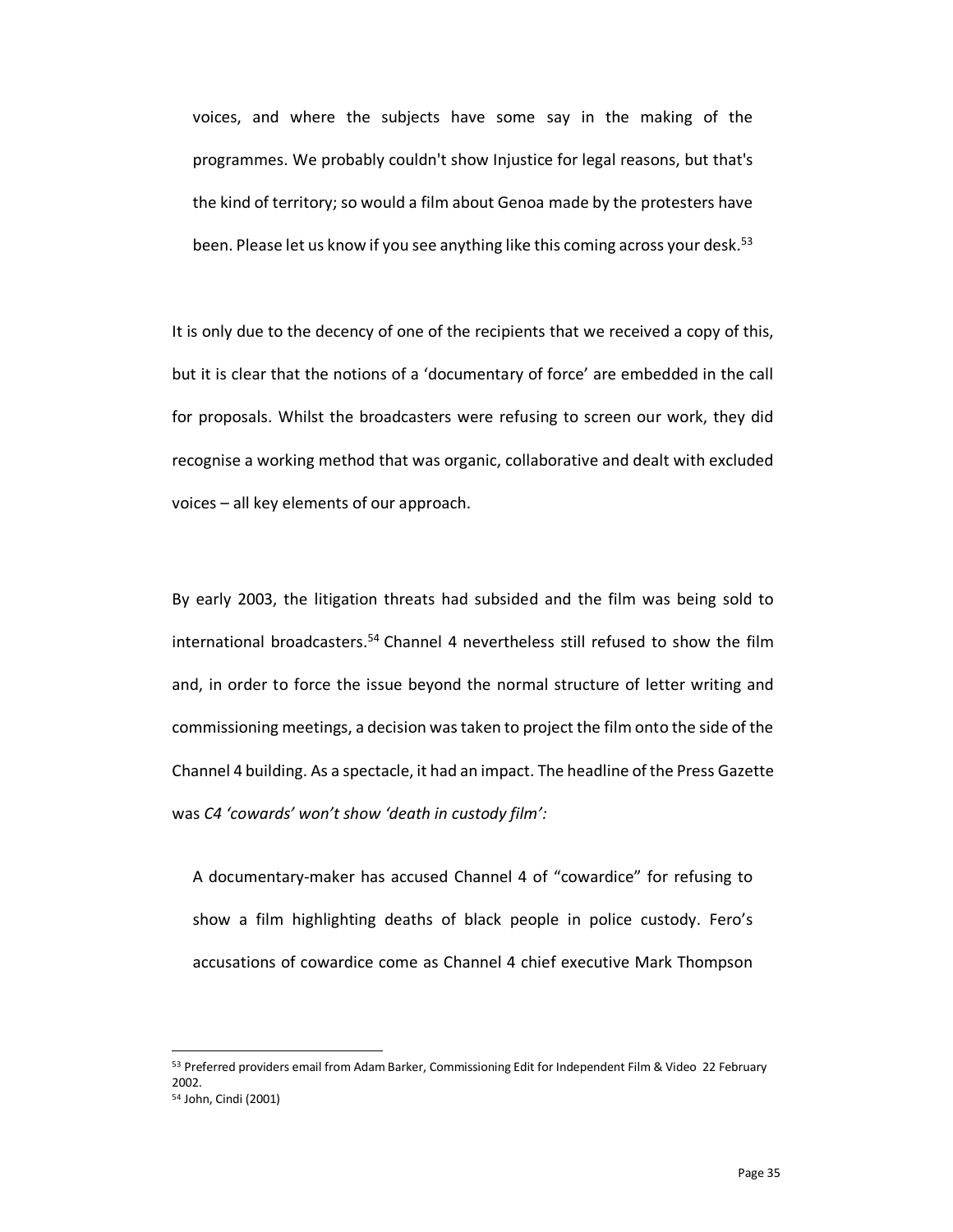> voices, and where the subjects have some say in the making of the programmes. We probably couldn't show Injustice for legal reasons, but that's the kind of territory; so would a film about Genoa made by the protesters have been. Please let us know if you see anything like this coming across your desk.[53]

It is only due to the decency of one of the recipients that we received a copy of this, but it is clear that the notions of a 'documentary of force' are embedded in the call for proposals. Whilst the broadcasters were refusing to screen our work, they did recognise a working method that was organic, collaborative and dealt with excluded voices – all key elements of our approach.

By early 2003, the litigation threats had subsided and the film was being sold to international broadcasters.[54] Channel 4 nevertheless still refused to show the film and, in order to force the issue beyond the normal structure of letter writing and commissioning meetings, a decision was taken to project the film onto the side of the Channel 4 building. As a spectacle, it had an impact. The headline of the Press Gazette was *C4 'cowards' won't show 'death in custody film':*

> A documentary-maker has accused Channel 4 of "cowardice" for refusing to show a film highlighting deaths of black people in police custody. Fero's accusations of cowardice come as Channel 4 chief executive Mark Thompson

---

[53] Preferred providers email from Adam Barker, Commissioning Edit for Independent Film & Video 22 February 2002.

[54] John, Cindi (2001)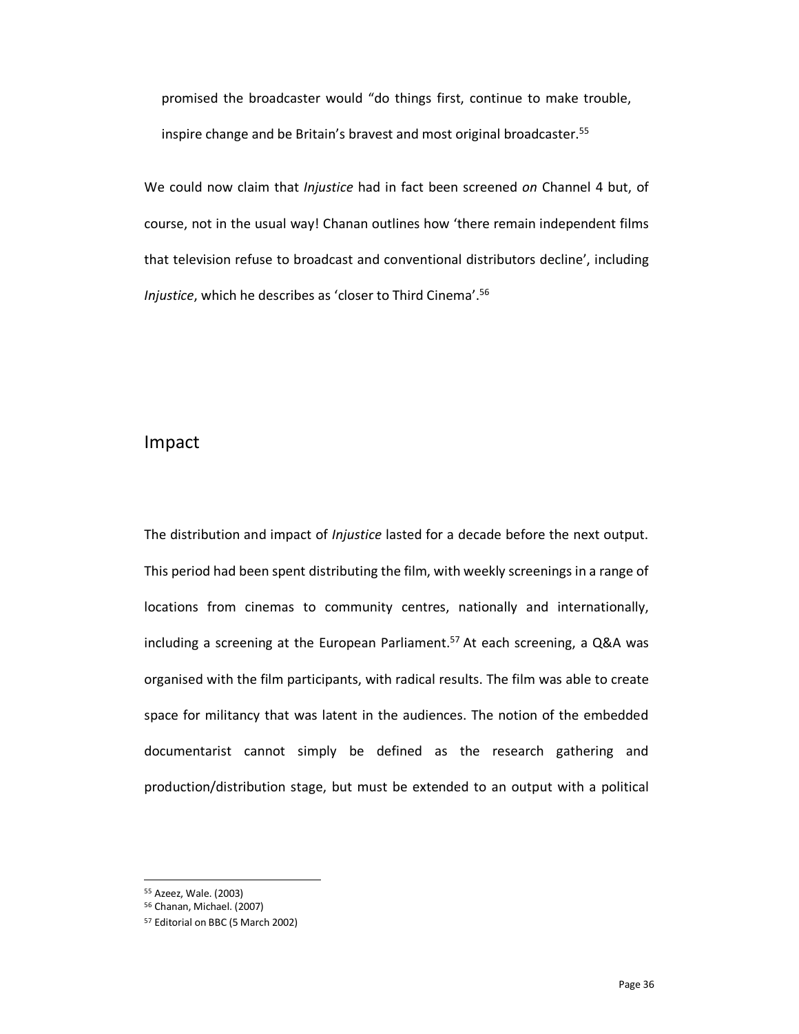promised the broadcaster would "do things first, continue to make trouble, inspire change and be Britain's bravest and most original broadcaster.[55]

We could now claim that *Injustice* had in fact been screened *on* Channel 4 but, of course, not in the usual way! Chanan outlines how 'there remain independent films that television refuse to broadcast and conventional distributors decline', including *Injustice*, which he describes as 'closer to Third Cinema'.[56]

## Impact

The distribution and impact of *Injustice* lasted for a decade before the next output. This period had been spent distributing the film, with weekly screenings in a range of locations from cinemas to community centres, nationally and internationally, including a screening at the European Parliament.[57] At each screening, a Q&A was organised with the film participants, with radical results. The film was able to create space for militancy that was latent in the audiences. The notion of the embedded documentarist cannot simply be defined as the research gathering and production/distribution stage, but must be extended to an output with a political

[55] Azeez, Wale. (2003)
[56] Chanan, Michael. (2007)
[57] Editorial on BBC (5 March 2002)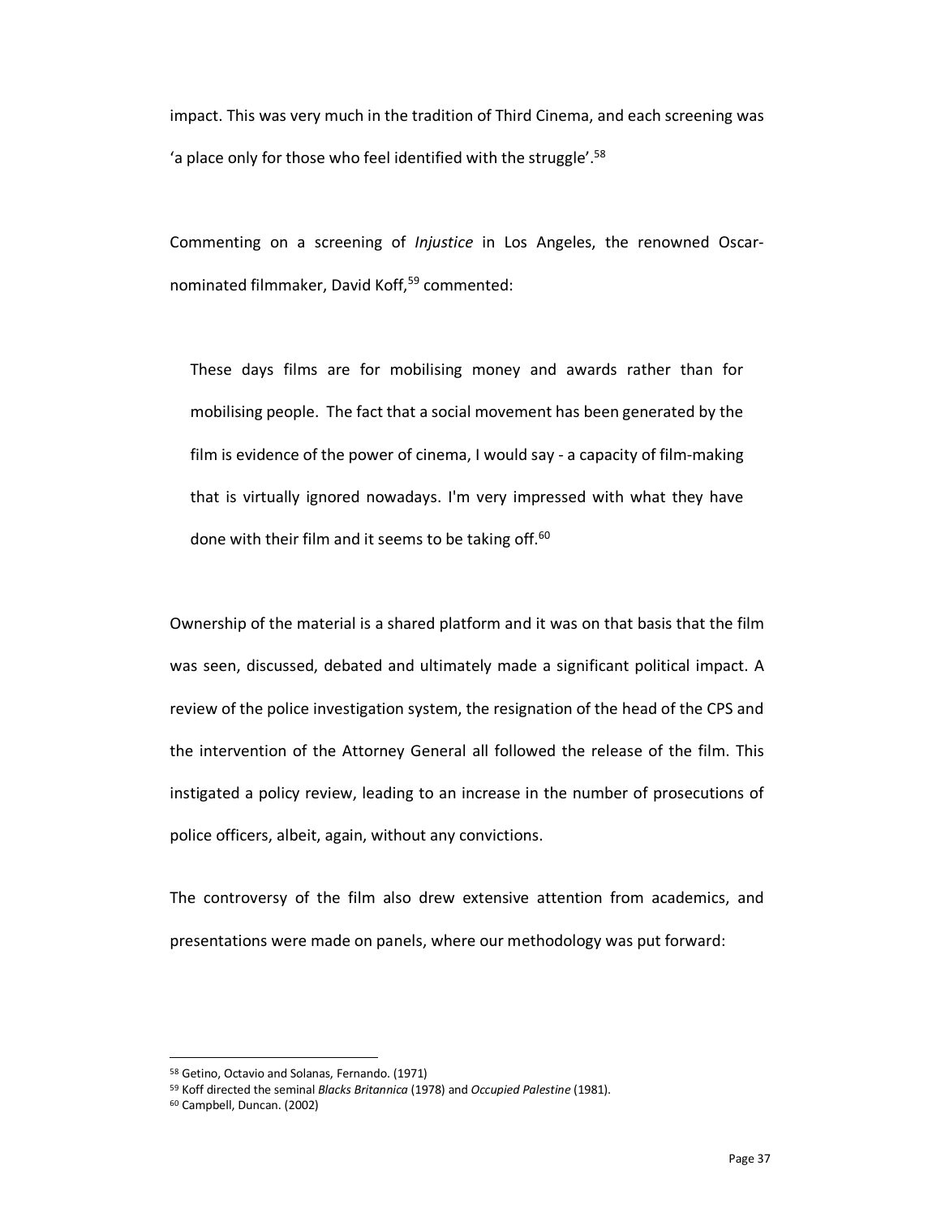impact. This was very much in the tradition of Third Cinema, and each screening was 'a place only for those who feel identified with the struggle'.[58]

Commenting on a screening of *Injustice* in Los Angeles, the renowned Oscar-nominated filmmaker, David Koff,[59] commented:

> These days films are for mobilising money and awards rather than for mobilising people. The fact that a social movement has been generated by the film is evidence of the power of cinema, I would say - a capacity of film-making that is virtually ignored nowadays. I'm very impressed with what they have done with their film and it seems to be taking off.[60]

Ownership of the material is a shared platform and it was on that basis that the film was seen, discussed, debated and ultimately made a significant political impact. A review of the police investigation system, the resignation of the head of the CPS and the intervention of the Attorney General all followed the release of the film. This instigated a policy review, leading to an increase in the number of prosecutions of police officers, albeit, again, without any convictions.

The controversy of the film also drew extensive attention from academics, and presentations were made on panels, where our methodology was put forward:

---

[58] Getino, Octavio and Solanas, Fernando. (1971)

[59] Koff directed the seminal *Blacks Britannica* (1978) and *Occupied Palestine* (1981).

[60] Campbell, Duncan. (2002)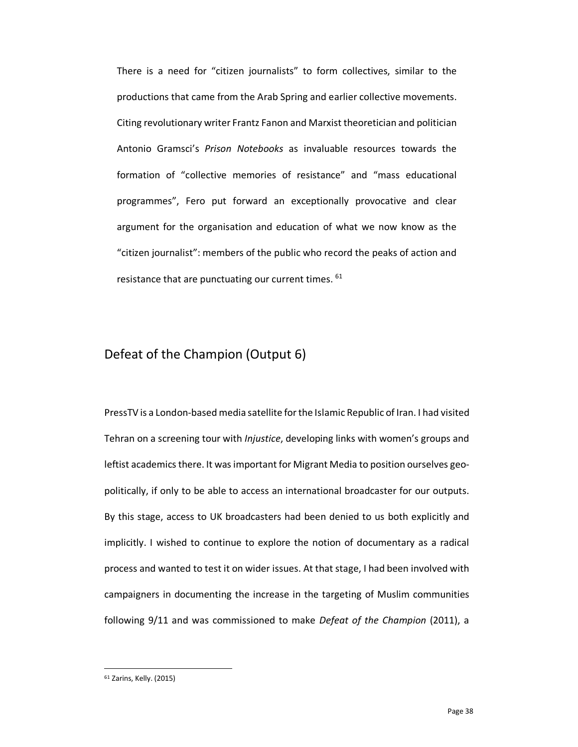There is a need for "citizen journalists" to form collectives, similar to the productions that came from the Arab Spring and earlier collective movements. Citing revolutionary writer Frantz Fanon and Marxist theoretician and politician Antonio Gramsci's *Prison Notebooks* as invaluable resources towards the formation of "collective memories of resistance" and "mass educational programmes", Fero put forward an exceptionally provocative and clear argument for the organisation and education of what we now know as the "citizen journalist": members of the public who record the peaks of action and resistance that are punctuating our current times. [61]

## Defeat of the Champion (Output 6)

PressTV is a London-based media satellite for the Islamic Republic of Iran. I had visited Tehran on a screening tour with *Injustice*, developing links with women's groups and leftist academics there. It was important for Migrant Media to position ourselves geo-politically, if only to be able to access an international broadcaster for our outputs. By this stage, access to UK broadcasters had been denied to us both explicitly and implicitly. I wished to continue to explore the notion of documentary as a radical process and wanted to test it on wider issues. At that stage, I had been involved with campaigners in documenting the increase in the targeting of Muslim communities following 9/11 and was commissioned to make *Defeat of the Champion* (2011), a

---

[61] Zarins, Kelly. (2015)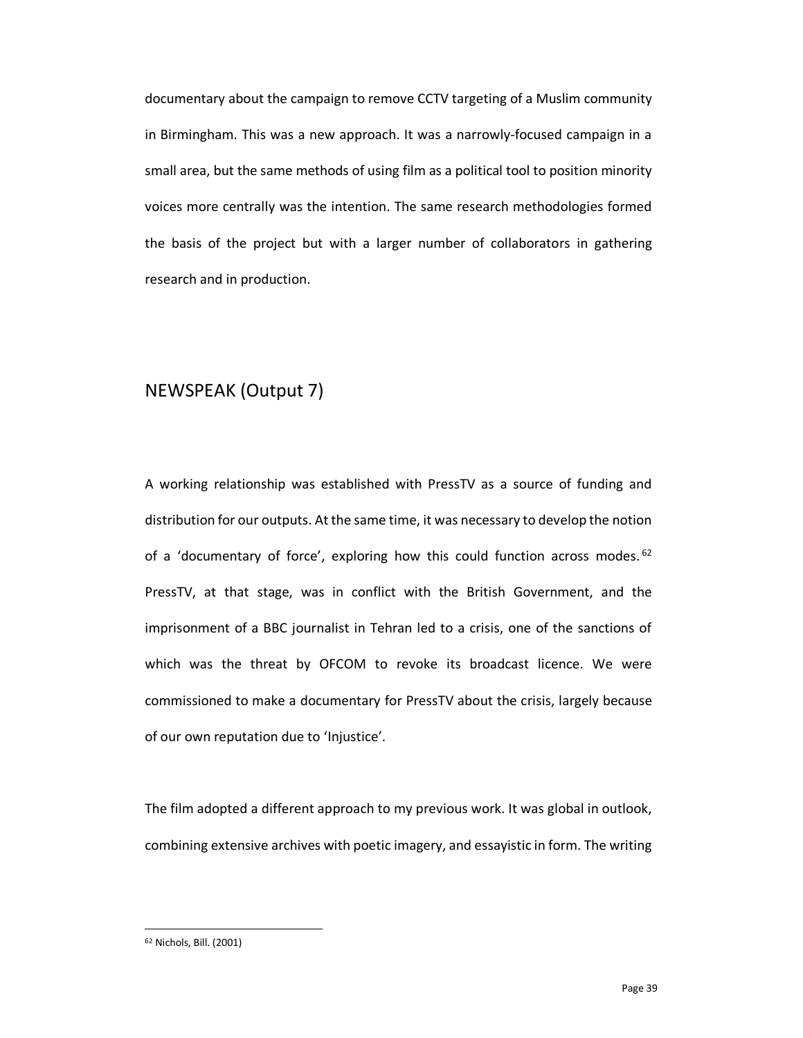documentary about the campaign to remove CCTV targeting of a Muslim community in Birmingham. This was a new approach. It was a narrowly-focused campaign in a small area, but the same methods of using film as a political tool to position minority voices more centrally was the intention. The same research methodologies formed the basis of the project but with a larger number of collaborators in gathering research and in production.

## NEWSPEAK (Output 7)

A working relationship was established with PressTV as a source of funding and distribution for our outputs. At the same time, it was necessary to develop the notion of a 'documentary of force', exploring how this could function across modes.[62] PressTV, at that stage, was in conflict with the British Government, and the imprisonment of a BBC journalist in Tehran led to a crisis, one of the sanctions of which was the threat by OFCOM to revoke its broadcast licence. We were commissioned to make a documentary for PressTV about the crisis, largely because of our own reputation due to 'Injustice'.

The film adopted a different approach to my previous work. It was global in outlook, combining extensive archives with poetic imagery, and essayistic in form. The writing

[62] Nichols, Bill. (2001)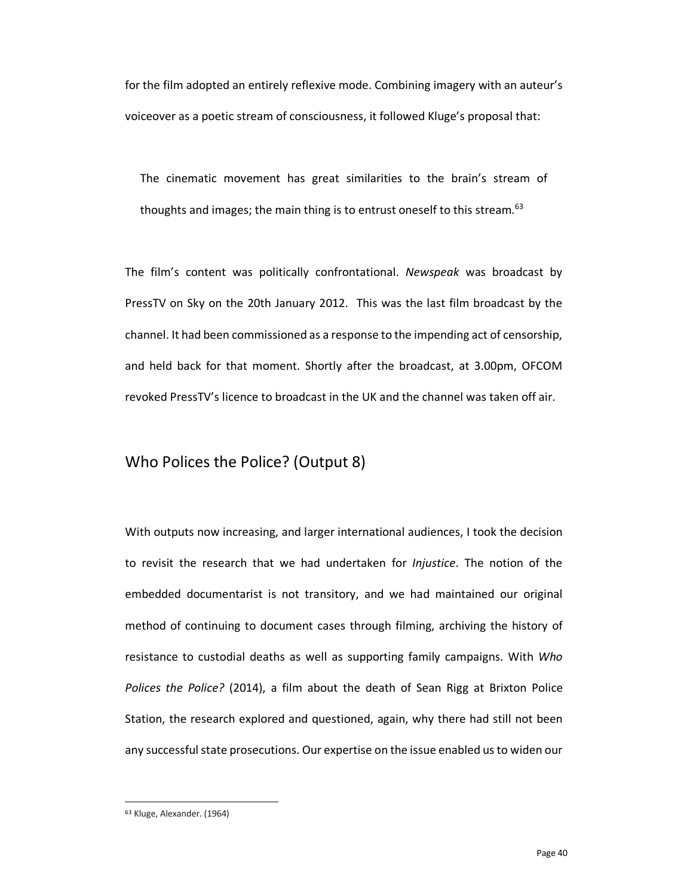for the film adopted an entirely reflexive mode. Combining imagery with an auteur's voiceover as a poetic stream of consciousness, it followed Kluge's proposal that:

> The cinematic movement has great similarities to the brain's stream of thoughts and images; the main thing is to entrust oneself to this stream.[63]

The film's content was politically confrontational. *Newspeak* was broadcast by PressTV on Sky on the 20th January 2012. This was the last film broadcast by the channel. It had been commissioned as a response to the impending act of censorship, and held back for that moment. Shortly after the broadcast, at 3.00pm, OFCOM revoked PressTV's licence to broadcast in the UK and the channel was taken off air.

## Who Polices the Police? (Output 8)

With outputs now increasing, and larger international audiences, I took the decision to revisit the research that we had undertaken for *Injustice*. The notion of the embedded documentarist is not transitory, and we had maintained our original method of continuing to document cases through filming, archiving the history of resistance to custodial deaths as well as supporting family campaigns. With *Who Polices the Police?* (2014), a film about the death of Sean Rigg at Brixton Police Station, the research explored and questioned, again, why there had still not been any successful state prosecutions. Our expertise on the issue enabled us to widen our

---

[63] Kluge, Alexander. (1964)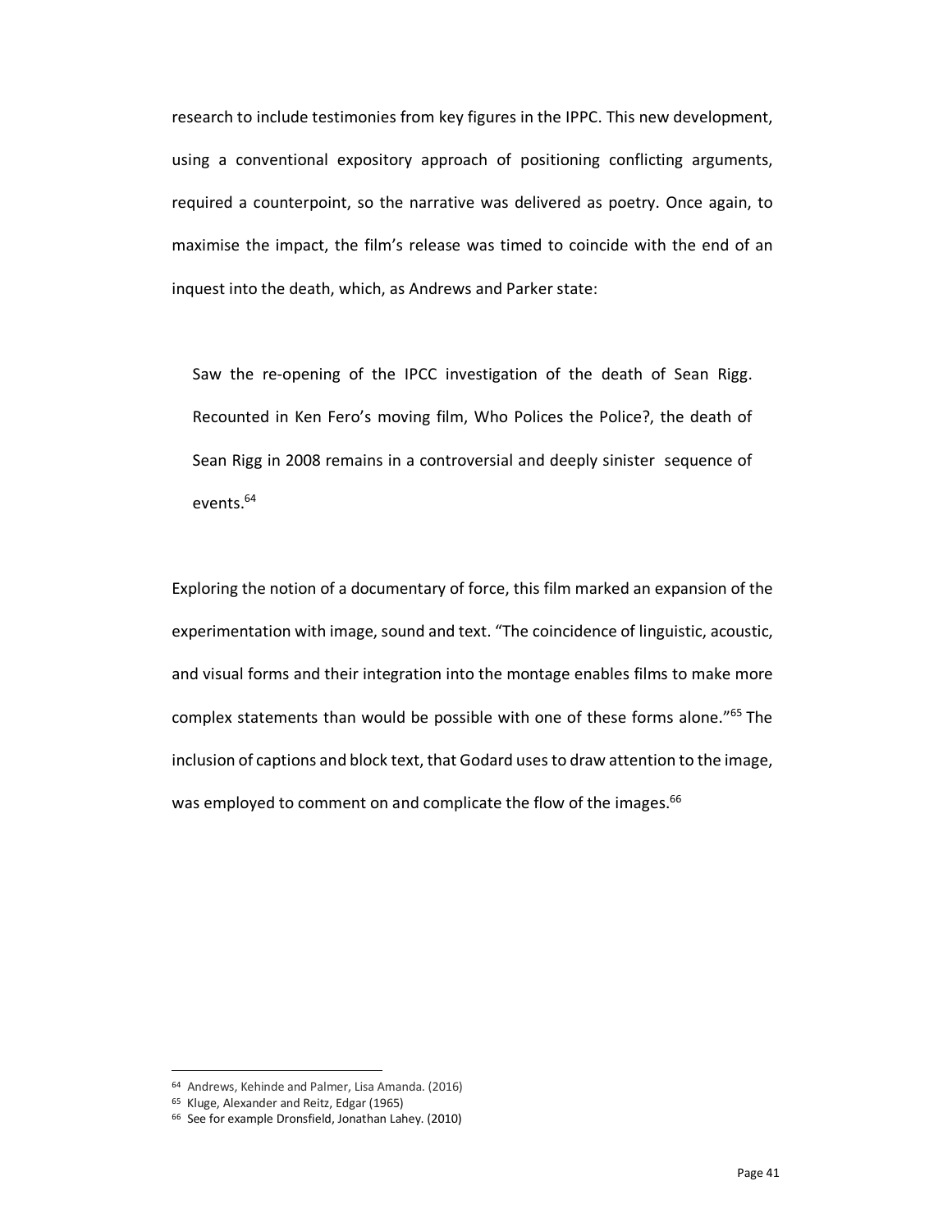research to include testimonies from key figures in the IPPC. This new development, using a conventional expository approach of positioning conflicting arguments, required a counterpoint, so the narrative was delivered as poetry. Once again, to maximise the impact, the film's release was timed to coincide with the end of an inquest into the death, which, as Andrews and Parker state:

> Saw the re-opening of the IPCC investigation of the death of Sean Rigg. Recounted in Ken Fero's moving film, Who Polices the Police?, the death of Sean Rigg in 2008 remains in a controversial and deeply sinister sequence of events.[64]

Exploring the notion of a documentary of force, this film marked an expansion of the experimentation with image, sound and text. "The coincidence of linguistic, acoustic, and visual forms and their integration into the montage enables films to make more complex statements than would be possible with one of these forms alone."[65] The inclusion of captions and block text, that Godard uses to draw attention to the image, was employed to comment on and complicate the flow of the images.[66]

---

[64] Andrews, Kehinde and Palmer, Lisa Amanda. (2016)
[65] Kluge, Alexander and Reitz, Edgar (1965)
[66] See for example Dronsfield, Jonathan Lahey. (2010)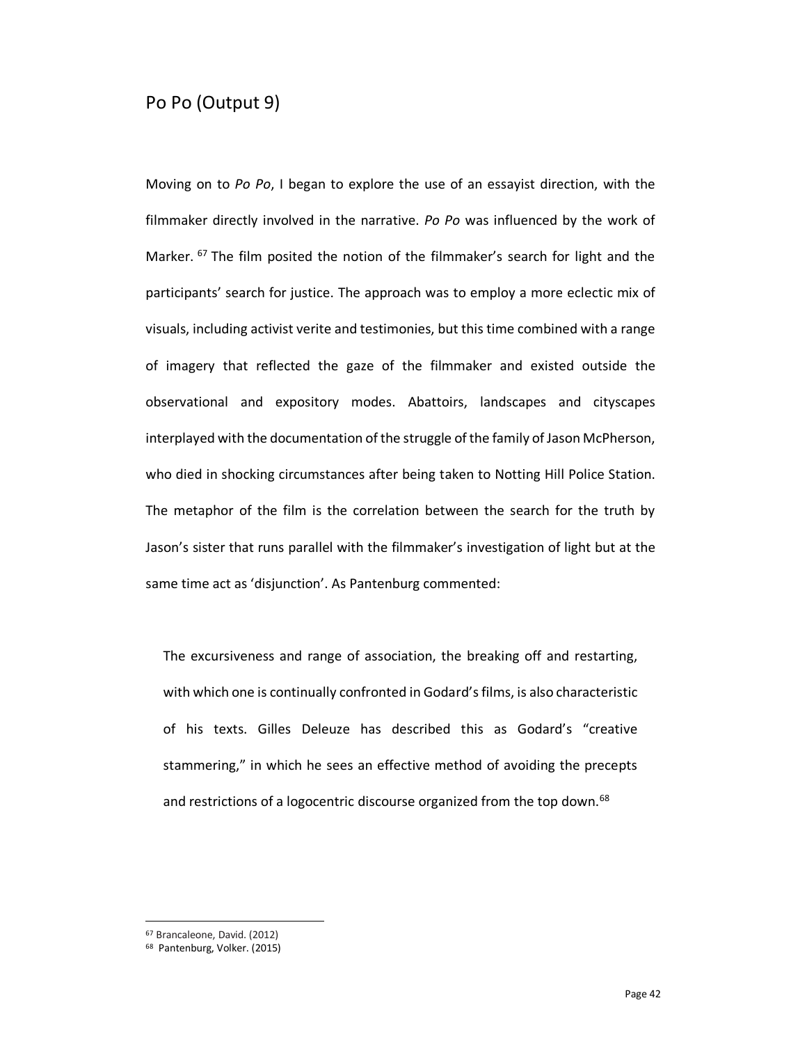## Po Po (Output 9)

Moving on to *Po Po*, I began to explore the use of an essayist direction, with the filmmaker directly involved in the narrative. *Po Po* was influenced by the work of Marker. [67] The film posited the notion of the filmmaker's search for light and the participants' search for justice. The approach was to employ a more eclectic mix of visuals, including activist verite and testimonies, but this time combined with a range of imagery that reflected the gaze of the filmmaker and existed outside the observational and expository modes. Abattoirs, landscapes and cityscapes interplayed with the documentation of the struggle of the family of Jason McPherson, who died in shocking circumstances after being taken to Notting Hill Police Station. The metaphor of the film is the correlation between the search for the truth by Jason's sister that runs parallel with the filmmaker's investigation of light but at the same time act as 'disjunction'. As Pantenburg commented:

> The excursiveness and range of association, the breaking off and restarting, with which one is continually confronted in Godard's films, is also characteristic of his texts. Gilles Deleuze has described this as Godard's "creative stammering," in which he sees an effective method of avoiding the precepts and restrictions of a logocentric discourse organized from the top down.[68]

---

[67] Brancaleone, David. (2012)

[68] Pantenburg, Volker. (2015)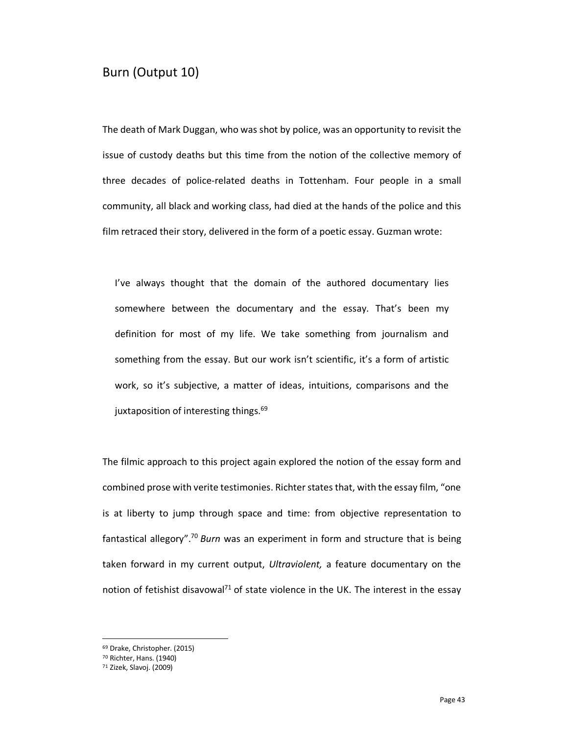## Burn (Output 10)

The death of Mark Duggan, who was shot by police, was an opportunity to revisit the issue of custody deaths but this time from the notion of the collective memory of three decades of police-related deaths in Tottenham. Four people in a small community, all black and working class, had died at the hands of the police and this film retraced their story, delivered in the form of a poetic essay. Guzman wrote:

> I've always thought that the domain of the authored documentary lies somewhere between the documentary and the essay. That's been my definition for most of my life. We take something from journalism and something from the essay. But our work isn't scientific, it's a form of artistic work, so it's subjective, a matter of ideas, intuitions, comparisons and the juxtaposition of interesting things.[69]

The filmic approach to this project again explored the notion of the essay form and combined prose with verite testimonies. Richter states that, with the essay film, "one is at liberty to jump through space and time: from objective representation to fantastical allegory".[70] *Burn* was an experiment in form and structure that is being taken forward in my current output, *Ultraviolent,* a feature documentary on the notion of fetishist disavowal[71] of state violence in the UK. The interest in the essay

[69] Drake, Christopher. (2015)
[70] Richter, Hans. (1940)
[71] Zizek, Slavoj. (2009)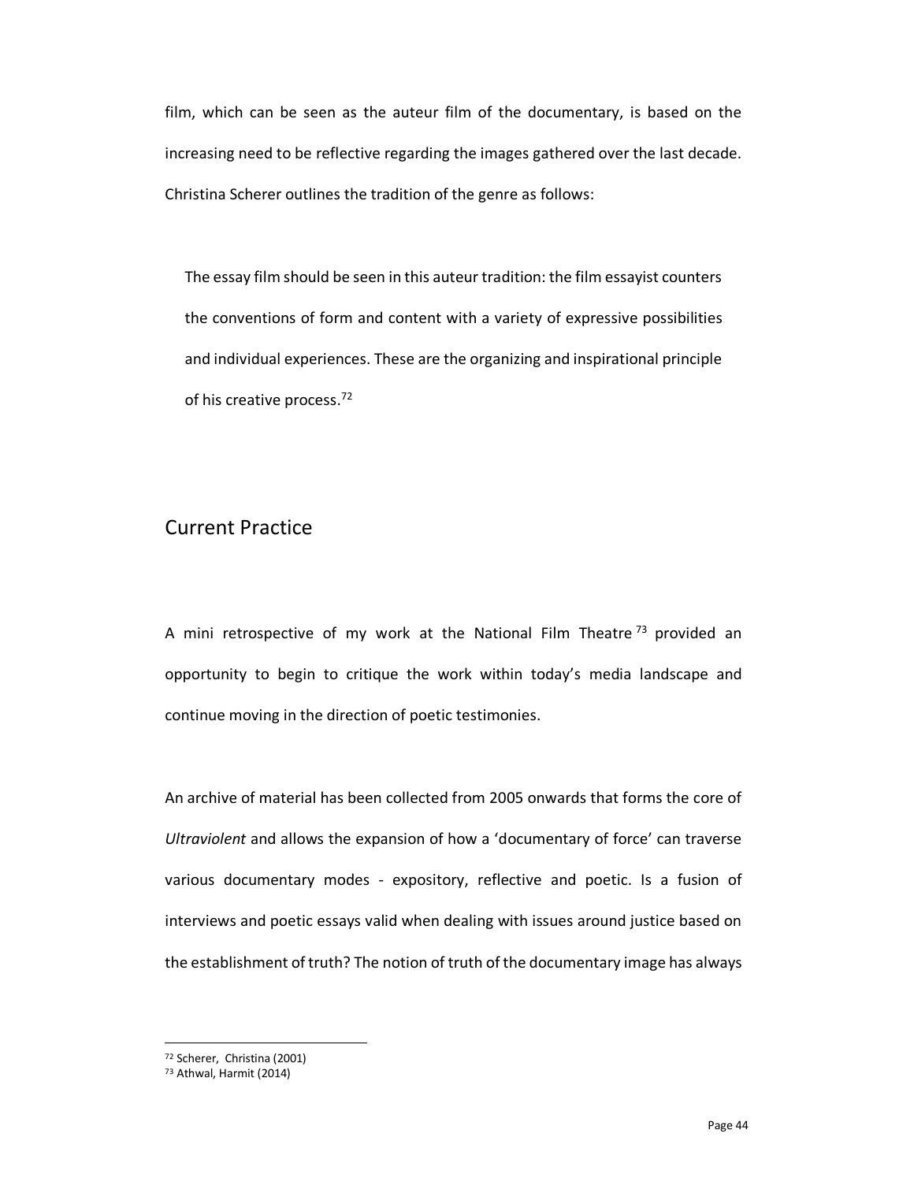film, which can be seen as the auteur film of the documentary, is based on the increasing need to be reflective regarding the images gathered over the last decade. Christina Scherer outlines the tradition of the genre as follows:

> The essay film should be seen in this auteur tradition: the film essayist counters the conventions of form and content with a variety of expressive possibilities and individual experiences. These are the organizing and inspirational principle of his creative process.[72]

## Current Practice

A mini retrospective of my work at the National Film Theatre[73] provided an opportunity to begin to critique the work within today's media landscape and continue moving in the direction of poetic testimonies.

An archive of material has been collected from 2005 onwards that forms the core of *Ultraviolent* and allows the expansion of how a 'documentary of force' can traverse various documentary modes - expository, reflective and poetic. Is a fusion of interviews and poetic essays valid when dealing with issues around justice based on the establishment of truth? The notion of truth of the documentary image has always

---

[72] Scherer, Christina (2001)

[73] Athwal, Harmit (2014)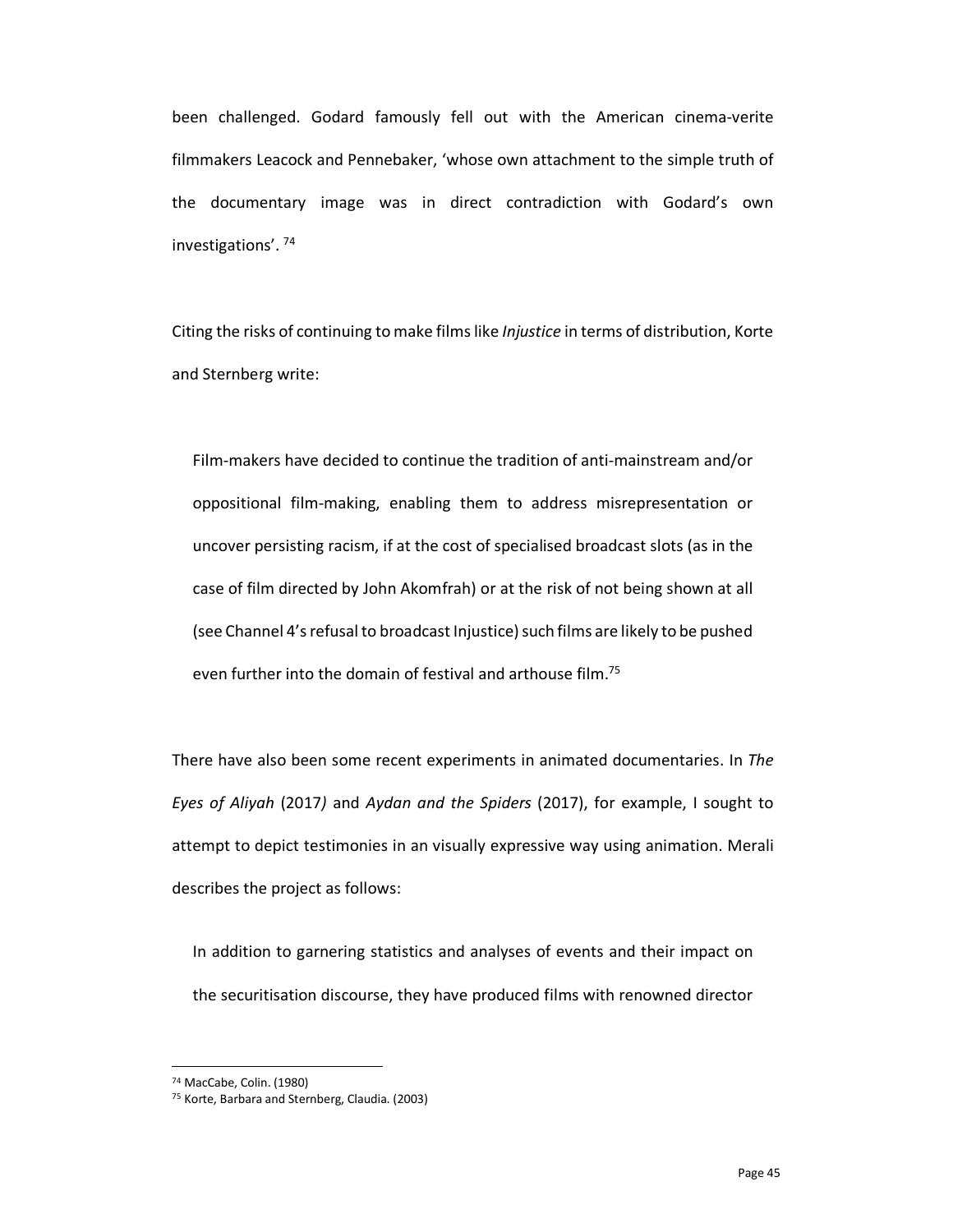been challenged. Godard famously fell out with the American cinema-verite filmmakers Leacock and Pennebaker, 'whose own attachment to the simple truth of the documentary image was in direct contradiction with Godard's own investigations'. [74]

Citing the risks of continuing to make films like *Injustice* in terms of distribution, Korte and Sternberg write:

> Film-makers have decided to continue the tradition of anti-mainstream and/or oppositional film-making, enabling them to address misrepresentation or uncover persisting racism, if at the cost of specialised broadcast slots (as in the case of film directed by John Akomfrah) or at the risk of not being shown at all (see Channel 4's refusal to broadcast Injustice) such films are likely to be pushed even further into the domain of festival and arthouse film.[75]

There have also been some recent experiments in animated documentaries. In *The Eyes of Aliyah* (2017*)* and *Aydan and the Spiders* (2017), for example, I sought to attempt to depict testimonies in an visually expressive way using animation. Merali describes the project as follows:

> In addition to garnering statistics and analyses of events and their impact on the securitisation discourse, they have produced films with renowned director

[74] MacCabe, Colin. (1980)

[75] Korte, Barbara and Sternberg, Claudia. (2003)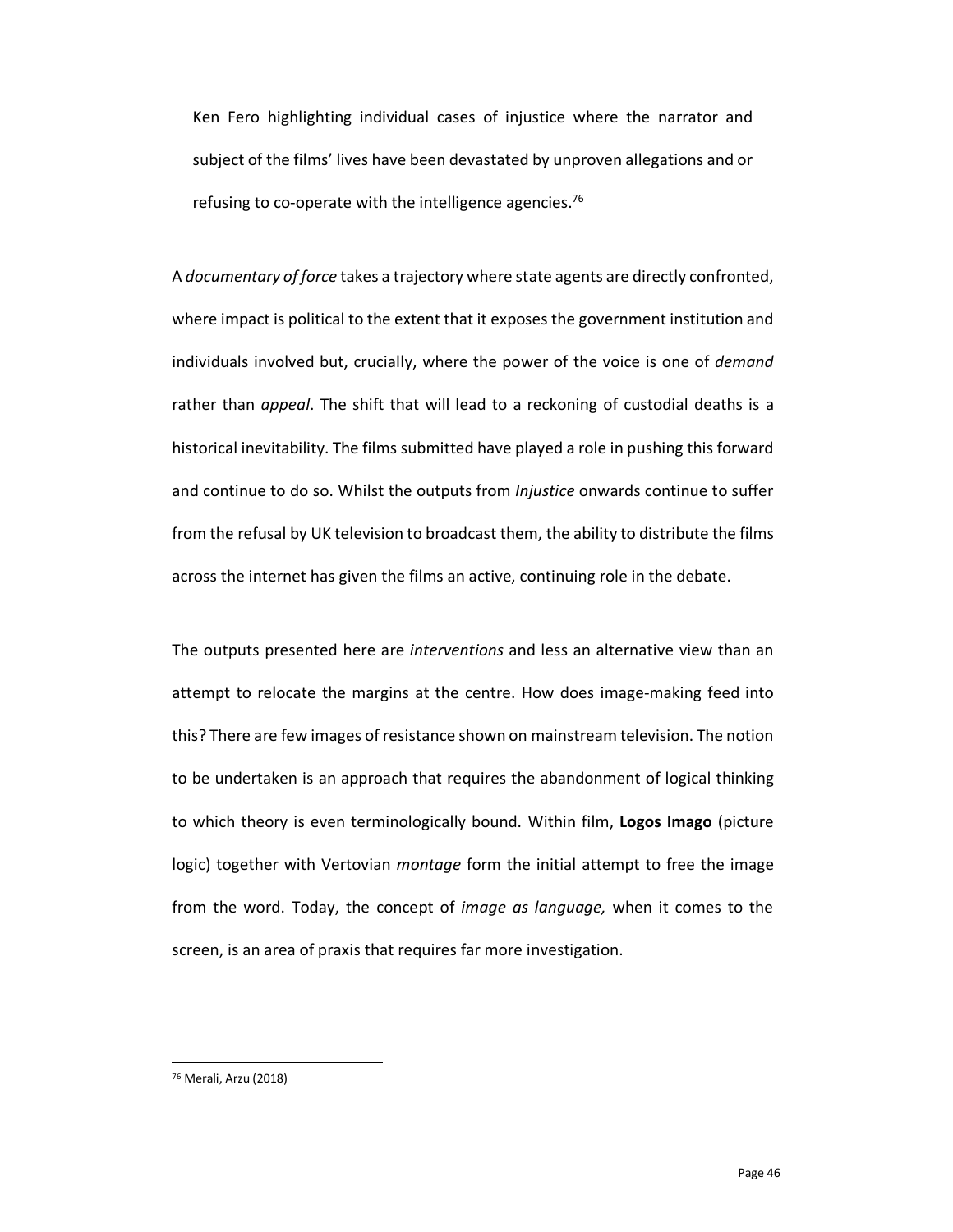Ken Fero highlighting individual cases of injustice where the narrator and subject of the films' lives have been devastated by unproven allegations and or refusing to co-operate with the intelligence agencies.[76]

A *documentary of force* takes a trajectory where state agents are directly confronted, where impact is political to the extent that it exposes the government institution and individuals involved but, crucially, where the power of the voice is one of *demand* rather than *appeal*. The shift that will lead to a reckoning of custodial deaths is a historical inevitability. The films submitted have played a role in pushing this forward and continue to do so. Whilst the outputs from *Injustice* onwards continue to suffer from the refusal by UK television to broadcast them, the ability to distribute the films across the internet has given the films an active, continuing role in the debate.

The outputs presented here are *interventions* and less an alternative view than an attempt to relocate the margins at the centre. How does image-making feed into this? There are few images of resistance shown on mainstream television. The notion to be undertaken is an approach that requires the abandonment of logical thinking to which theory is even terminologically bound. Within film, **Logos Imago** (picture logic) together with Vertovian *montage* form the initial attempt to free the image from the word. Today, the concept of *image as language,* when it comes to the screen, is an area of praxis that requires far more investigation.

[76] Merali, Arzu (2018)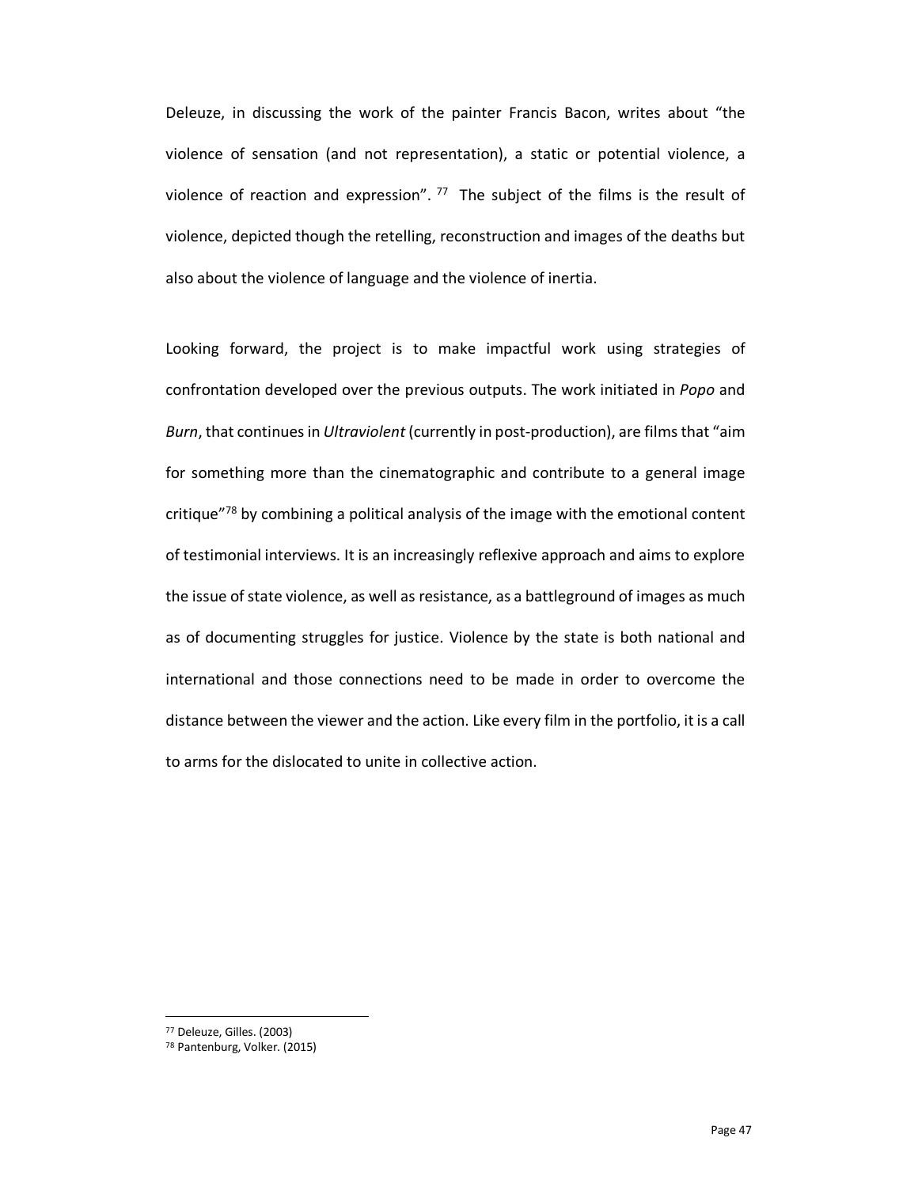Deleuze, in discussing the work of the painter Francis Bacon, writes about "the violence of sensation (and not representation), a static or potential violence, a violence of reaction and expression". [77] The subject of the films is the result of violence, depicted though the retelling, reconstruction and images of the deaths but also about the violence of language and the violence of inertia.

Looking forward, the project is to make impactful work using strategies of confrontation developed over the previous outputs. The work initiated in *Popo* and *Burn*, that continues in *Ultraviolent* (currently in post-production), are films that "aim for something more than the cinematographic and contribute to a general image critique"[78] by combining a political analysis of the image with the emotional content of testimonial interviews. It is an increasingly reflexive approach and aims to explore the issue of state violence, as well as resistance, as a battleground of images as much as of documenting struggles for justice. Violence by the state is both national and international and those connections need to be made in order to overcome the distance between the viewer and the action. Like every film in the portfolio, it is a call to arms for the dislocated to unite in collective action.

---

[77] Deleuze, Gilles. (2003)

[78] Pantenburg, Volker. (2015)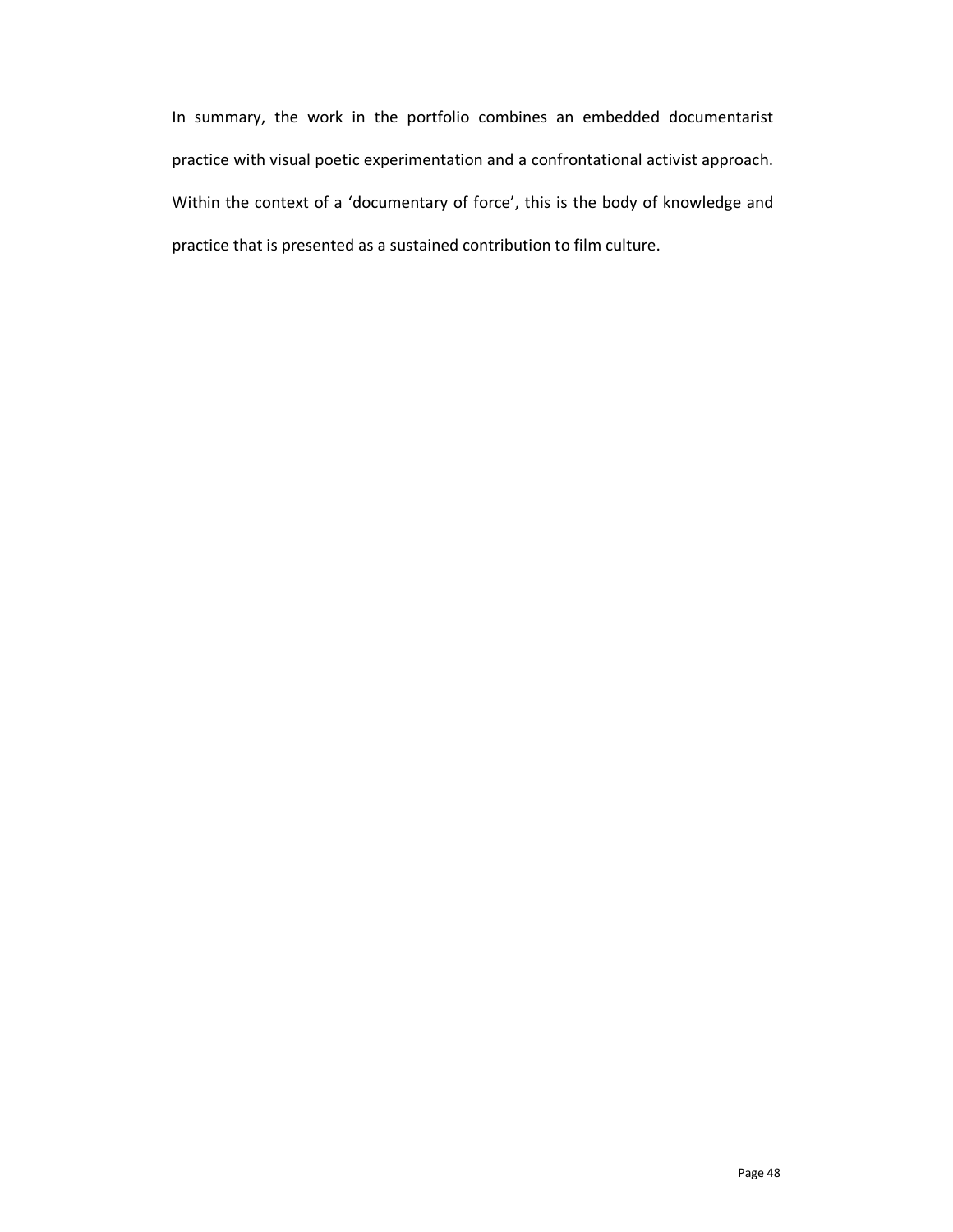In summary, the work in the portfolio combines an embedded documentarist practice with visual poetic experimentation and a confrontational activist approach. Within the context of a 'documentary of force', this is the body of knowledge and practice that is presented as a sustained contribution to film culture.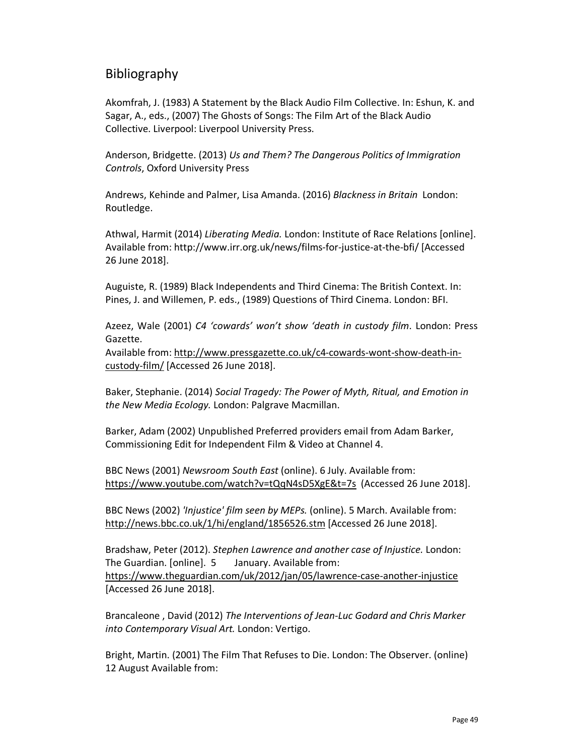## Bibliography

Akomfrah, J. (1983) A Statement by the Black Audio Film Collective. In: Eshun, K. and Sagar, A., eds., (2007) The Ghosts of Songs: The Film Art of the Black Audio Collective. Liverpool: Liverpool University Press.

Anderson, Bridgette. (2013) *Us and Them? The Dangerous Politics of Immigration Controls*, Oxford University Press

Andrews, Kehinde and Palmer, Lisa Amanda. (2016) *Blackness in Britain* London: Routledge.

Athwal, Harmit (2014) *Liberating Media.* London: Institute of Race Relations [online]. Available from: http://www.irr.org.uk/news/films-for-justice-at-the-bfi/ [Accessed 26 June 2018].

Auguiste, R. (1989) Black Independents and Third Cinema: The British Context. In: Pines, J. and Willemen, P. eds., (1989) Questions of Third Cinema. London: BFI.

Azeez, Wale (2001) *C4 'cowards' won't show 'death in custody film*. London: Press Gazette.
Available from: http://www.pressgazette.co.uk/c4-cowards-wont-show-death-in-custody-film/ [Accessed 26 June 2018].

Baker, Stephanie. (2014) *Social Tragedy: The Power of Myth, Ritual, and Emotion in the New Media Ecology.* London: Palgrave Macmillan.

Barker, Adam (2002) Unpublished Preferred providers email from Adam Barker, Commissioning Edit for Independent Film & Video at Channel 4.

BBC News (2001) *Newsroom South East* (online). 6 July. Available from: https://www.youtube.com/watch?v=tQqN4sD5XgE&t=7s (Accessed 26 June 2018].

BBC News (2002) *'Injustice' film seen by MEPs.* (online). 5 March. Available from: http://news.bbc.co.uk/1/hi/england/1856526.stm [Accessed 26 June 2018].

Bradshaw, Peter (2012). *Stephen Lawrence and another case of Injustice.* London: The Guardian. [online]. 5 January. Available from: https://www.theguardian.com/uk/2012/jan/05/lawrence-case-another-injustice [Accessed 26 June 2018].

Brancaleone , David (2012) *The Interventions of Jean-Luc Godard and Chris Marker into Contemporary Visual Art.* London: Vertigo.

Bright, Martin. (2001) The Film That Refuses to Die. London: The Observer. (online) 12 August Available from: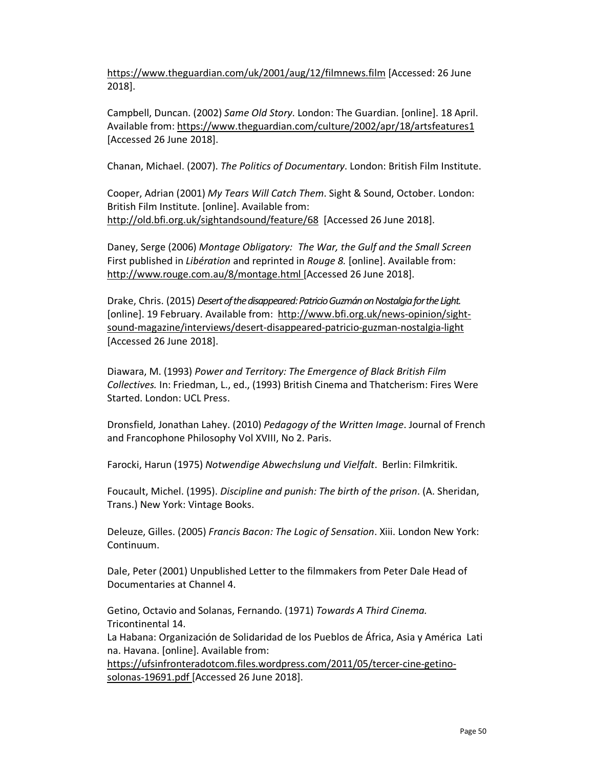https://www.theguardian.com/uk/2001/aug/12/filmnews.film [Accessed: 26 June 2018].

Campbell, Duncan. (2002) *Same Old Story*. London: The Guardian. [online]. 18 April. Available from: https://www.theguardian.com/culture/2002/apr/18/artsfeatures1 [Accessed 26 June 2018].

Chanan, Michael. (2007). *The Politics of Documentary*. London: British Film Institute.

Cooper, Adrian (2001) *My Tears Will Catch Them*. Sight & Sound, October. London: British Film Institute. [online]. Available from: http://old.bfi.org.uk/sightandsound/feature/68 [Accessed 26 June 2018].

Daney, Serge (2006) *Montage Obligatory: The War, the Gulf and the Small Screen* First published in *Libération* and reprinted in *Rouge 8.* [online]. Available from: http://www.rouge.com.au/8/montage.html [Accessed 26 June 2018].

Drake, Chris. (2015) *Desert of the disappeared: Patricio Guzmán on Nostalgia for the Light.* [online]. 19 February. Available from: http://www.bfi.org.uk/news-opinion/sight-sound-magazine/interviews/desert-disappeared-patricio-guzman-nostalgia-light [Accessed 26 June 2018].

Diawara, M. (1993) *Power and Territory: The Emergence of Black British Film Collectives.* In: Friedman, L., ed., (1993) British Cinema and Thatcherism: Fires Were Started. London: UCL Press.

Dronsfield, Jonathan Lahey. (2010) *Pedagogy of the Written Image*. Journal of French and Francophone Philosophy Vol XVIII, No 2. Paris.

Farocki, Harun (1975) *Notwendige Abwechslung und Vielfalt*. Berlin: Filmkritik.

Foucault, Michel. (1995). *Discipline and punish: The birth of the prison*. (A. Sheridan, Trans.) New York: Vintage Books.

Deleuze, Gilles. (2005) *Francis Bacon: The Logic of Sensation*. Xiii. London New York: Continuum.

Dale, Peter (2001) Unpublished Letter to the filmmakers from Peter Dale Head of Documentaries at Channel 4.

Getino, Octavio and Solanas, Fernando. (1971) *Towards A Third Cinema.* Tricontinental 14.
La Habana: Organización de Solidaridad de los Pueblos de África, Asia y América Lati na. Havana. [online]. Available from: https://ufsinfronteradotcom.files.wordpress.com/2011/05/tercer-cine-getino-solonas-19691.pdf [Accessed 26 June 2018].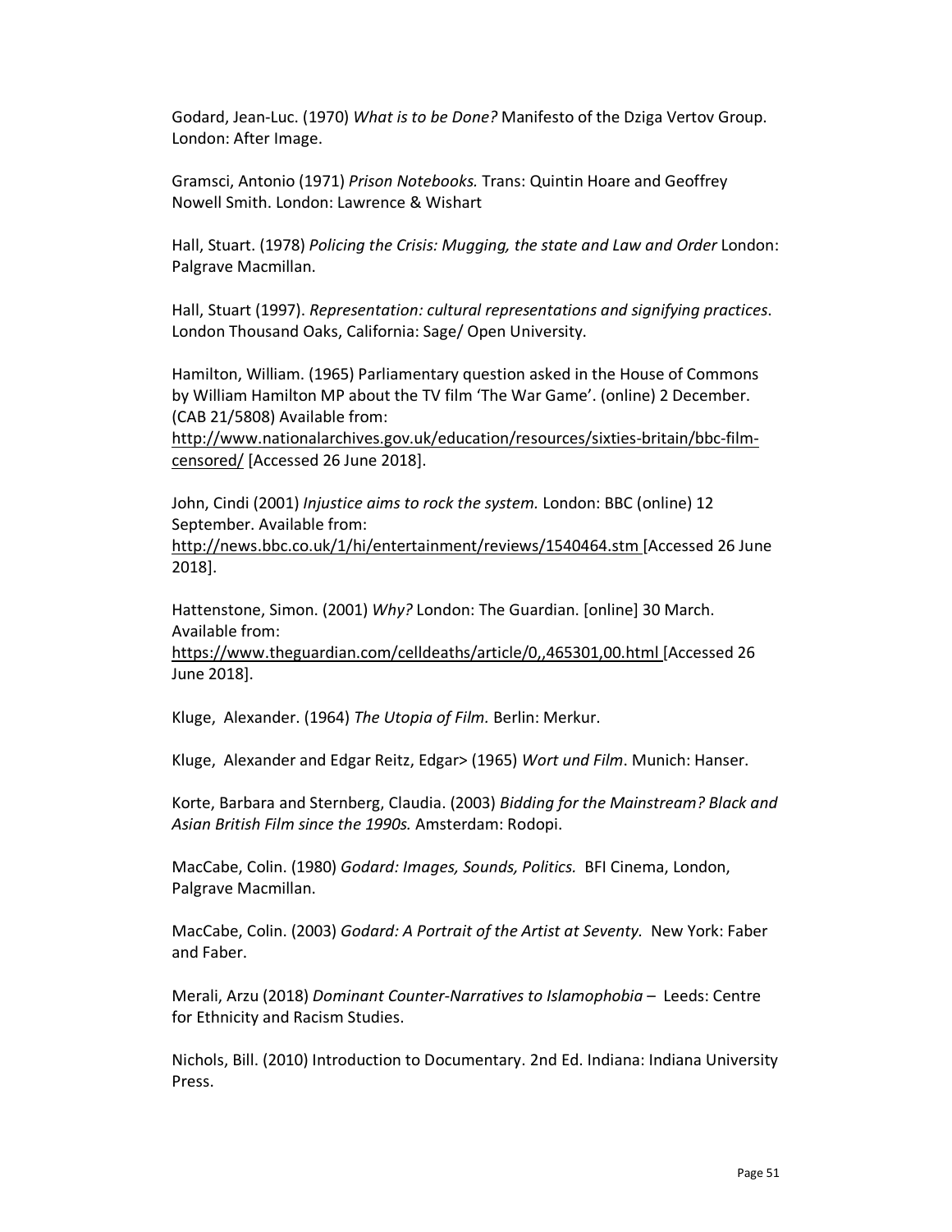Godard, Jean-Luc. (1970) *What is to be Done?* Manifesto of the Dziga Vertov Group. London: After Image.

Gramsci, Antonio (1971) *Prison Notebooks.* Trans: Quintin Hoare and Geoffrey Nowell Smith. London: Lawrence & Wishart

Hall, Stuart. (1978) *Policing the Crisis: Mugging, the state and Law and Order* London: Palgrave Macmillan.

Hall, Stuart (1997). *Representation: cultural representations and signifying practices*. London Thousand Oaks, California: Sage/ Open University.

Hamilton, William. (1965) Parliamentary question asked in the House of Commons by William Hamilton MP about the TV film 'The War Game'. (online) 2 December. (CAB 21/5808) Available from: http://www.nationalarchives.gov.uk/education/resources/sixties-britain/bbc-film-censored/ [Accessed 26 June 2018].

John, Cindi (2001) *Injustice aims to rock the system.* London: BBC (online) 12 September. Available from: http://news.bbc.co.uk/1/hi/entertainment/reviews/1540464.stm [Accessed 26 June 2018].

Hattenstone, Simon. (2001) *Why?* London: The Guardian. [online] 30 March. Available from: https://www.theguardian.com/celldeaths/article/0,,465301,00.html [Accessed 26 June 2018].

Kluge, Alexander. (1964) *The Utopia of Film.* Berlin: Merkur.

Kluge, Alexander and Edgar Reitz, Edgar> (1965) *Wort und Film*. Munich: Hanser.

Korte, Barbara and Sternberg, Claudia. (2003) *Bidding for the Mainstream? Black and Asian British Film since the 1990s.* Amsterdam: Rodopi.

MacCabe, Colin. (1980) *Godard: Images, Sounds, Politics.* BFI Cinema, London, Palgrave Macmillan.

MacCabe, Colin. (2003) *Godard: A Portrait of the Artist at Seventy.* New York: Faber and Faber.

Merali, Arzu (2018) *Dominant Counter-Narratives to Islamophobia* – Leeds: Centre for Ethnicity and Racism Studies.

Nichols, Bill. (2010) Introduction to Documentary. 2nd Ed. Indiana: Indiana University Press.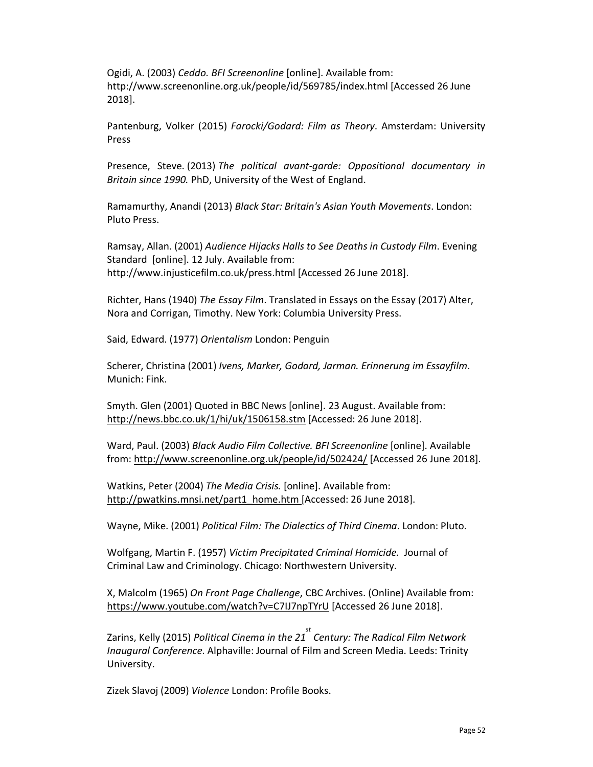Ogidi, A. (2003) *Ceddo. BFI Screenonline* [online]. Available from: http://www.screenonline.org.uk/people/id/569785/index.html [Accessed 26 June 2018].

Pantenburg, Volker (2015) *Farocki/Godard: Film as Theory*. Amsterdam: University Press

Presence, Steve. (2013) *The political avant-garde: Oppositional documentary in Britain since 1990.* PhD, University of the West of England.

Ramamurthy, Anandi (2013) *Black Star: Britain's Asian Youth Movements*. London: Pluto Press.

Ramsay, Allan. (2001) *Audience Hijacks Halls to See Deaths in Custody Film*. Evening Standard [online]. 12 July. Available from: http://www.injusticefilm.co.uk/press.html [Accessed 26 June 2018].

Richter, Hans (1940) *The Essay Film*. Translated in Essays on the Essay (2017) Alter, Nora and Corrigan, Timothy. New York: Columbia University Press.

Said, Edward. (1977) *Orientalism* London: Penguin

Scherer, Christina (2001) *Ivens, Marker, Godard, Jarman. Erinnerung im Essayfilm*. Munich: Fink.

Smyth. Glen (2001) Quoted in BBC News [online]. 23 August. Available from: http://news.bbc.co.uk/1/hi/uk/1506158.stm [Accessed: 26 June 2018].

Ward, Paul. (2003) *Black Audio Film Collective. BFI Screenonline* [online]. Available from: http://www.screenonline.org.uk/people/id/502424/ [Accessed 26 June 2018].

Watkins, Peter (2004) *The Media Crisis.* [online]. Available from: http://pwatkins.mnsi.net/part1_home.htm [Accessed: 26 June 2018].

Wayne, Mike. (2001) *Political Film: The Dialectics of Third Cinema*. London: Pluto.

Wolfgang, Martin F. (1957) *Victim Precipitated Criminal Homicide.* Journal of Criminal Law and Criminology. Chicago: Northwestern University.

X, Malcolm (1965) *On Front Page Challenge*, CBC Archives. (Online) Available from: https://www.youtube.com/watch?v=C7IJ7npTYrU [Accessed 26 June 2018].

Zarins, Kelly (2015) *Political Cinema in the 21st Century: The Radical Film Network Inaugural Conference*. Alphaville: Journal of Film and Screen Media. Leeds: Trinity University.

Zizek Slavoj (2009) *Violence* London: Profile Books.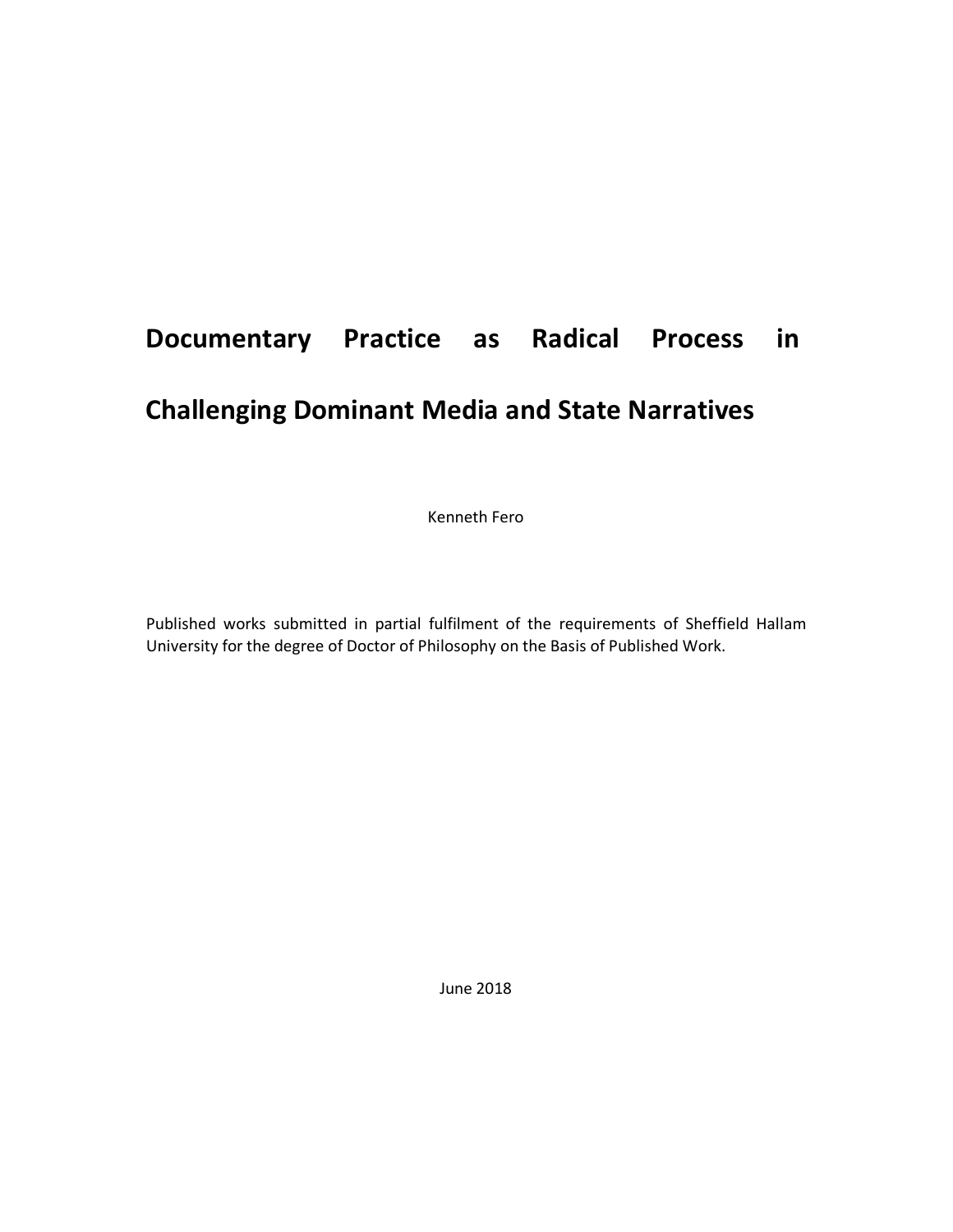# Documentary Practice as Radical Process in Challenging Dominant Media and State Narratives

Kenneth Fero

Published works submitted in partial fulfilment of the requirements of Sheffield Hallam University for the degree of Doctor of Philosophy on the Basis of Published Work.

June 2018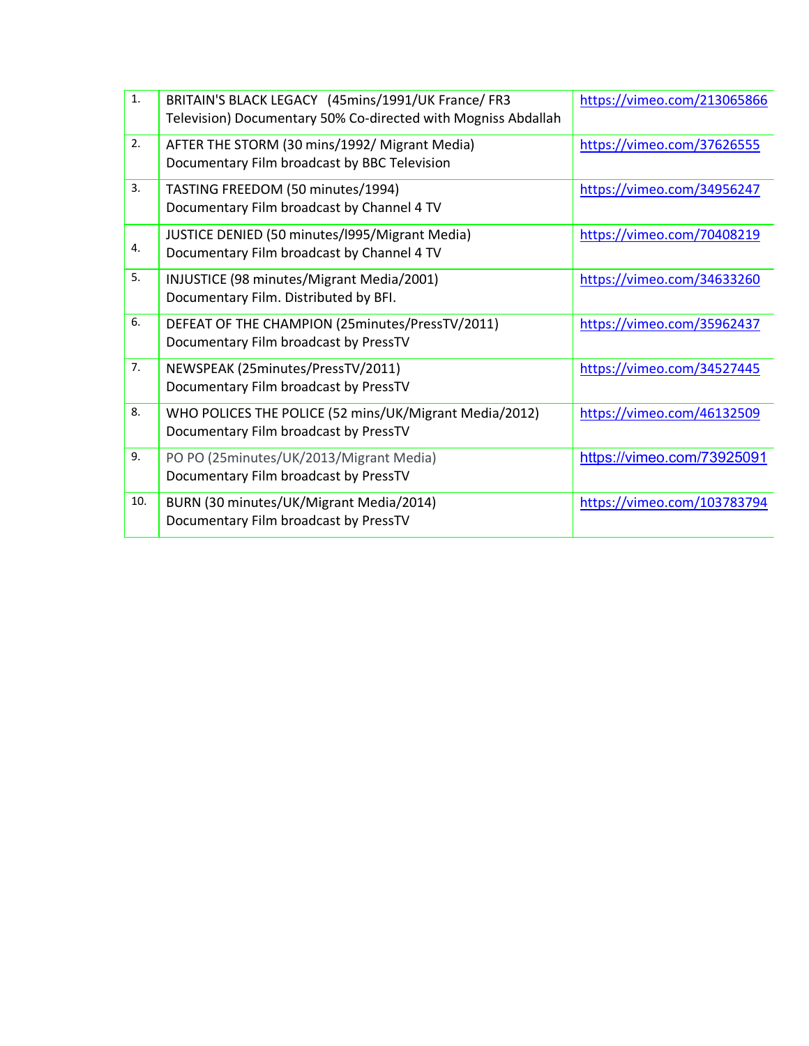| | | |
|---|---|---|
| 1. | BRITAIN'S BLACK LEGACY (45mins/1991/UK France/ FR3 Television) Documentary 50% Co-directed with Mogniss Abdallah | https://vimeo.com/213065866 |
| 2. | AFTER THE STORM (30 mins/1992/ Migrant Media) Documentary Film broadcast by BBC Television | https://vimeo.com/37626555 |
| 3. | TASTING FREEDOM (50 minutes/1994) Documentary Film broadcast by Channel 4 TV | https://vimeo.com/34956247 |
| 4. | JUSTICE DENIED (50 minutes/l995/Migrant Media) Documentary Film broadcast by Channel 4 TV | https://vimeo.com/70408219 |
| 5. | INJUSTICE (98 minutes/Migrant Media/2001) Documentary Film. Distributed by BFI. | https://vimeo.com/34633260 |
| 6. | DEFEAT OF THE CHAMPION (25minutes/PressTV/2011) Documentary Film broadcast by PressTV | https://vimeo.com/35962437 |
| 7. | NEWSPEAK (25minutes/PressTV/2011) Documentary Film broadcast by PressTV | https://vimeo.com/34527445 |
| 8. | WHO POLICES THE POLICE (52 mins/UK/Migrant Media/2012) Documentary Film broadcast by PressTV | https://vimeo.com/46132509 |
| 9. | PO PO (25minutes/UK/2013/Migrant Media) Documentary Film broadcast by PressTV | https://vimeo.com/73925091 |
| 10. | BURN (30 minutes/UK/Migrant Media/2014) Documentary Film broadcast by PressTV | https://vimeo.com/103783794 |